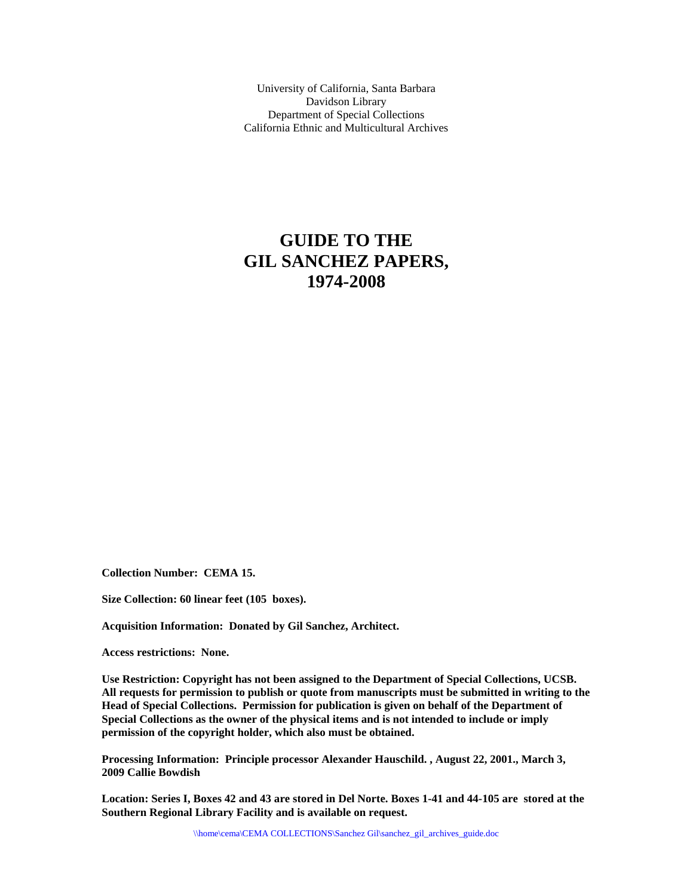University of California, Santa Barbara
Davidson Library
Department of Special Collections
California Ethnic and Multicultural Archives

# GUIDE TO THE GIL SANCHEZ PAPERS, 1974-2008

**Collection Number: CEMA 15.**

**Size Collection: 60 linear feet (105 boxes).**

**Acquisition Information: Donated by Gil Sanchez, Architect.**

**Access restrictions: None.**

**Use Restriction: Copyright has not been assigned to the Department of Special Collections, UCSB. All requests for permission to publish or quote from manuscripts must be submitted in writing to the Head of Special Collections. Permission for publication is given on behalf of the Department of Special Collections as the owner of the physical items and is not intended to include or imply permission of the copyright holder, which also must be obtained.**

**Processing Information: Principle processor Alexander Hauschild. , August 22, 2001., March 3, 2009 Callie Bowdish**

**Location: Series I, Boxes 42 and 43 are stored in Del Norte. Boxes 1-41 and 44-105 are stored at the Southern Regional Library Facility and is available on request.**

\\home\cema\CEMA COLLECTIONS\Sanchez Gil\sanchez_gil_archives_guide.doc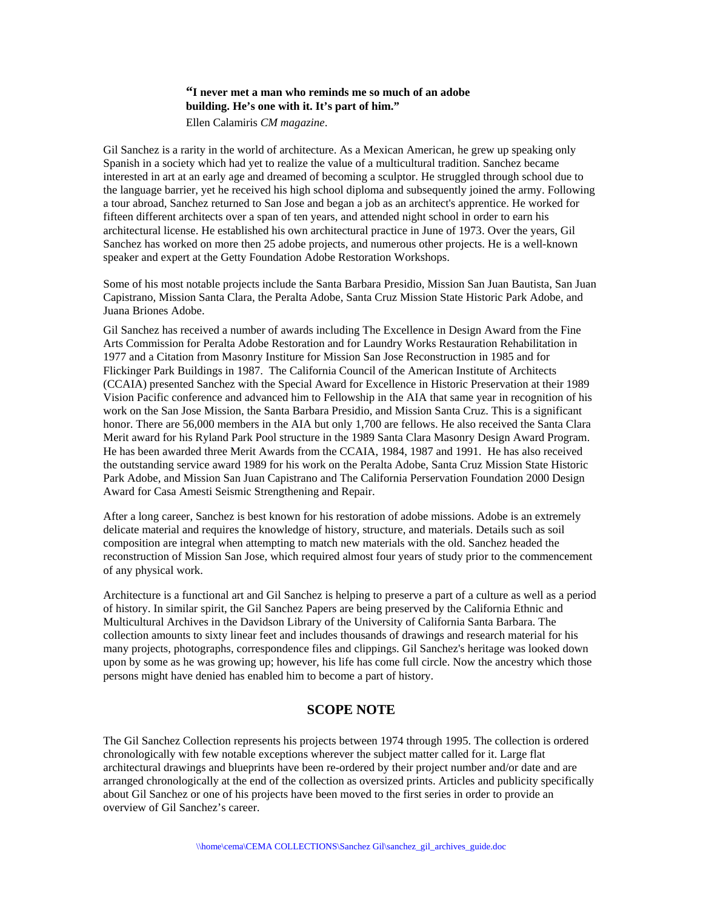> **"I never met a man who reminds me so much of an adobe building. He's one with it. It's part of him."**
>
> Ellen Calamiris *CM magazine*.

Gil Sanchez is a rarity in the world of architecture. As a Mexican American, he grew up speaking only Spanish in a society which had yet to realize the value of a multicultural tradition. Sanchez became interested in art at an early age and dreamed of becoming a sculptor. He struggled through school due to the language barrier, yet he received his high school diploma and subsequently joined the army. Following a tour abroad, Sanchez returned to San Jose and began a job as an architect's apprentice. He worked for fifteen different architects over a span of ten years, and attended night school in order to earn his architectural license. He established his own architectural practice in June of 1973. Over the years, Gil Sanchez has worked on more then 25 adobe projects, and numerous other projects. He is a well-known speaker and expert at the Getty Foundation Adobe Restoration Workshops.

Some of his most notable projects include the Santa Barbara Presidio, Mission San Juan Bautista, San Juan Capistrano, Mission Santa Clara, the Peralta Adobe, Santa Cruz Mission State Historic Park Adobe, and Juana Briones Adobe.

Gil Sanchez has received a number of awards including The Excellence in Design Award from the Fine Arts Commission for Peralta Adobe Restoration and for Laundry Works Restauration Rehabilitation in 1977 and a Citation from Masonry Institute for Mission San Jose Reconstruction in 1985 and for Flickinger Park Buildings in 1987. The California Council of the American Institute of Architects (CCAIA) presented Sanchez with the Special Award for Excellence in Historic Preservation at their 1989 Vision Pacific conference and advanced him to Fellowship in the AIA that same year in recognition of his work on the San Jose Mission, the Santa Barbara Presidio, and Mission Santa Cruz. This is a significant honor. There are 56,000 members in the AIA but only 1,700 are fellows. He also received the Santa Clara Merit award for his Ryland Park Pool structure in the 1989 Santa Clara Masonry Design Award Program. He has been awarded three Merit Awards from the CCAIA, 1984, 1987 and 1991. He has also received the outstanding service award 1989 for his work on the Peralta Adobe, Santa Cruz Mission State Historic Park Adobe, and Mission San Juan Capistrano and The California Perservation Foundation 2000 Design Award for Casa Amesti Seismic Strengthening and Repair.

After a long career, Sanchez is best known for his restoration of adobe missions. Adobe is an extremely delicate material and requires the knowledge of history, structure, and materials. Details such as soil composition are integral when attempting to match new materials with the old. Sanchez headed the reconstruction of Mission San Jose, which required almost four years of study prior to the commencement of any physical work.

Architecture is a functional art and Gil Sanchez is helping to preserve a part of a culture as well as a period of history. In similar spirit, the Gil Sanchez Papers are being preserved by the California Ethnic and Multicultural Archives in the Davidson Library of the University of California Santa Barbara. The collection amounts to sixty linear feet and includes thousands of drawings and research material for his many projects, photographs, correspondence files and clippings. Gil Sanchez's heritage was looked down upon by some as he was growing up; however, his life has come full circle. Now the ancestry which those persons might have denied has enabled him to become a part of history.

## SCOPE NOTE

The Gil Sanchez Collection represents his projects between 1974 through 1995. The collection is ordered chronologically with few notable exceptions wherever the subject matter called for it. Large flat architectural drawings and blueprints have been re-ordered by their project number and/or date and are arranged chronologically at the end of the collection as oversized prints. Articles and publicity specifically about Gil Sanchez or one of his projects have been moved to the first series in order to provide an overview of Gil Sanchez's career.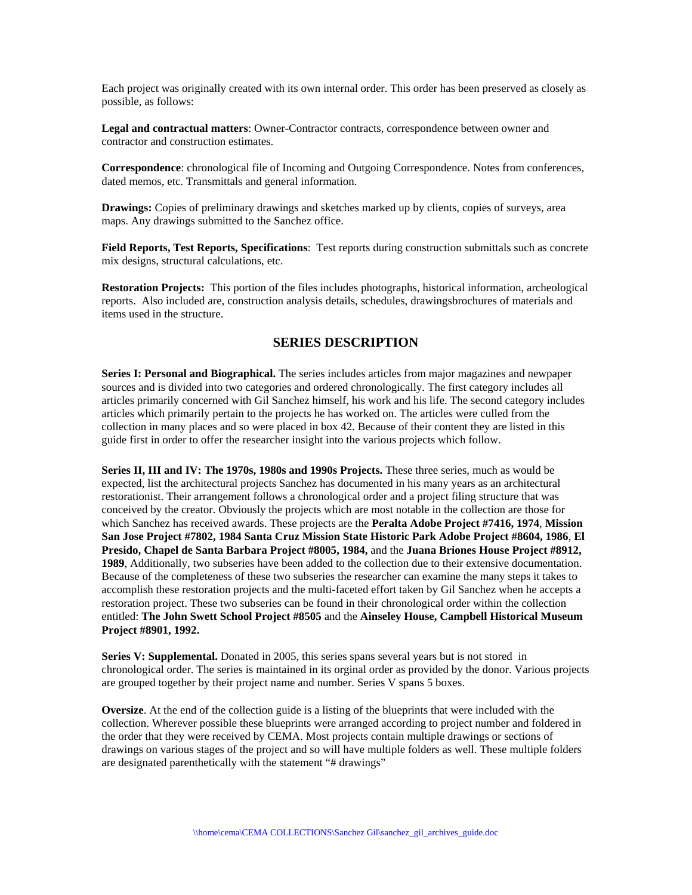Each project was originally created with its own internal order. This order has been preserved as closely as possible, as follows:

**Legal and contractual matters**: Owner-Contractor contracts, correspondence between owner and contractor and construction estimates.

**Correspondence**: chronological file of Incoming and Outgoing Correspondence. Notes from conferences, dated memos, etc. Transmittals and general information.

**Drawings:** Copies of preliminary drawings and sketches marked up by clients, copies of surveys, area maps. Any drawings submitted to the Sanchez office.

**Field Reports, Test Reports, Specifications**: Test reports during construction submittals such as concrete mix designs, structural calculations, etc.

**Restoration Projects:** This portion of the files includes photographs, historical information, archeological reports. Also included are, construction analysis details, schedules, drawingsbrochures of materials and items used in the structure.

## SERIES DESCRIPTION

**Series I: Personal and Biographical.** The series includes articles from major magazines and newpaper sources and is divided into two categories and ordered chronologically. The first category includes all articles primarily concerned with Gil Sanchez himself, his work and his life. The second category includes articles which primarily pertain to the projects he has worked on. The articles were culled from the collection in many places and so were placed in box 42. Because of their content they are listed in this guide first in order to offer the researcher insight into the various projects which follow.

**Series II, III and IV: The 1970s, 1980s and 1990s Projects.** These three series, much as would be expected, list the architectural projects Sanchez has documented in his many years as an architectural restorationist. Their arrangement follows a chronological order and a project filing structure that was conceived by the creator. Obviously the projects which are most notable in the collection are those for which Sanchez has received awards. These projects are the **Peralta Adobe Project #7416, 1974**, **Mission San Jose Project #7802, 1984 Santa Cruz Mission State Historic Park Adobe Project #8604, 1986**, **El Presido, Chapel de Santa Barbara Project #8005, 1984,** and the **Juana Briones House Project #8912, 1989**, Additionally, two subseries have been added to the collection due to their extensive documentation. Because of the completeness of these two subseries the researcher can examine the many steps it takes to accomplish these restoration projects and the multi-faceted effort taken by Gil Sanchez when he accepts a restoration project. These two subseries can be found in their chronological order within the collection entitled: **The John Swett School Project #8505** and the **Ainseley House, Campbell Historical Museum Project #8901, 1992.**

**Series V: Supplemental.** Donated in 2005, this series spans several years but is not stored in chronological order. The series is maintained in its orginal order as provided by the donor. Various projects are grouped together by their project name and number. Series V spans 5 boxes.

**Oversize**. At the end of the collection guide is a listing of the blueprints that were included with the collection. Wherever possible these blueprints were arranged according to project number and foldered in the order that they were received by CEMA. Most projects contain multiple drawings or sections of drawings on various stages of the project and so will have multiple folders as well. These multiple folders are designated parenthetically with the statement "# drawings"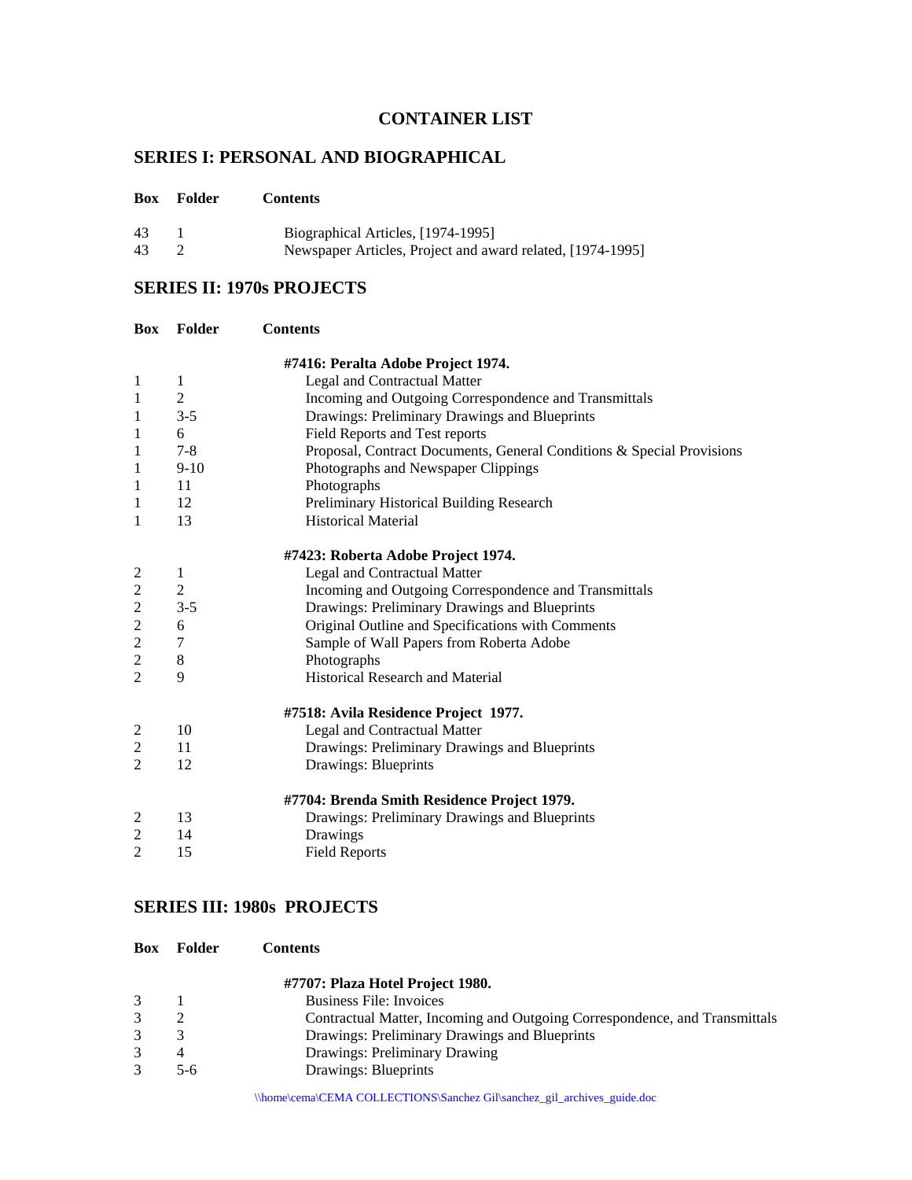# CONTAINER LIST

## SERIES I: PERSONAL AND BIOGRAPHICAL

| Box | Folder | Contents |
|---|---|---|
| 43 | 1 | Biographical Articles, [1974-1995] |
| 43 | 2 | Newspaper Articles, Project and award related, [1974-1995] |

## SERIES II: 1970s PROJECTS

| Box | Folder | Contents |
|---|---|---|
| | | **#7416: Peralta Adobe Project 1974.** |
| 1 | 1 | Legal and Contractual Matter |
| 1 | 2 | Incoming and Outgoing Correspondence and Transmittals |
| 1 | 3-5 | Drawings: Preliminary Drawings and Blueprints |
| 1 | 6 | Field Reports and Test reports |
| 1 | 7-8 | Proposal, Contract Documents, General Conditions & Special Provisions |
| 1 | 9-10 | Photographs and Newspaper Clippings |
| 1 | 11 | Photographs |
| 1 | 12 | Preliminary Historical Building Research |
| 1 | 13 | Historical Material |
| | | **#7423: Roberta Adobe Project 1974.** |
| 2 | 1 | Legal and Contractual Matter |
| 2 | 2 | Incoming and Outgoing Correspondence and Transmittals |
| 2 | 3-5 | Drawings: Preliminary Drawings and Blueprints |
| 2 | 6 | Original Outline and Specifications with Comments |
| 2 | 7 | Sample of Wall Papers from Roberta Adobe |
| 2 | 8 | Photographs |
| 2 | 9 | Historical Research and Material |
| | | **#7518: Avila Residence Project 1977.** |
| 2 | 10 | Legal and Contractual Matter |
| 2 | 11 | Drawings: Preliminary Drawings and Blueprints |
| 2 | 12 | Drawings: Blueprints |
| | | **#7704: Brenda Smith Residence Project 1979.** |
| 2 | 13 | Drawings: Preliminary Drawings and Blueprints |
| 2 | 14 | Drawings |
| 2 | 15 | Field Reports |

## SERIES III: 1980s PROJECTS

| Box | Folder | Contents |
|---|---|---|
| | | **#7707: Plaza Hotel Project 1980.** |
| 3 | 1 | Business File: Invoices |
| 3 | 2 | Contractual Matter, Incoming and Outgoing Correspondence, and Transmittals |
| 3 | 3 | Drawings: Preliminary Drawings and Blueprints |
| 3 | 4 | Drawings: Preliminary Drawing |
| 3 | 5-6 | Drawings: Blueprints |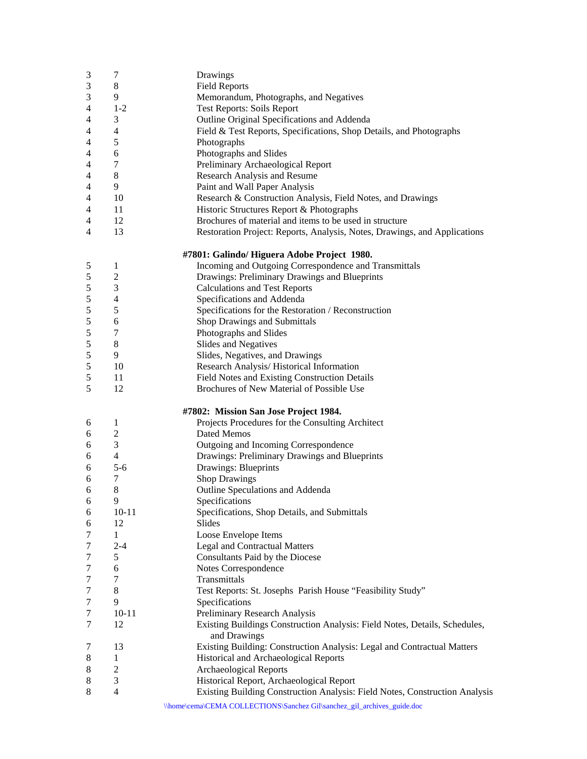| | | |
|---|---|---|
| 3 | 7 | Drawings |
| 3 | 8 | Field Reports |
| 3 | 9 | Memorandum, Photographs, and Negatives |
| 4 | 1-2 | Test Reports: Soils Report |
| 4 | 3 | Outline Original Specifications and Addenda |
| 4 | 4 | Field & Test Reports, Specifications, Shop Details, and Photographs |
| 4 | 5 | Photographs |
| 4 | 6 | Photographs and Slides |
| 4 | 7 | Preliminary Archaeological Report |
| 4 | 8 | Research Analysis and Resume |
| 4 | 9 | Paint and Wall Paper Analysis |
| 4 | 10 | Research & Construction Analysis, Field Notes, and Drawings |
| 4 | 11 | Historic Structures Report & Photographs |
| 4 | 12 | Brochures of material and items to be used in structure |
| 4 | 13 | Restoration Project: Reports, Analysis, Notes, Drawings, and Applications |

**#7801: Galindo/ Higuera Adobe Project 1980.**

| | | |
|---|---|---|
| 5 | 1 | Incoming and Outgoing Correspondence and Transmittals |
| 5 | 2 | Drawings: Preliminary Drawings and Blueprints |
| 5 | 3 | Calculations and Test Reports |
| 5 | 4 | Specifications and Addenda |
| 5 | 5 | Specifications for the Restoration / Reconstruction |
| 5 | 6 | Shop Drawings and Submittals |
| 5 | 7 | Photographs and Slides |
| 5 | 8 | Slides and Negatives |
| 5 | 9 | Slides, Negatives, and Drawings |
| 5 | 10 | Research Analysis/ Historical Information |
| 5 | 11 | Field Notes and Existing Construction Details |
| 5 | 12 | Brochures of New Material of Possible Use |

**#7802: Mission San Jose Project 1984.**

| | | |
|---|---|---|
| 6 | 1 | Projects Procedures for the Consulting Architect |
| 6 | 2 | Dated Memos |
| 6 | 3 | Outgoing and Incoming Correspondence |
| 6 | 4 | Drawings: Preliminary Drawings and Blueprints |
| 6 | 5-6 | Drawings: Blueprints |
| 6 | 7 | Shop Drawings |
| 6 | 8 | Outline Speculations and Addenda |
| 6 | 9 | Specifications |
| 6 | 10-11 | Specifications, Shop Details, and Submittals |
| 6 | 12 | Slides |
| 7 | 1 | Loose Envelope Items |
| 7 | 2-4 | Legal and Contractual Matters |
| 7 | 5 | Consultants Paid by the Diocese |
| 7 | 6 | Notes Correspondence |
| 7 | 7 | Transmittals |
| 7 | 8 | Test Reports: St. Josephs Parish House "Feasibility Study" |
| 7 | 9 | Specifications |
| 7 | 10-11 | Preliminary Research Analysis |
| 7 | 12 | Existing Buildings Construction Analysis: Field Notes, Details, Schedules, and Drawings |
| 7 | 13 | Existing Building: Construction Analysis: Legal and Contractual Matters |
| 8 | 1 | Historical and Archaeological Reports |
| 8 | 2 | Archaeological Reports |
| 8 | 3 | Historical Report, Archaeological Report |
| 8 | 4 | Existing Building Construction Analysis: Field Notes, Construction Analysis |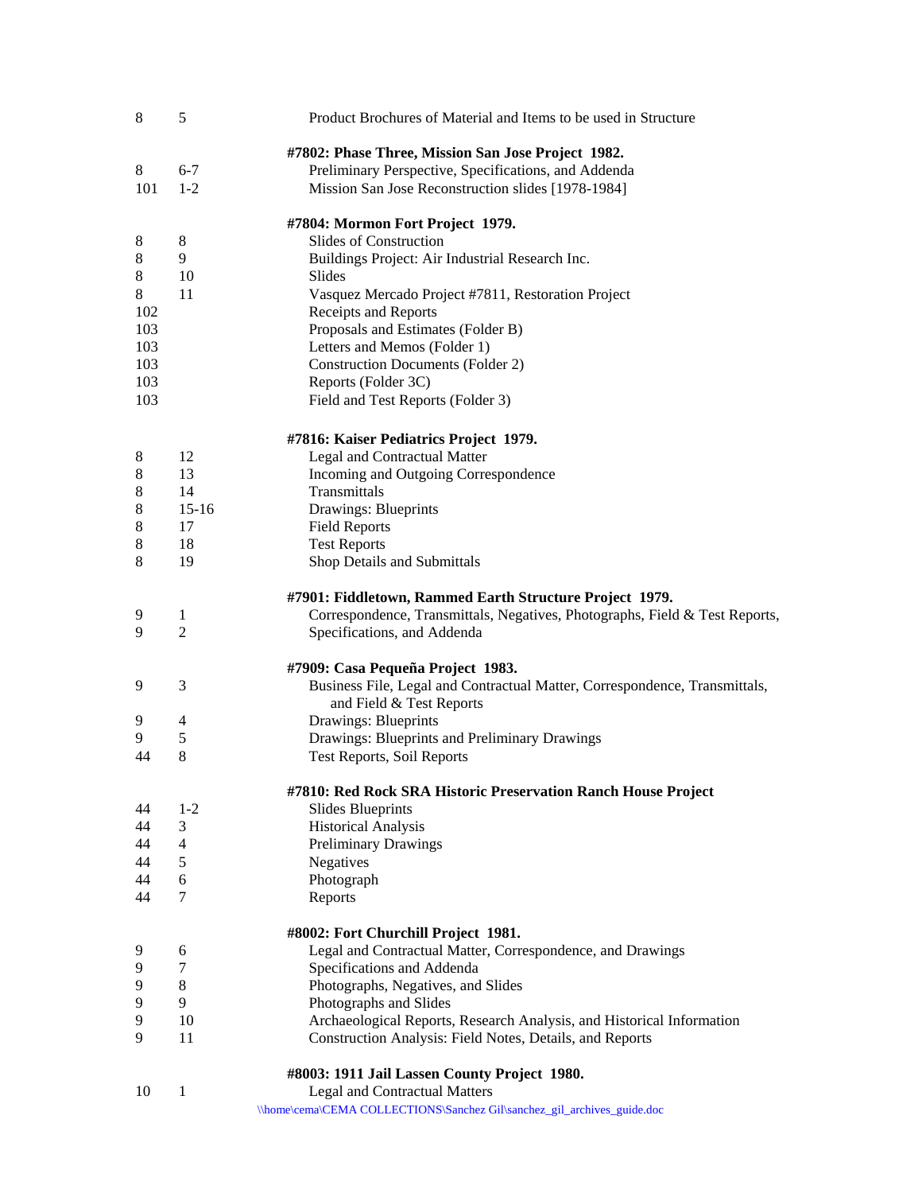| Box | Folder | Description |
|---|---|---|
| 8 | 5 | Product Brochures of Material and Items to be used in Structure |
| | | **#7802: Phase Three, Mission San Jose Project 1982.** |
| 8 | 6-7 | Preliminary Perspective, Specifications, and Addenda |
| 101 | 1-2 | Mission San Jose Reconstruction slides [1978-1984] |
| | | **#7804: Mormon Fort Project 1979.** |
| 8 | 8 | Slides of Construction |
| 8 | 9 | Buildings Project: Air Industrial Research Inc. |
| 8 | 10 | Slides |
| 8 | 11 | Vasquez Mercado Project #7811, Restoration Project |
| 102 | | Receipts and Reports |
| 103 | | Proposals and Estimates (Folder B) |
| 103 | | Letters and Memos (Folder 1) |
| 103 | | Construction Documents (Folder 2) |
| 103 | | Reports (Folder 3C) |
| 103 | | Field and Test Reports (Folder 3) |
| | | **#7816: Kaiser Pediatrics Project 1979.** |
| 8 | 12 | Legal and Contractual Matter |
| 8 | 13 | Incoming and Outgoing Correspondence |
| 8 | 14 | Transmittals |
| 8 | 15-16 | Drawings: Blueprints |
| 8 | 17 | Field Reports |
| 8 | 18 | Test Reports |
| 8 | 19 | Shop Details and Submittals |
| | | **#7901: Fiddletown, Rammed Earth Structure Project 1979.** |
| 9 | 1 | Correspondence, Transmittals, Negatives, Photographs, Field & Test Reports, |
| 9 | 2 | Specifications, and Addenda |
| | | **#7909: Casa Pequeña Project 1983.** |
| 9 | 3 | Business File, Legal and Contractual Matter, Correspondence, Transmittals, and Field & Test Reports |
| 9 | 4 | Drawings: Blueprints |
| 9 | 5 | Drawings: Blueprints and Preliminary Drawings |
| 44 | 8 | Test Reports, Soil Reports |
| | | **#7810: Red Rock SRA Historic Preservation Ranch House Project** |
| 44 | 1-2 | Slides Blueprints |
| 44 | 3 | Historical Analysis |
| 44 | 4 | Preliminary Drawings |
| 44 | 5 | Negatives |
| 44 | 6 | Photograph |
| 44 | 7 | Reports |
| | | **#8002: Fort Churchill Project 1981.** |
| 9 | 6 | Legal and Contractual Matter, Correspondence, and Drawings |
| 9 | 7 | Specifications and Addenda |
| 9 | 8 | Photographs, Negatives, and Slides |
| 9 | 9 | Photographs and Slides |
| 9 | 10 | Archaeological Reports, Research Analysis, and Historical Information |
| 9 | 11 | Construction Analysis: Field Notes, Details, and Reports |
| | | **#8003: 1911 Jail Lassen County Project 1980.** |
| 10 | 1 | Legal and Contractual Matters |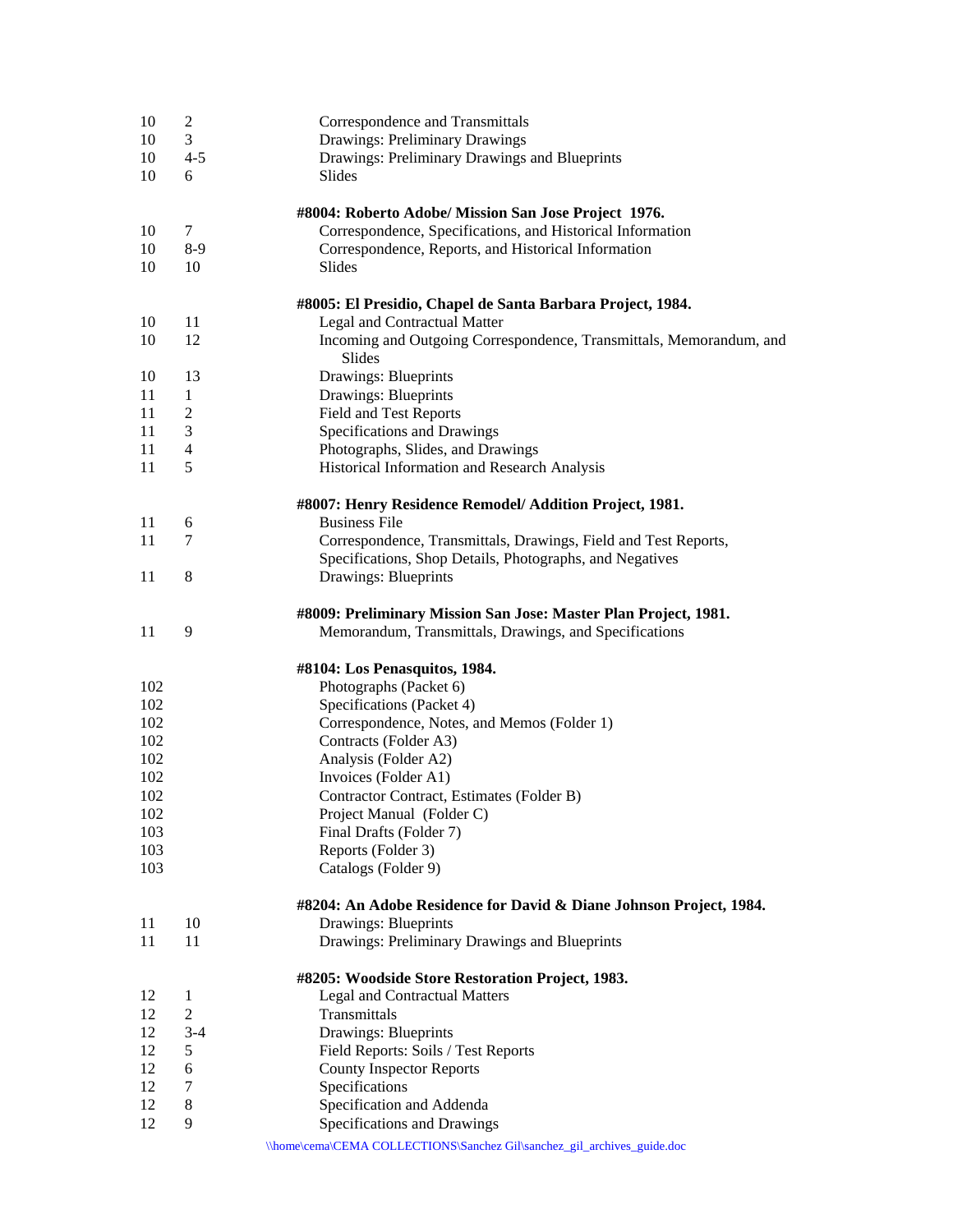| | | |
|---|---|---|
| 10 | 2 | Correspondence and Transmittals |
| 10 | 3 | Drawings: Preliminary Drawings |
| 10 | 4-5 | Drawings: Preliminary Drawings and Blueprints |
| 10 | 6 | Slides |

**#8004: Roberto Adobe/ Mission San Jose Project 1976.**

| | | |
|---|---|---|
| 10 | 7 | Correspondence, Specifications, and Historical Information |
| 10 | 8-9 | Correspondence, Reports, and Historical Information |
| 10 | 10 | Slides |

**#8005: El Presidio, Chapel de Santa Barbara Project, 1984.**

| | | |
|---|---|---|
| 10 | 11 | Legal and Contractual Matter |
| 10 | 12 | Incoming and Outgoing Correspondence, Transmittals, Memorandum, and Slides |
| 10 | 13 | Drawings: Blueprints |
| 11 | 1 | Drawings: Blueprints |
| 11 | 2 | Field and Test Reports |
| 11 | 3 | Specifications and Drawings |
| 11 | 4 | Photographs, Slides, and Drawings |
| 11 | 5 | Historical Information and Research Analysis |

**#8007: Henry Residence Remodel/ Addition Project, 1981.**

| | | |
|---|---|---|
| 11 | 6 | Business File |
| 11 | 7 | Correspondence, Transmittals, Drawings, Field and Test Reports, Specifications, Shop Details, Photographs, and Negatives |
| 11 | 8 | Drawings: Blueprints |

**#8009: Preliminary Mission San Jose: Master Plan Project, 1981.**

| | | |
|---|---|---|
| 11 | 9 | Memorandum, Transmittals, Drawings, and Specifications |

**#8104: Los Penasquitos, 1984.**

| | | |
|---|---|---|
| 102 | | Photographs (Packet 6) |
| 102 | | Specifications (Packet 4) |
| 102 | | Correspondence, Notes, and Memos (Folder 1) |
| 102 | | Contracts (Folder A3) |
| 102 | | Analysis (Folder A2) |
| 102 | | Invoices (Folder A1) |
| 102 | | Contractor Contract, Estimates (Folder B) |
| 102 | | Project Manual (Folder C) |
| 103 | | Final Drafts (Folder 7) |
| 103 | | Reports (Folder 3) |
| 103 | | Catalogs (Folder 9) |

**#8204: An Adobe Residence for David & Diane Johnson Project, 1984.**

| | | |
|---|---|---|
| 11 | 10 | Drawings: Blueprints |
| 11 | 11 | Drawings: Preliminary Drawings and Blueprints |

**#8205: Woodside Store Restoration Project, 1983.**

| | | |
|---|---|---|
| 12 | 1 | Legal and Contractual Matters |
| 12 | 2 | Transmittals |
| 12 | 3-4 | Drawings: Blueprints |
| 12 | 5 | Field Reports: Soils / Test Reports |
| 12 | 6 | County Inspector Reports |
| 12 | 7 | Specifications |
| 12 | 8 | Specification and Addenda |
| 12 | 9 | Specifications and Drawings |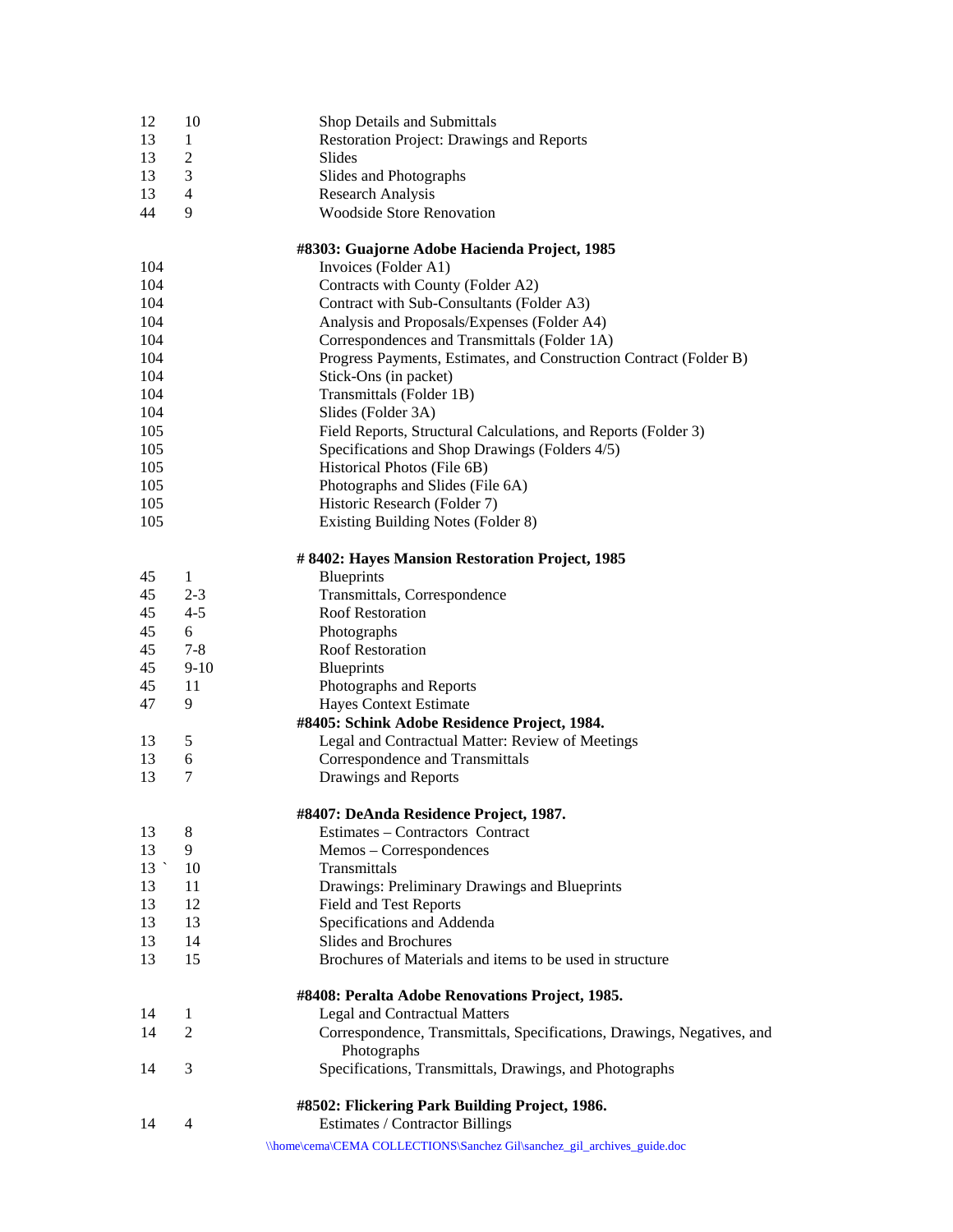| | | |
|---|---|---|
| 12 | 10 | Shop Details and Submittals |
| 13 | 1 | Restoration Project: Drawings and Reports |
| 13 | 2 | Slides |
| 13 | 3 | Slides and Photographs |
| 13 | 4 | Research Analysis |
| 44 | 9 | Woodside Store Renovation |

**#8303: Guajorne Adobe Hacienda Project, 1985**

| | | |
|---|---|---|
| 104 | | Invoices (Folder A1) |
| 104 | | Contracts with County (Folder A2) |
| 104 | | Contract with Sub-Consultants (Folder A3) |
| 104 | | Analysis and Proposals/Expenses (Folder A4) |
| 104 | | Correspondences and Transmittals (Folder 1A) |
| 104 | | Progress Payments, Estimates, and Construction Contract (Folder B) |
| 104 | | Stick-Ons (in packet) |
| 104 | | Transmittals (Folder 1B) |
| 104 | | Slides (Folder 3A) |
| 105 | | Field Reports, Structural Calculations, and Reports (Folder 3) |
| 105 | | Specifications and Shop Drawings (Folders 4/5) |
| 105 | | Historical Photos (File 6B) |
| 105 | | Photographs and Slides (File 6A) |
| 105 | | Historic Research (Folder 7) |
| 105 | | Existing Building Notes (Folder 8) |

**# 8402: Hayes Mansion Restoration Project, 1985**

| | | |
|---|---|---|
| 45 | 1 | Blueprints |
| 45 | 2-3 | Transmittals, Correspondence |
| 45 | 4-5 | Roof Restoration |
| 45 | 6 | Photographs |
| 45 | 7-8 | Roof Restoration |
| 45 | 9-10 | Blueprints |
| 45 | 11 | Photographs and Reports |
| 47 | 9 | Hayes Context Estimate |

**#8405: Schink Adobe Residence Project, 1984.**

| | | |
|---|---|---|
| 13 | 5 | Legal and Contractual Matter: Review of Meetings |
| 13 | 6 | Correspondence and Transmittals |
| 13 | 7 | Drawings and Reports |

**#8407: DeAnda Residence Project, 1987.**

| | | |
|---|---|---|
| 13 | 8 | Estimates – Contractors Contract |
| 13 | 9 | Memos – Correspondences |
| 13 ` | 10 | Transmittals |
| 13 | 11 | Drawings: Preliminary Drawings and Blueprints |
| 13 | 12 | Field and Test Reports |
| 13 | 13 | Specifications and Addenda |
| 13 | 14 | Slides and Brochures |
| 13 | 15 | Brochures of Materials and items to be used in structure |

**#8408: Peralta Adobe Renovations Project, 1985.**

| | | |
|---|---|---|
| 14 | 1 | Legal and Contractual Matters |
| 14 | 2 | Correspondence, Transmittals, Specifications, Drawings, Negatives, and Photographs |
| 14 | 3 | Specifications, Transmittals, Drawings, and Photographs |

**#8502: Flickering Park Building Project, 1986.**

| | | |
|---|---|---|
| 14 | 4 | Estimates / Contractor Billings |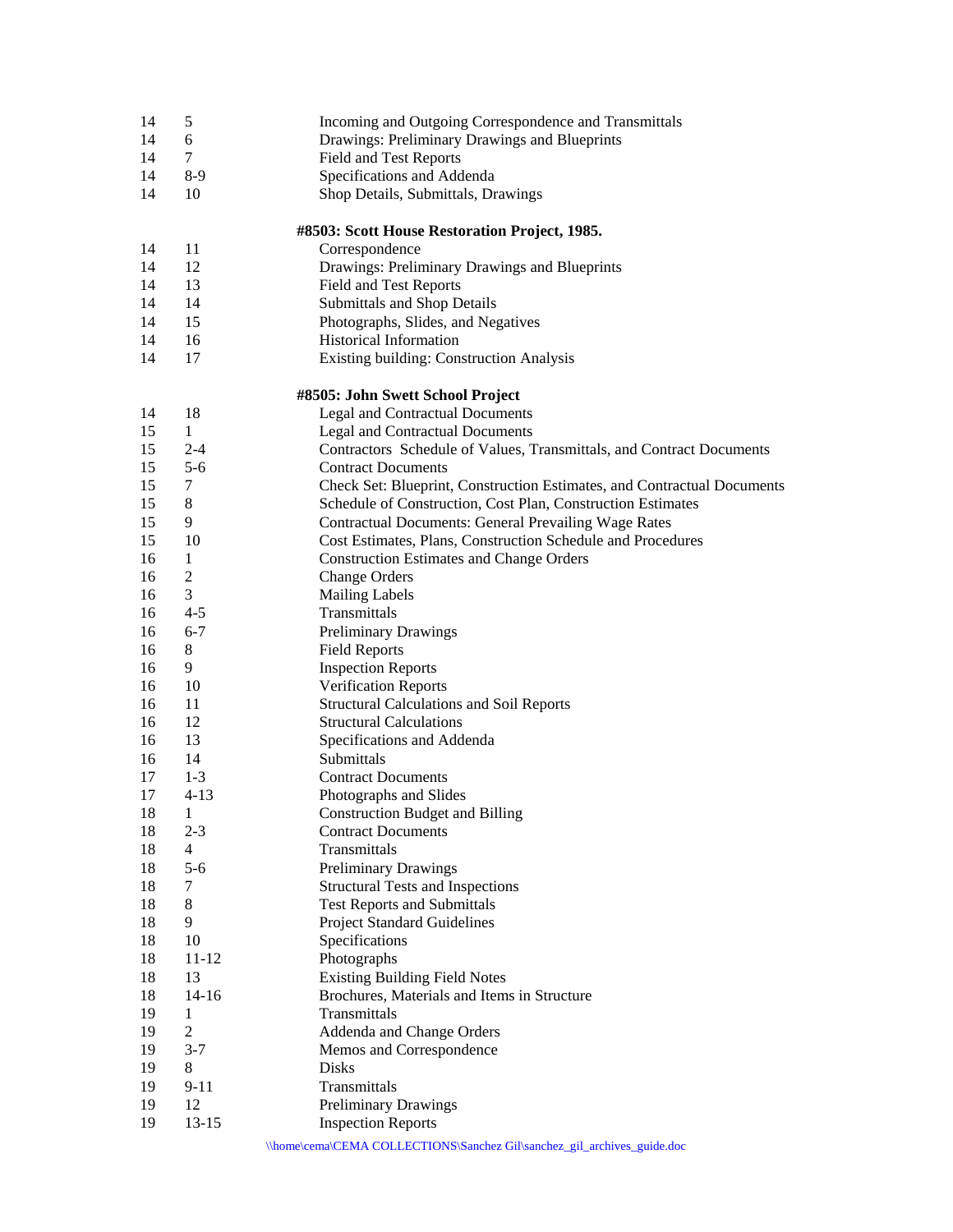| | | |
|---|---|---|
| 14 | 5 | Incoming and Outgoing Correspondence and Transmittals |
| 14 | 6 | Drawings: Preliminary Drawings and Blueprints |
| 14 | 7 | Field and Test Reports |
| 14 | 8-9 | Specifications and Addenda |
| 14 | 10 | Shop Details, Submittals, Drawings |

**#8503: Scott House Restoration Project, 1985.**

| | | |
|---|---|---|
| 14 | 11 | Correspondence |
| 14 | 12 | Drawings: Preliminary Drawings and Blueprints |
| 14 | 13 | Field and Test Reports |
| 14 | 14 | Submittals and Shop Details |
| 14 | 15 | Photographs, Slides, and Negatives |
| 14 | 16 | Historical Information |
| 14 | 17 | Existing building: Construction Analysis |

**#8505: John Swett School Project**

| | | |
|---|---|---|
| 14 | 18 | Legal and Contractual Documents |
| 15 | 1 | Legal and Contractual Documents |
| 15 | 2-4 | Contractors Schedule of Values, Transmittals, and Contract Documents |
| 15 | 5-6 | Contract Documents |
| 15 | 7 | Check Set: Blueprint, Construction Estimates, and Contractual Documents |
| 15 | 8 | Schedule of Construction, Cost Plan, Construction Estimates |
| 15 | 9 | Contractual Documents: General Prevailing Wage Rates |
| 15 | 10 | Cost Estimates, Plans, Construction Schedule and Procedures |
| 16 | 1 | Construction Estimates and Change Orders |
| 16 | 2 | Change Orders |
| 16 | 3 | Mailing Labels |
| 16 | 4-5 | Transmittals |
| 16 | 6-7 | Preliminary Drawings |
| 16 | 8 | Field Reports |
| 16 | 9 | Inspection Reports |
| 16 | 10 | Verification Reports |
| 16 | 11 | Structural Calculations and Soil Reports |
| 16 | 12 | Structural Calculations |
| 16 | 13 | Specifications and Addenda |
| 16 | 14 | Submittals |
| 17 | 1-3 | Contract Documents |
| 17 | 4-13 | Photographs and Slides |
| 18 | 1 | Construction Budget and Billing |
| 18 | 2-3 | Contract Documents |
| 18 | 4 | Transmittals |
| 18 | 5-6 | Preliminary Drawings |
| 18 | 7 | Structural Tests and Inspections |
| 18 | 8 | Test Reports and Submittals |
| 18 | 9 | Project Standard Guidelines |
| 18 | 10 | Specifications |
| 18 | 11-12 | Photographs |
| 18 | 13 | Existing Building Field Notes |
| 18 | 14-16 | Brochures, Materials and Items in Structure |
| 19 | 1 | Transmittals |
| 19 | 2 | Addenda and Change Orders |
| 19 | 3-7 | Memos and Correspondence |
| 19 | 8 | Disks |
| 19 | 9-11 | Transmittals |
| 19 | 12 | Preliminary Drawings |
| 19 | 13-15 | Inspection Reports |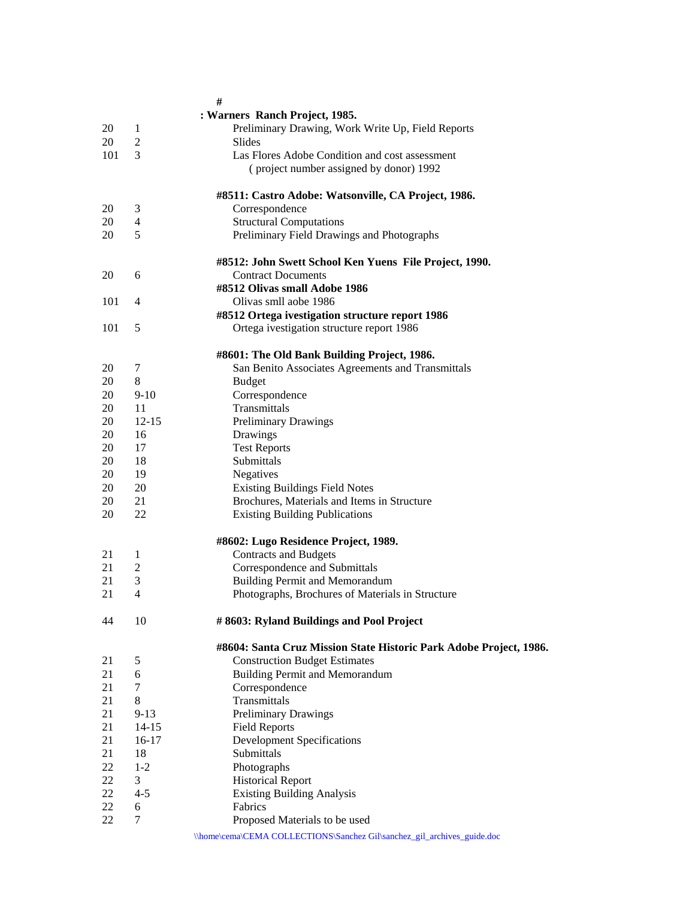#

: **Warners Ranch Project, 1985.**

| | | |
|---|---|---|
| 20 | 1 | Preliminary Drawing, Work Write Up, Field Reports |
| 20 | 2 | Slides |
| 101 | 3 | Las Flores Adobe Condition and cost assessment ( project number assigned by donor) 1992 |

**#8511: Castro Adobe: Watsonville, CA Project, 1986.**

| | | |
|---|---|---|
| 20 | 3 | Correspondence |
| 20 | 4 | Structural Computations |
| 20 | 5 | Preliminary Field Drawings and Photographs |

**#8512: John Swett School Ken Yuens File Project, 1990.**

| | | |
|---|---|---|
| 20 | 6 | Contract Documents |

**#8512 Olivas small Adobe 1986**

| | | |
|---|---|---|
| 101 | 4 | Olivas smll aobe 1986 |

**#8512 Ortega ivestigation structure report 1986**

| | | |
|---|---|---|
| 101 | 5 | Ortega ivestigation structure report 1986 |

**#8601: The Old Bank Building Project, 1986.**

| | | |
|---|---|---|
| 20 | 7 | San Benito Associates Agreements and Transmittals |
| 20 | 8 | Budget |
| 20 | 9-10 | Correspondence |
| 20 | 11 | Transmittals |
| 20 | 12-15 | Preliminary Drawings |
| 20 | 16 | Drawings |
| 20 | 17 | Test Reports |
| 20 | 18 | Submittals |
| 20 | 19 | Negatives |
| 20 | 20 | Existing Buildings Field Notes |
| 20 | 21 | Brochures, Materials and Items in Structure |
| 20 | 22 | Existing Building Publications |

**#8602: Lugo Residence Project, 1989.**

| | | |
|---|---|---|
| 21 | 1 | Contracts and Budgets |
| 21 | 2 | Correspondence and Submittals |
| 21 | 3 | Building Permit and Memorandum |
| 21 | 4 | Photographs, Brochures of Materials in Structure |

| | | |
|---|---|---|
| 44 | 10 | **# 8603: Ryland Buildings and Pool Project** |

**#8604: Santa Cruz Mission State Historic Park Adobe Project, 1986.**

| | | |
|---|---|---|
| 21 | 5 | Construction Budget Estimates |
| 21 | 6 | Building Permit and Memorandum |
| 21 | 7 | Correspondence |
| 21 | 8 | Transmittals |
| 21 | 9-13 | Preliminary Drawings |
| 21 | 14-15 | Field Reports |
| 21 | 16-17 | Development Specifications |
| 21 | 18 | Submittals |
| 22 | 1-2 | Photographs |
| 22 | 3 | Historical Report |
| 22 | 4-5 | Existing Building Analysis |
| 22 | 6 | Fabrics |
| 22 | 7 | Proposed Materials to be used |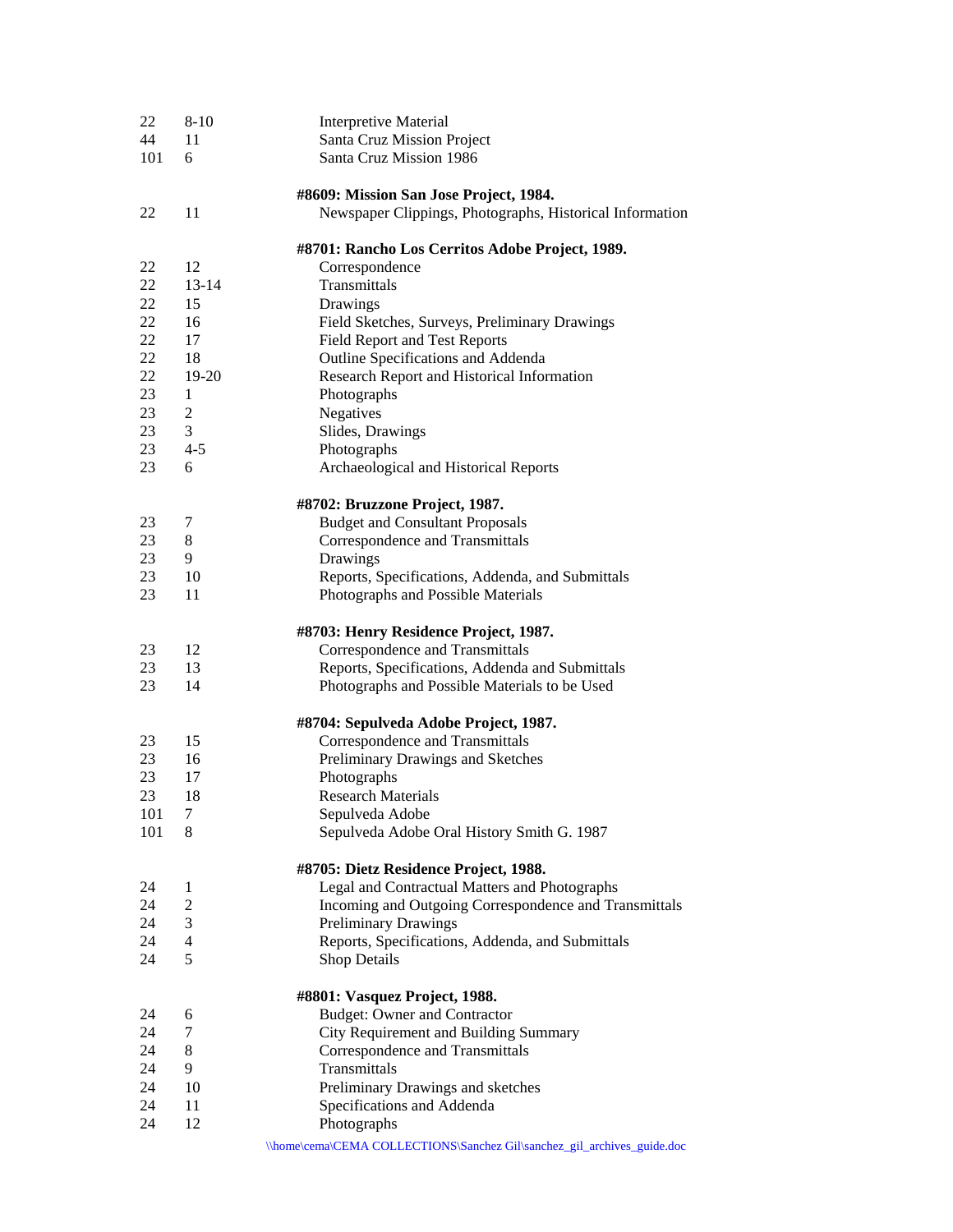| Box | Folder | Description |
|---|---|---|
| 22 | 8-10 | Interpretive Material |
| 44 | 11 | Santa Cruz Mission Project |
| 101 | 6 | Santa Cruz Mission 1986 |

**#8609: Mission San Jose Project, 1984.**

| | | |
|---|---|---|
| 22 | 11 | Newspaper Clippings, Photographs, Historical Information |

**#8701: Rancho Los Cerritos Adobe Project, 1989.**

| | | |
|---|---|---|
| 22 | 12 | Correspondence |
| 22 | 13-14 | Transmittals |
| 22 | 15 | Drawings |
| 22 | 16 | Field Sketches, Surveys, Preliminary Drawings |
| 22 | 17 | Field Report and Test Reports |
| 22 | 18 | Outline Specifications and Addenda |
| 22 | 19-20 | Research Report and Historical Information |
| 23 | 1 | Photographs |
| 23 | 2 | Negatives |
| 23 | 3 | Slides, Drawings |
| 23 | 4-5 | Photographs |
| 23 | 6 | Archaeological and Historical Reports |

**#8702: Bruzzone Project, 1987.**

| | | |
|---|---|---|
| 23 | 7 | Budget and Consultant Proposals |
| 23 | 8 | Correspondence and Transmittals |
| 23 | 9 | Drawings |
| 23 | 10 | Reports, Specifications, Addenda, and Submittals |
| 23 | 11 | Photographs and Possible Materials |

**#8703: Henry Residence Project, 1987.**

| | | |
|---|---|---|
| 23 | 12 | Correspondence and Transmittals |
| 23 | 13 | Reports, Specifications, Addenda and Submittals |
| 23 | 14 | Photographs and Possible Materials to be Used |

**#8704: Sepulveda Adobe Project, 1987.**

| | | |
|---|---|---|
| 23 | 15 | Correspondence and Transmittals |
| 23 | 16 | Preliminary Drawings and Sketches |
| 23 | 17 | Photographs |
| 23 | 18 | Research Materials |
| 101 | 7 | Sepulveda Adobe |
| 101 | 8 | Sepulveda Adobe Oral History Smith G. 1987 |

**#8705: Dietz Residence Project, 1988.**

| | | |
|---|---|---|
| 24 | 1 | Legal and Contractual Matters and Photographs |
| 24 | 2 | Incoming and Outgoing Correspondence and Transmittals |
| 24 | 3 | Preliminary Drawings |
| 24 | 4 | Reports, Specifications, Addenda, and Submittals |
| 24 | 5 | Shop Details |

**#8801: Vasquez Project, 1988.**

| | | |
|---|---|---|
| 24 | 6 | Budget: Owner and Contractor |
| 24 | 7 | City Requirement and Building Summary |
| 24 | 8 | Correspondence and Transmittals |
| 24 | 9 | Transmittals |
| 24 | 10 | Preliminary Drawings and sketches |
| 24 | 11 | Specifications and Addenda |
| 24 | 12 | Photographs |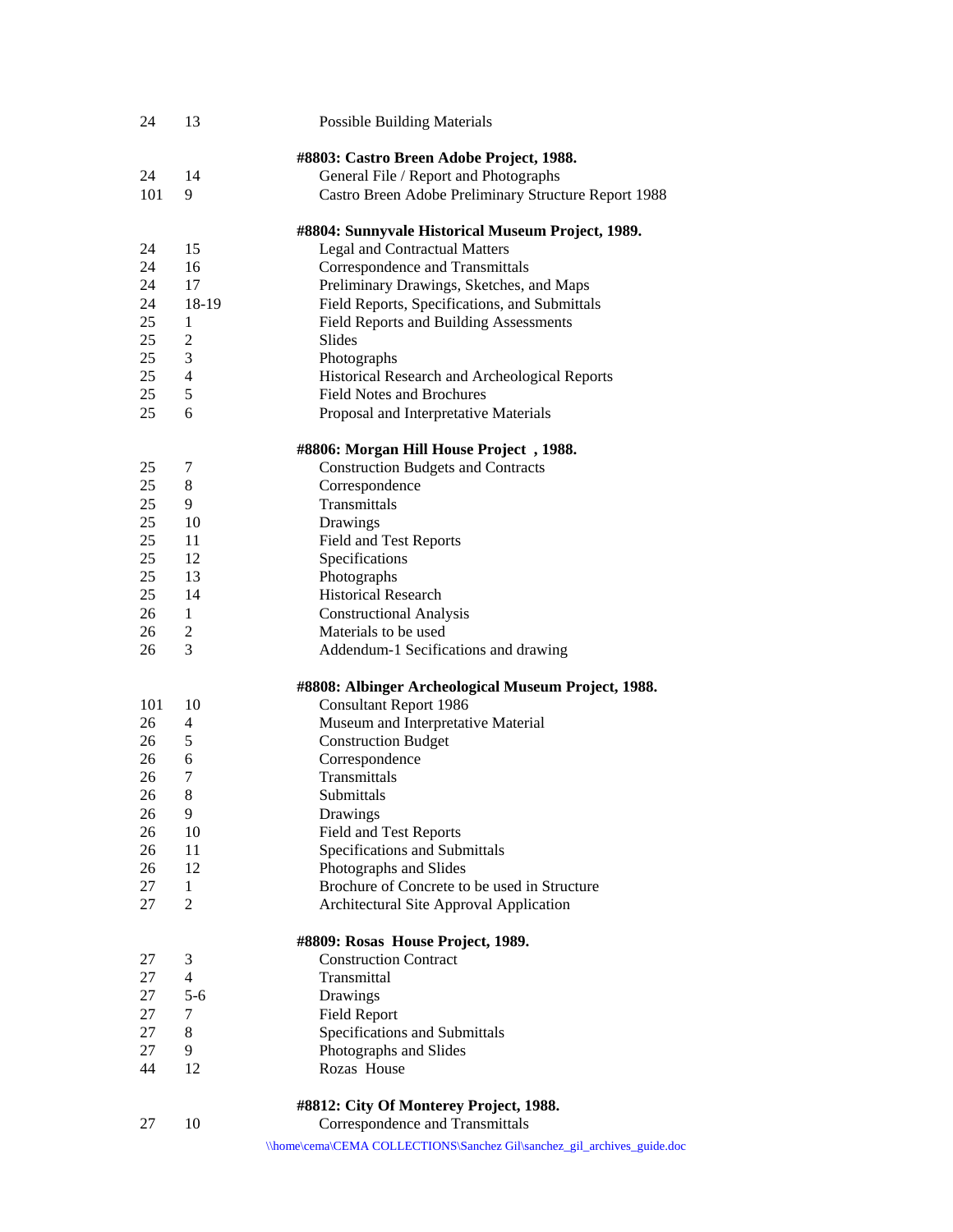| Box | Folder | Description |
|---|---|---|
| 24 | 13 | Possible Building Materials |
| | | **#8803: Castro Breen Adobe Project, 1988.** |
| 24 | 14 | General File / Report and Photographs |
| 101 | 9 | Castro Breen Adobe Preliminary Structure Report 1988 |
| | | **#8804: Sunnyvale Historical Museum Project, 1989.** |
| 24 | 15 | Legal and Contractual Matters |
| 24 | 16 | Correspondence and Transmittals |
| 24 | 17 | Preliminary Drawings, Sketches, and Maps |
| 24 | 18-19 | Field Reports, Specifications, and Submittals |
| 25 | 1 | Field Reports and Building Assessments |
| 25 | 2 | Slides |
| 25 | 3 | Photographs |
| 25 | 4 | Historical Research and Archeological Reports |
| 25 | 5 | Field Notes and Brochures |
| 25 | 6 | Proposal and Interpretative Materials |
| | | **#8806: Morgan Hill House Project , 1988.** |
| 25 | 7 | Construction Budgets and Contracts |
| 25 | 8 | Correspondence |
| 25 | 9 | Transmittals |
| 25 | 10 | Drawings |
| 25 | 11 | Field and Test Reports |
| 25 | 12 | Specifications |
| 25 | 13 | Photographs |
| 25 | 14 | Historical Research |
| 26 | 1 | Constructional Analysis |
| 26 | 2 | Materials to be used |
| 26 | 3 | Addendum-1 Secifications and drawing |
| | | **#8808: Albinger Archeological Museum Project, 1988.** |
| 101 | 10 | Consultant Report 1986 |
| 26 | 4 | Museum and Interpretative Material |
| 26 | 5 | Construction Budget |
| 26 | 6 | Correspondence |
| 26 | 7 | Transmittals |
| 26 | 8 | Submittals |
| 26 | 9 | Drawings |
| 26 | 10 | Field and Test Reports |
| 26 | 11 | Specifications and Submittals |
| 26 | 12 | Photographs and Slides |
| 27 | 1 | Brochure of Concrete to be used in Structure |
| 27 | 2 | Architectural Site Approval Application |
| | | **#8809: Rosas House Project, 1989.** |
| 27 | 3 | Construction Contract |
| 27 | 4 | Transmittal |
| 27 | 5-6 | Drawings |
| 27 | 7 | Field Report |
| 27 | 8 | Specifications and Submittals |
| 27 | 9 | Photographs and Slides |
| 44 | 12 | Rozas House |
| | | **#8812: City Of Monterey Project, 1988.** |
| 27 | 10 | Correspondence and Transmittals |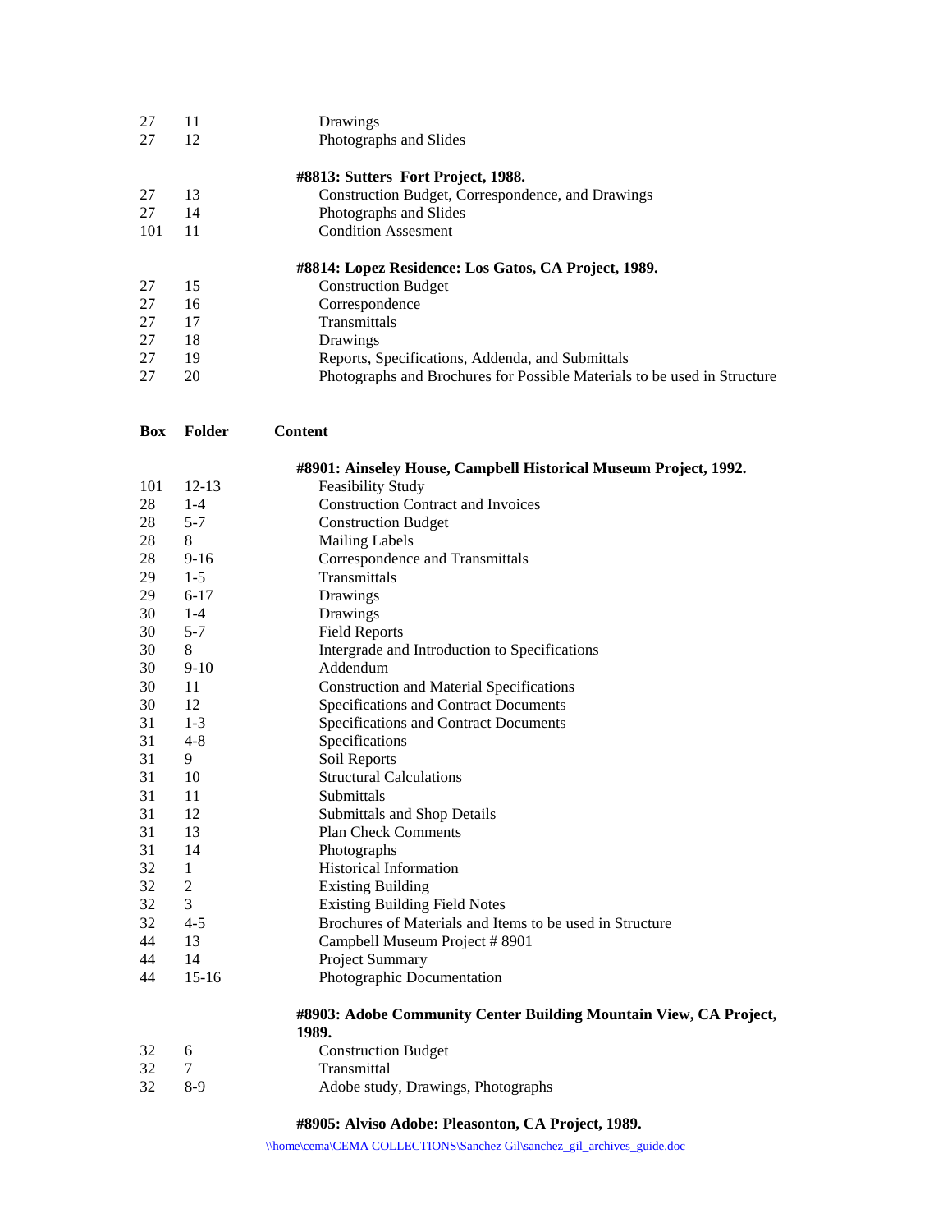| Box | Folder | Content |
|---|---|---|
| 27 | 11 | Drawings |
| 27 | 12 | Photographs and Slides |
| | | **#8813: Sutters Fort Project, 1988.** |
| 27 | 13 | Construction Budget, Correspondence, and Drawings |
| 27 | 14 | Photographs and Slides |
| 101 | 11 | Condition Assesment |
| | | **#8814: Lopez Residence: Los Gatos, CA Project, 1989.** |
| 27 | 15 | Construction Budget |
| 27 | 16 | Correspondence |
| 27 | 17 | Transmittals |
| 27 | 18 | Drawings |
| 27 | 19 | Reports, Specifications, Addenda, and Submittals |
| 27 | 20 | Photographs and Brochures for Possible Materials to be used in Structure |

| Box | Folder | Content |
|---|---|---|
| | | **#8901: Ainseley House, Campbell Historical Museum Project, 1992.** |
| 101 | 12-13 | Feasibility Study |
| 28 | 1-4 | Construction Contract and Invoices |
| 28 | 5-7 | Construction Budget |
| 28 | 8 | Mailing Labels |
| 28 | 9-16 | Correspondence and Transmittals |
| 29 | 1-5 | Transmittals |
| 29 | 6-17 | Drawings |
| 30 | 1-4 | Drawings |
| 30 | 5-7 | Field Reports |
| 30 | 8 | Intergrade and Introduction to Specifications |
| 30 | 9-10 | Addendum |
| 30 | 11 | Construction and Material Specifications |
| 30 | 12 | Specifications and Contract Documents |
| 31 | 1-3 | Specifications and Contract Documents |
| 31 | 4-8 | Specifications |
| 31 | 9 | Soil Reports |
| 31 | 10 | Structural Calculations |
| 31 | 11 | Submittals |
| 31 | 12 | Submittals and Shop Details |
| 31 | 13 | Plan Check Comments |
| 31 | 14 | Photographs |
| 32 | 1 | Historical Information |
| 32 | 2 | Existing Building |
| 32 | 3 | Existing Building Field Notes |
| 32 | 4-5 | Brochures of Materials and Items to be used in Structure |
| 44 | 13 | Campbell Museum Project # 8901 |
| 44 | 14 | Project Summary |
| 44 | 15-16 | Photographic Documentation |
| | | **#8903: Adobe Community Center Building Mountain View, CA Project, 1989.** |
| 32 | 6 | Construction Budget |
| 32 | 7 | Transmittal |
| 32 | 8-9 | Adobe study, Drawings, Photographs |
| | | **#8905: Alviso Adobe: Pleasonton, CA Project, 1989.** |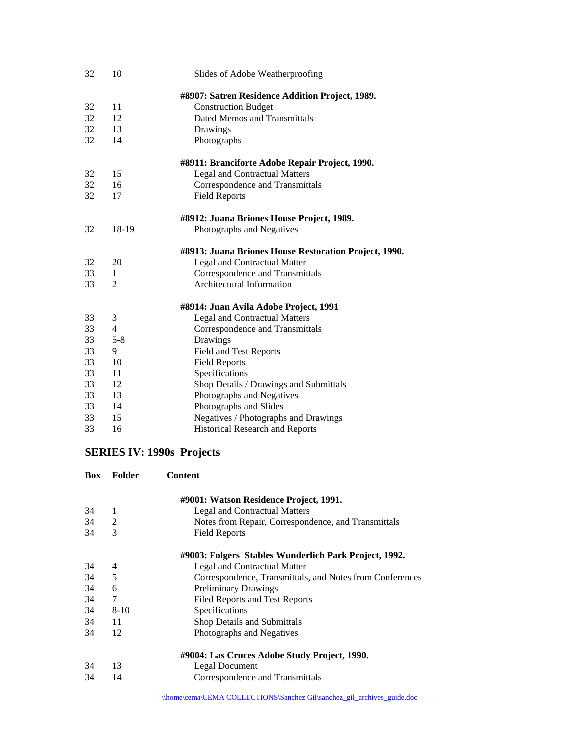| Box | Folder | Content |
|---|---|---|
| 32 | 10 | Slides of Adobe Weatherproofing |
| | | **#8907: Satren Residence Addition Project, 1989.** |
| 32 | 11 | Construction Budget |
| 32 | 12 | Dated Memos and Transmittals |
| 32 | 13 | Drawings |
| 32 | 14 | Photographs |
| | | **#8911: Branciforte Adobe Repair Project, 1990.** |
| 32 | 15 | Legal and Contractual Matters |
| 32 | 16 | Correspondence and Transmittals |
| 32 | 17 | Field Reports |
| | | **#8912: Juana Briones House Project, 1989.** |
| 32 | 18-19 | Photographs and Negatives |
| | | **#8913: Juana Briones House Restoration Project, 1990.** |
| 32 | 20 | Legal and Contractual Matter |
| 33 | 1 | Correspondence and Transmittals |
| 33 | 2 | Architectural Information |
| | | **#8914: Juan Avila Adobe Project, 1991** |
| 33 | 3 | Legal and Contractual Matters |
| 33 | 4 | Correspondence and Transmittals |
| 33 | 5-8 | Drawings |
| 33 | 9 | Field and Test Reports |
| 33 | 10 | Field Reports |
| 33 | 11 | Specifications |
| 33 | 12 | Shop Details / Drawings and Submittals |
| 33 | 13 | Photographs and Negatives |
| 33 | 14 | Photographs and Slides |
| 33 | 15 | Negatives / Photographs and Drawings |
| 33 | 16 | Historical Research and Reports |

## SERIES IV: 1990s Projects

| Box | Folder | Content |
|---|---|---|
| | | **#9001: Watson Residence Project, 1991.** |
| 34 | 1 | Legal and Contractual Matters |
| 34 | 2 | Notes from Repair, Correspondence, and Transmittals |
| 34 | 3 | Field Reports |
| | | **#9003: Folgers Stables Wunderlich Park Project, 1992.** |
| 34 | 4 | Legal and Contractual Matter |
| 34 | 5 | Correspondence, Transmittals, and Notes from Conferences |
| 34 | 6 | Preliminary Drawings |
| 34 | 7 | Filed Reports and Test Reports |
| 34 | 8-10 | Specifications |
| 34 | 11 | Shop Details and Submittals |
| 34 | 12 | Photographs and Negatives |
| | | **#9004: Las Cruces Adobe Study Project, 1990.** |
| 34 | 13 | Legal Document |
| 34 | 14 | Correspondence and Transmittals |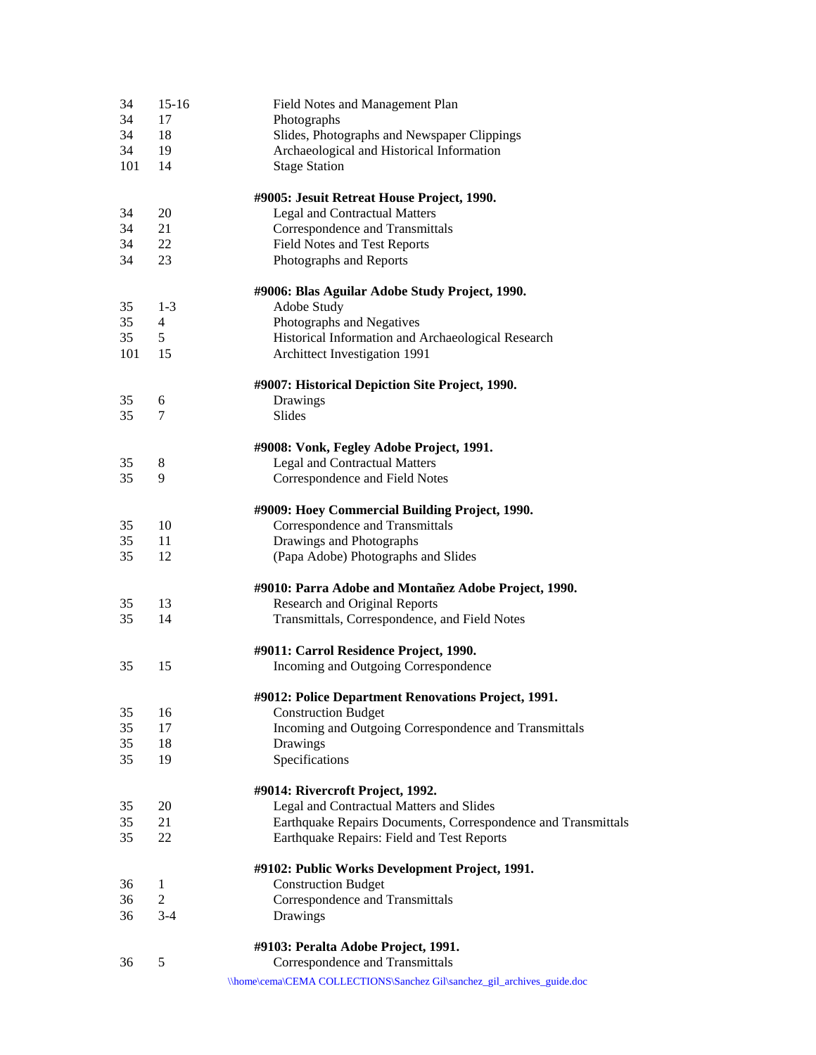| | | |
|---|---|---|
| 34 | 15-16 | Field Notes and Management Plan |
| 34 | 17 | Photographs |
| 34 | 18 | Slides, Photographs and Newspaper Clippings |
| 34 | 19 | Archaeological and Historical Information |
| 101 | 14 | Stage Station |

**#9005: Jesuit Retreat House Project, 1990.**

| | | |
|---|---|---|
| 34 | 20 | Legal and Contractual Matters |
| 34 | 21 | Correspondence and Transmittals |
| 34 | 22 | Field Notes and Test Reports |
| 34 | 23 | Photographs and Reports |

**#9006: Blas Aguilar Adobe Study Project, 1990.**

| | | |
|---|---|---|
| 35 | 1-3 | Adobe Study |
| 35 | 4 | Photographs and Negatives |
| 35 | 5 | Historical Information and Archaeological Research |
| 101 | 15 | Archittect Investigation 1991 |

**#9007: Historical Depiction Site Project, 1990.**

| | | |
|---|---|---|
| 35 | 6 | Drawings |
| 35 | 7 | Slides |

**#9008: Vonk, Fegley Adobe Project, 1991.**

| | | |
|---|---|---|
| 35 | 8 | Legal and Contractual Matters |
| 35 | 9 | Correspondence and Field Notes |

**#9009: Hoey Commercial Building Project, 1990.**

| | | |
|---|---|---|
| 35 | 10 | Correspondence and Transmittals |
| 35 | 11 | Drawings and Photographs |
| 35 | 12 | (Papa Adobe) Photographs and Slides |

**#9010: Parra Adobe and Montañez Adobe Project, 1990.**

| | | |
|---|---|---|
| 35 | 13 | Research and Original Reports |
| 35 | 14 | Transmittals, Correspondence, and Field Notes |

**#9011: Carrol Residence Project, 1990.**

| | | |
|---|---|---|
| 35 | 15 | Incoming and Outgoing Correspondence |

**#9012: Police Department Renovations Project, 1991.**

| | | |
|---|---|---|
| 35 | 16 | Construction Budget |
| 35 | 17 | Incoming and Outgoing Correspondence and Transmittals |
| 35 | 18 | Drawings |
| 35 | 19 | Specifications |

**#9014: Rivercroft Project, 1992.**

| | | |
|---|---|---|
| 35 | 20 | Legal and Contractual Matters and Slides |
| 35 | 21 | Earthquake Repairs Documents, Correspondence and Transmittals |
| 35 | 22 | Earthquake Repairs: Field and Test Reports |

**#9102: Public Works Development Project, 1991.**

| | | |
|---|---|---|
| 36 | 1 | Construction Budget |
| 36 | 2 | Correspondence and Transmittals |
| 36 | 3-4 | Drawings |

**#9103: Peralta Adobe Project, 1991.**

| | | |
|---|---|---|
| 36 | 5 | Correspondence and Transmittals |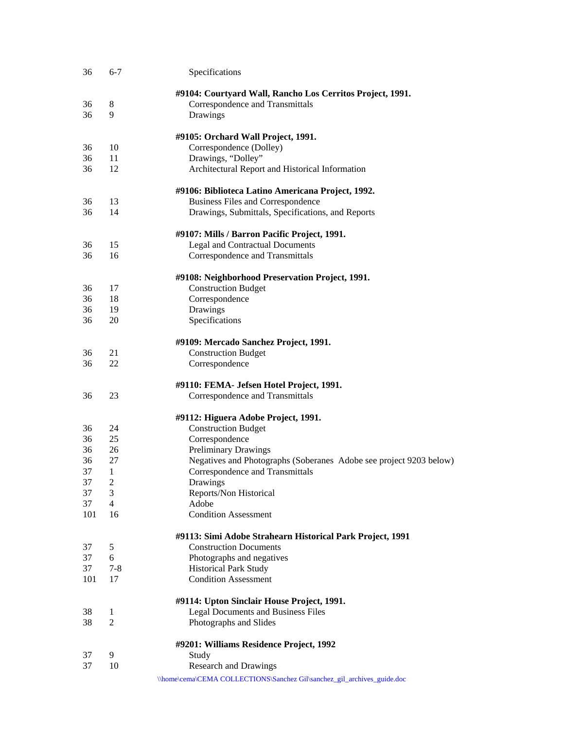| | | |
|---|---|---|
| 36 | 6-7 | Specifications |
| | | **#9104: Courtyard Wall, Rancho Los Cerritos Project, 1991.** |
| 36 | 8 | Correspondence and Transmittals |
| 36 | 9 | Drawings |
| | | **#9105: Orchard Wall Project, 1991.** |
| 36 | 10 | Correspondence (Dolley) |
| 36 | 11 | Drawings, "Dolley" |
| 36 | 12 | Architectural Report and Historical Information |
| | | **#9106: Biblioteca Latino Americana Project, 1992.** |
| 36 | 13 | Business Files and Correspondence |
| 36 | 14 | Drawings, Submittals, Specifications, and Reports |
| | | **#9107: Mills / Barron Pacific Project, 1991.** |
| 36 | 15 | Legal and Contractual Documents |
| 36 | 16 | Correspondence and Transmittals |
| | | **#9108: Neighborhood Preservation Project, 1991.** |
| 36 | 17 | Construction Budget |
| 36 | 18 | Correspondence |
| 36 | 19 | Drawings |
| 36 | 20 | Specifications |
| | | **#9109: Mercado Sanchez Project, 1991.** |
| 36 | 21 | Construction Budget |
| 36 | 22 | Correspondence |
| | | **#9110: FEMA- Jefsen Hotel Project, 1991.** |
| 36 | 23 | Correspondence and Transmittals |
| | | **#9112: Higuera Adobe Project, 1991.** |
| 36 | 24 | Construction Budget |
| 36 | 25 | Correspondence |
| 36 | 26 | Preliminary Drawings |
| 36 | 27 | Negatives and Photographs (Soberanes Adobe see project 9203 below) |
| 37 | 1 | Correspondence and Transmittals |
| 37 | 2 | Drawings |
| 37 | 3 | Reports/Non Historical |
| 37 | 4 | Adobe |
| 101 | 16 | Condition Assessment |
| | | **#9113: Simi Adobe Strahearn Historical Park Project, 1991** |
| 37 | 5 | Construction Documents |
| 37 | 6 | Photographs and negatives |
| 37 | 7-8 | Historical Park Study |
| 101 | 17 | Condition Assessment |
| | | **#9114: Upton Sinclair House Project, 1991.** |
| 38 | 1 | Legal Documents and Business Files |
| 38 | 2 | Photographs and Slides |
| | | **#9201: Williams Residence Project, 1992** |
| 37 | 9 | Study |
| 37 | 10 | Research and Drawings |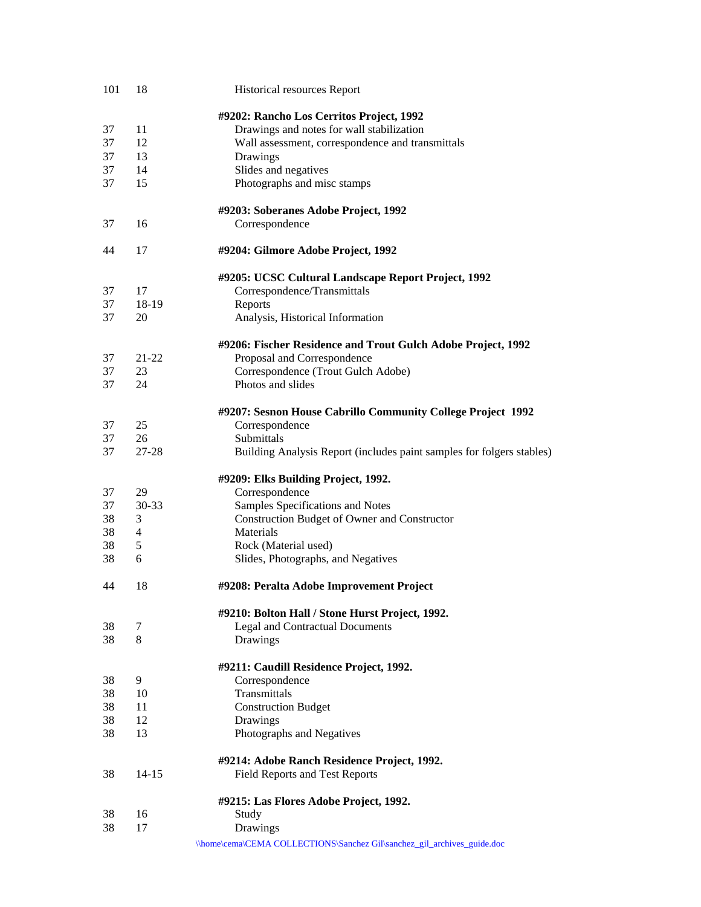| | | |
|---|---|---|
| 101 | 18 | Historical resources Report |
| | | **#9202: Rancho Los Cerritos Project, 1992** |
| 37 | 11 | Drawings and notes for wall stabilization |
| 37 | 12 | Wall assessment, correspondence and transmittals |
| 37 | 13 | Drawings |
| 37 | 14 | Slides and negatives |
| 37 | 15 | Photographs and misc stamps |
| | | **#9203: Soberanes Adobe Project, 1992** |
| 37 | 16 | Correspondence |
| 44 | 17 | **#9204: Gilmore Adobe Project, 1992** |
| | | **#9205: UCSC Cultural Landscape Report Project, 1992** |
| 37 | 17 | Correspondence/Transmittals |
| 37 | 18-19 | Reports |
| 37 | 20 | Analysis, Historical Information |
| | | **#9206: Fischer Residence and Trout Gulch Adobe Project, 1992** |
| 37 | 21-22 | Proposal and Correspondence |
| 37 | 23 | Correspondence (Trout Gulch Adobe) |
| 37 | 24 | Photos and slides |
| | | **#9207: Sesnon House Cabrillo Community College Project 1992** |
| 37 | 25 | Correspondence |
| 37 | 26 | Submittals |
| 37 | 27-28 | Building Analysis Report (includes paint samples for folgers stables) |
| | | **#9209: Elks Building Project, 1992.** |
| 37 | 29 | Correspondence |
| 37 | 30-33 | Samples Specifications and Notes |
| 38 | 3 | Construction Budget of Owner and Constructor |
| 38 | 4 | Materials |
| 38 | 5 | Rock (Material used) |
| 38 | 6 | Slides, Photographs, and Negatives |
| 44 | 18 | **#9208: Peralta Adobe Improvement Project** |
| | | **#9210: Bolton Hall / Stone Hurst Project, 1992.** |
| 38 | 7 | Legal and Contractual Documents |
| 38 | 8 | Drawings |
| | | **#9211: Caudill Residence Project, 1992.** |
| 38 | 9 | Correspondence |
| 38 | 10 | Transmittals |
| 38 | 11 | Construction Budget |
| 38 | 12 | Drawings |
| 38 | 13 | Photographs and Negatives |
| | | **#9214: Adobe Ranch Residence Project, 1992.** |
| 38 | 14-15 | Field Reports and Test Reports |
| | | **#9215: Las Flores Adobe Project, 1992.** |
| 38 | 16 | Study |
| 38 | 17 | Drawings |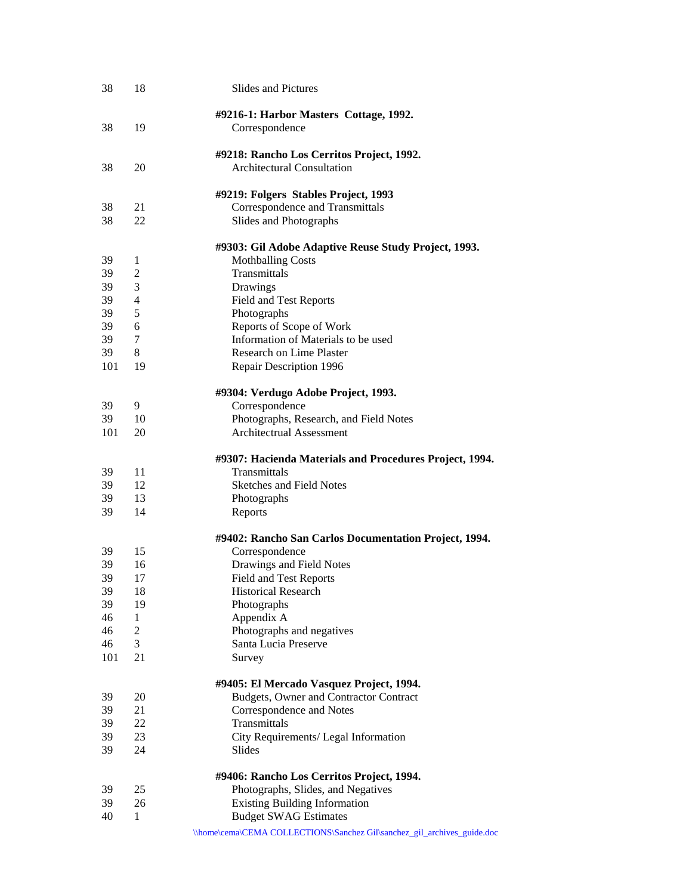| | | |
|---|---|---|
| 38 | 18 | Slides and Pictures |
| | | **#9216-1: Harbor Masters Cottage, 1992.** |
| 38 | 19 | Correspondence |
| | | **#9218: Rancho Los Cerritos Project, 1992.** |
| 38 | 20 | Architectural Consultation |
| | | **#9219: Folgers Stables Project, 1993** |
| 38 | 21 | Correspondence and Transmittals |
| 38 | 22 | Slides and Photographs |
| | | **#9303: Gil Adobe Adaptive Reuse Study Project, 1993.** |
| 39 | 1 | Mothballing Costs |
| 39 | 2 | Transmittals |
| 39 | 3 | Drawings |
| 39 | 4 | Field and Test Reports |
| 39 | 5 | Photographs |
| 39 | 6 | Reports of Scope of Work |
| 39 | 7 | Information of Materials to be used |
| 39 | 8 | Research on Lime Plaster |
| 101 | 19 | Repair Description 1996 |
| | | **#9304: Verdugo Adobe Project, 1993.** |
| 39 | 9 | Correspondence |
| 39 | 10 | Photographs, Research, and Field Notes |
| 101 | 20 | Architectrual Assessment |
| | | **#9307: Hacienda Materials and Procedures Project, 1994.** |
| 39 | 11 | Transmittals |
| 39 | 12 | Sketches and Field Notes |
| 39 | 13 | Photographs |
| 39 | 14 | Reports |
| | | **#9402: Rancho San Carlos Documentation Project, 1994.** |
| 39 | 15 | Correspondence |
| 39 | 16 | Drawings and Field Notes |
| 39 | 17 | Field and Test Reports |
| 39 | 18 | Historical Research |
| 39 | 19 | Photographs |
| 46 | 1 | Appendix A |
| 46 | 2 | Photographs and negatives |
| 46 | 3 | Santa Lucia Preserve |
| 101 | 21 | Survey |
| | | **#9405: El Mercado Vasquez Project, 1994.** |
| 39 | 20 | Budgets, Owner and Contractor Contract |
| 39 | 21 | Correspondence and Notes |
| 39 | 22 | Transmittals |
| 39 | 23 | City Requirements/ Legal Information |
| 39 | 24 | Slides |
| | | **#9406: Rancho Los Cerritos Project, 1994.** |
| 39 | 25 | Photographs, Slides, and Negatives |
| 39 | 26 | Existing Building Information |
| 40 | 1 | Budget SWAG Estimates |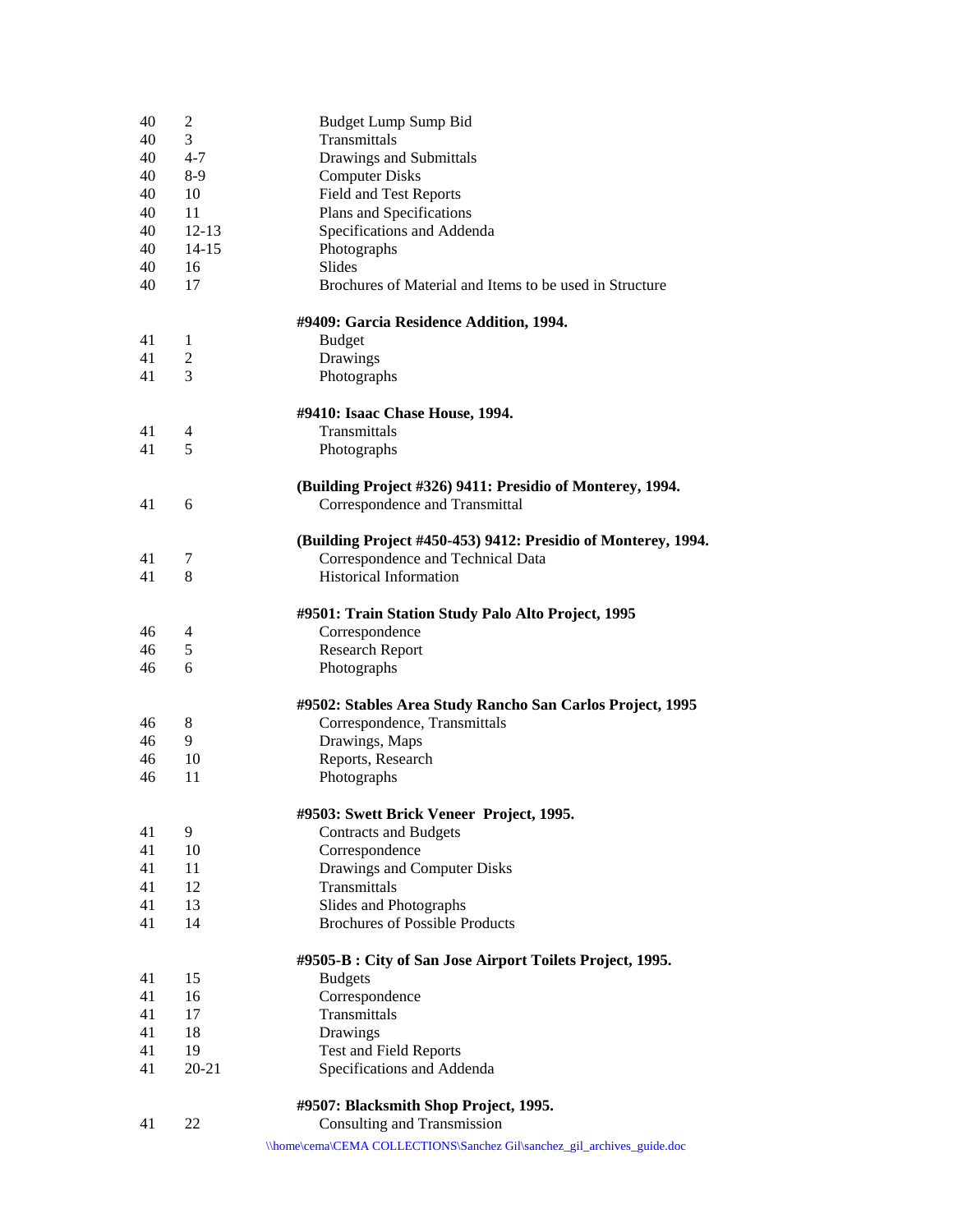| | | |
|---|---|---|
| 40 | 2 | Budget Lump Sump Bid |
| 40 | 3 | Transmittals |
| 40 | 4-7 | Drawings and Submittals |
| 40 | 8-9 | Computer Disks |
| 40 | 10 | Field and Test Reports |
| 40 | 11 | Plans and Specifications |
| 40 | 12-13 | Specifications and Addenda |
| 40 | 14-15 | Photographs |
| 40 | 16 | Slides |
| 40 | 17 | Brochures of Material and Items to be used in Structure |

**#9409: Garcia Residence Addition, 1994.**

| | | |
|---|---|---|
| 41 | 1 | Budget |
| 41 | 2 | Drawings |
| 41 | 3 | Photographs |

**#9410: Isaac Chase House, 1994.**

| | | |
|---|---|---|
| 41 | 4 | Transmittals |
| 41 | 5 | Photographs |

**(Building Project #326) 9411: Presidio of Monterey, 1994.**

| | | |
|---|---|---|
| 41 | 6 | Correspondence and Transmittal |

**(Building Project #450-453) 9412: Presidio of Monterey, 1994.**

| | | |
|---|---|---|
| 41 | 7 | Correspondence and Technical Data |
| 41 | 8 | Historical Information |

**#9501: Train Station Study Palo Alto Project, 1995**

| | | |
|---|---|---|
| 46 | 4 | Correspondence |
| 46 | 5 | Research Report |
| 46 | 6 | Photographs |

**#9502: Stables Area Study Rancho San Carlos Project, 1995**

| | | |
|---|---|---|
| 46 | 8 | Correspondence, Transmittals |
| 46 | 9 | Drawings, Maps |
| 46 | 10 | Reports, Research |
| 46 | 11 | Photographs |

**#9503: Swett Brick Veneer Project, 1995.**

| | | |
|---|---|---|
| 41 | 9 | Contracts and Budgets |
| 41 | 10 | Correspondence |
| 41 | 11 | Drawings and Computer Disks |
| 41 | 12 | Transmittals |
| 41 | 13 | Slides and Photographs |
| 41 | 14 | Brochures of Possible Products |

**#9505-B : City of San Jose Airport Toilets Project, 1995.**

| | | |
|---|---|---|
| 41 | 15 | Budgets |
| 41 | 16 | Correspondence |
| 41 | 17 | Transmittals |
| 41 | 18 | Drawings |
| 41 | 19 | Test and Field Reports |
| 41 | 20-21 | Specifications and Addenda |

**#9507: Blacksmith Shop Project, 1995.**

| | | |
|---|---|---|
| 41 | 22 | Consulting and Transmission |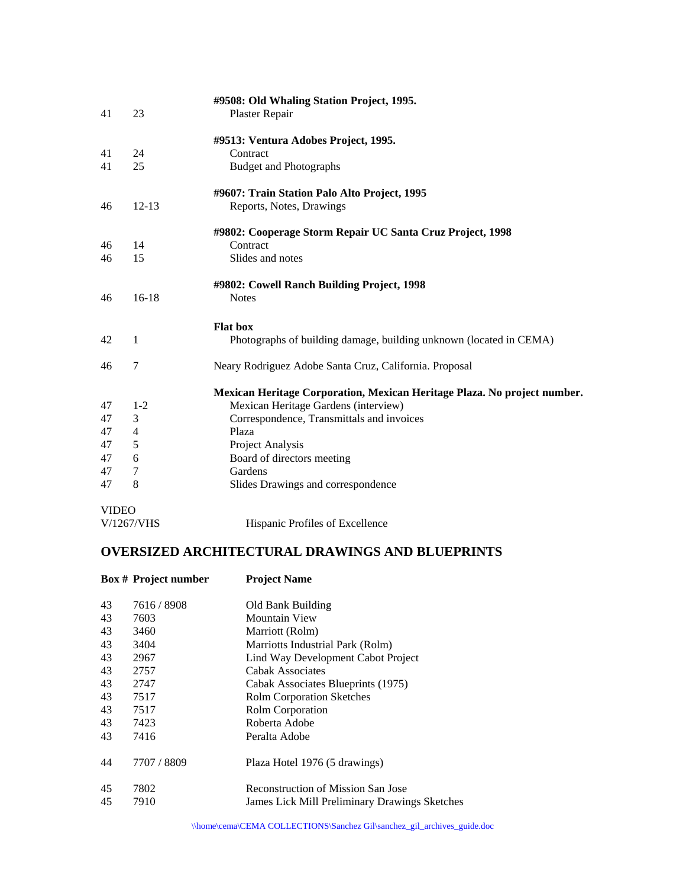| | | |
|---|---|---|
| | | **#9508: Old Whaling Station Project, 1995.** |
| 41 | 23 | Plaster Repair |
| | | **#9513: Ventura Adobes Project, 1995.** |
| 41 | 24 | Contract |
| 41 | 25 | Budget and Photographs |
| | | **#9607: Train Station Palo Alto Project, 1995** |
| 46 | 12-13 | Reports, Notes, Drawings |
| | | **#9802: Cooperage Storm Repair UC Santa Cruz Project, 1998** |
| 46 | 14 | Contract |
| 46 | 15 | Slides and notes |
| | | **#9802: Cowell Ranch Building Project, 1998** |
| 46 | 16-18 | Notes |
| | | **Flat box** |
| 42 | 1 | Photographs of building damage, building unknown (located in CEMA) |
| 46 | 7 | Neary Rodriguez Adobe Santa Cruz, California. Proposal |
| | | **Mexican Heritage Corporation, Mexican Heritage Plaza. No project number.** |
| 47 | 1-2 | Mexican Heritage Gardens (interview) |
| 47 | 3 | Correspondence, Transmittals and invoices |
| 47 | 4 | Plaza |
| 47 | 5 | Project Analysis |
| 47 | 6 | Board of directors meeting |
| 47 | 7 | Gardens |
| 47 | 8 | Slides Drawings and correspondence |

VIDEO

| | |
|---|---|
| V/1267/VHS | Hispanic Profiles of Excellence |

## OVERSIZED ARCHITECTURAL DRAWINGS AND BLUEPRINTS

| Box # | Project number | Project Name |
|---|---|---|
| 43 | 7616 / 8908 | Old Bank Building |
| 43 | 7603 | Mountain View |
| 43 | 3460 | Marriott (Rolm) |
| 43 | 3404 | Marriotts Industrial Park (Rolm) |
| 43 | 2967 | Lind Way Development Cabot Project |
| 43 | 2757 | Cabak Associates |
| 43 | 2747 | Cabak Associates Blueprints (1975) |
| 43 | 7517 | Rolm Corporation Sketches |
| 43 | 7517 | Rolm Corporation |
| 43 | 7423 | Roberta Adobe |
| 43 | 7416 | Peralta Adobe |
| 44 | 7707 / 8809 | Plaza Hotel 1976 (5 drawings) |
| 45 | 7802 | Reconstruction of Mission San Jose |
| 45 | 7910 | James Lick Mill Preliminary Drawings Sketches |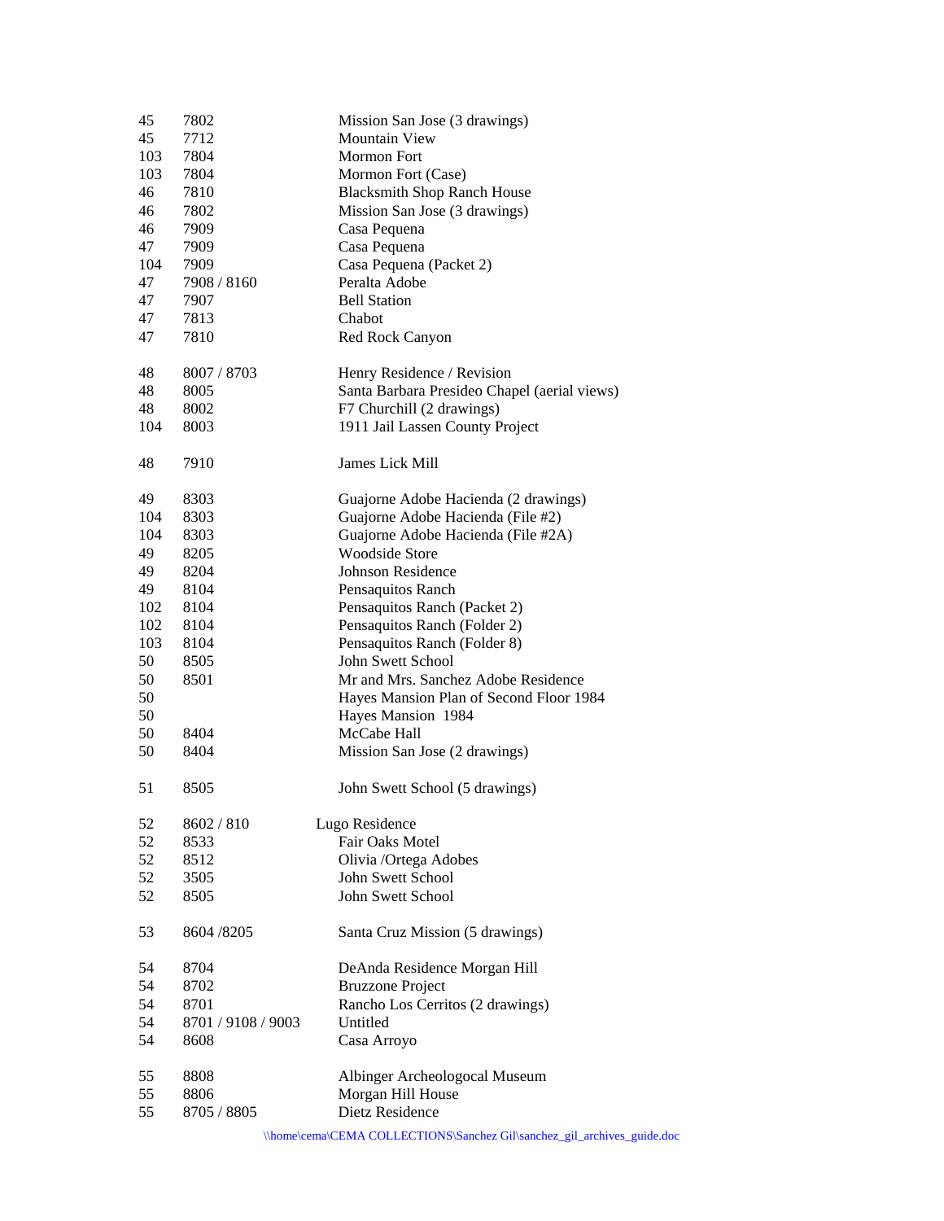| | | |
|---|---|---|
| 45 | 7802 | Mission San Jose (3 drawings) |
| 45 | 7712 | Mountain View |
| 103 | 7804 | Mormon Fort |
| 103 | 7804 | Mormon Fort (Case) |
| 46 | 7810 | Blacksmith Shop Ranch House |
| 46 | 7802 | Mission San Jose (3 drawings) |
| 46 | 7909 | Casa Pequena |
| 47 | 7909 | Casa Pequena |
| 104 | 7909 | Casa Pequena (Packet 2) |
| 47 | 7908 / 8160 | Peralta Adobe |
| 47 | 7907 | Bell Station |
| 47 | 7813 | Chabot |
| 47 | 7810 | Red Rock Canyon |
| | | |
| 48 | 8007 / 8703 | Henry Residence / Revision |
| 48 | 8005 | Santa Barbara Presideo Chapel (aerial views) |
| 48 | 8002 | F7 Churchill (2 drawings) |
| 104 | 8003 | 1911 Jail Lassen County Project |
| | | |
| 48 | 7910 | James Lick Mill |
| | | |
| 49 | 8303 | Guajorne Adobe Hacienda (2 drawings) |
| 104 | 8303 | Guajorne Adobe Hacienda (File #2) |
| 104 | 8303 | Guajorne Adobe Hacienda (File #2A) |
| 49 | 8205 | Woodside Store |
| 49 | 8204 | Johnson Residence |
| 49 | 8104 | Pensaquitos Ranch |
| 102 | 8104 | Pensaquitos Ranch (Packet 2) |
| 102 | 8104 | Pensaquitos Ranch (Folder 2) |
| 103 | 8104 | Pensaquitos Ranch (Folder 8) |
| 50 | 8505 | John Swett School |
| 50 | 8501 | Mr and Mrs. Sanchez Adobe Residence |
| 50 | | Hayes Mansion Plan of Second Floor 1984 |
| 50 | | Hayes Mansion 1984 |
| 50 | 8404 | McCabe Hall |
| 50 | 8404 | Mission San Jose (2 drawings) |
| | | |
| 51 | 8505 | John Swett School (5 drawings) |
| | | |
| 52 | 8602 / 810 | Lugo Residence |
| 52 | 8533 | Fair Oaks Motel |
| 52 | 8512 | Olivia /Ortega Adobes |
| 52 | 3505 | John Swett School |
| 52 | 8505 | John Swett School |
| | | |
| 53 | 8604 /8205 | Santa Cruz Mission (5 drawings) |
| | | |
| 54 | 8704 | DeAnda Residence Morgan Hill |
| 54 | 8702 | Bruzzone Project |
| 54 | 8701 | Rancho Los Cerritos (2 drawings) |
| 54 | 8701 / 9108 / 9003 | Untitled |
| 54 | 8608 | Casa Arroyo |
| | | |
| 55 | 8808 | Albinger Archeologocal Museum |
| 55 | 8806 | Morgan Hill House |
| 55 | 8705 / 8805 | Dietz Residence |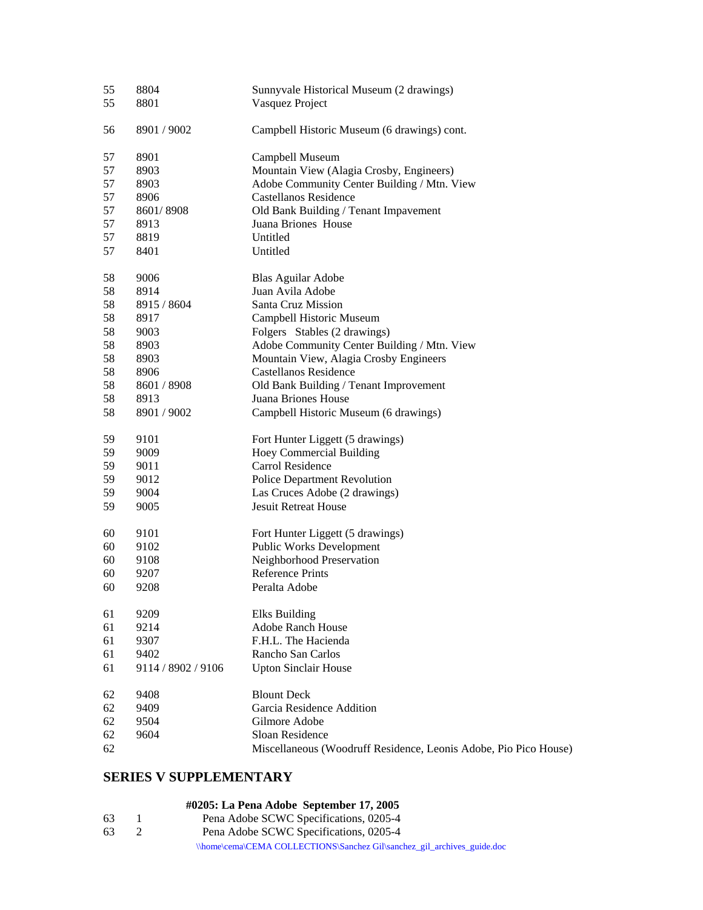| | | |
|---|---|---|
| 55 | 8804 | Sunnyvale Historical Museum (2 drawings) |
| 55 | 8801 | Vasquez Project |
| | | |
| 56 | 8901 / 9002 | Campbell Historic Museum (6 drawings) cont. |
| | | |
| 57 | 8901 | Campbell Museum |
| 57 | 8903 | Mountain View (Alagia Crosby, Engineers) |
| 57 | 8903 | Adobe Community Center Building / Mtn. View |
| 57 | 8906 | Castellanos Residence |
| 57 | 8601/ 8908 | Old Bank Building / Tenant Impavement |
| 57 | 8913 | Juana Briones House |
| 57 | 8819 | Untitled |
| 57 | 8401 | Untitled |
| | | |
| 58 | 9006 | Blas Aguilar Adobe |
| 58 | 8914 | Juan Avila Adobe |
| 58 | 8915 / 8604 | Santa Cruz Mission |
| 58 | 8917 | Campbell Historic Museum |
| 58 | 9003 | Folgers Stables (2 drawings) |
| 58 | 8903 | Adobe Community Center Building / Mtn. View |
| 58 | 8903 | Mountain View, Alagia Crosby Engineers |
| 58 | 8906 | Castellanos Residence |
| 58 | 8601 / 8908 | Old Bank Building / Tenant Improvement |
| 58 | 8913 | Juana Briones House |
| 58 | 8901 / 9002 | Campbell Historic Museum (6 drawings) |
| | | |
| 59 | 9101 | Fort Hunter Liggett (5 drawings) |
| 59 | 9009 | Hoey Commercial Building |
| 59 | 9011 | Carrol Residence |
| 59 | 9012 | Police Department Revolution |
| 59 | 9004 | Las Cruces Adobe (2 drawings) |
| 59 | 9005 | Jesuit Retreat House |
| | | |
| 60 | 9101 | Fort Hunter Liggett (5 drawings) |
| 60 | 9102 | Public Works Development |
| 60 | 9108 | Neighborhood Preservation |
| 60 | 9207 | Reference Prints |
| 60 | 9208 | Peralta Adobe |
| | | |
| 61 | 9209 | Elks Building |
| 61 | 9214 | Adobe Ranch House |
| 61 | 9307 | F.H.L. The Hacienda |
| 61 | 9402 | Rancho San Carlos |
| 61 | 9114 / 8902 / 9106 | Upton Sinclair House |
| | | |
| 62 | 9408 | Blount Deck |
| 62 | 9409 | Garcia Residence Addition |
| 62 | 9504 | Gilmore Adobe |
| 62 | 9604 | Sloan Residence |
| 62 | | Miscellaneous (Woodruff Residence, Leonis Adobe, Pio Pico House) |

## SERIES V SUPPLEMENTARY

**#0205: La Pena Adobe September 17, 2005**

| | | |
|---|---|---|
| 63 | 1 | Pena Adobe SCWC Specifications, 0205-4 |
| 63 | 2 | Pena Adobe SCWC Specifications, 0205-4 |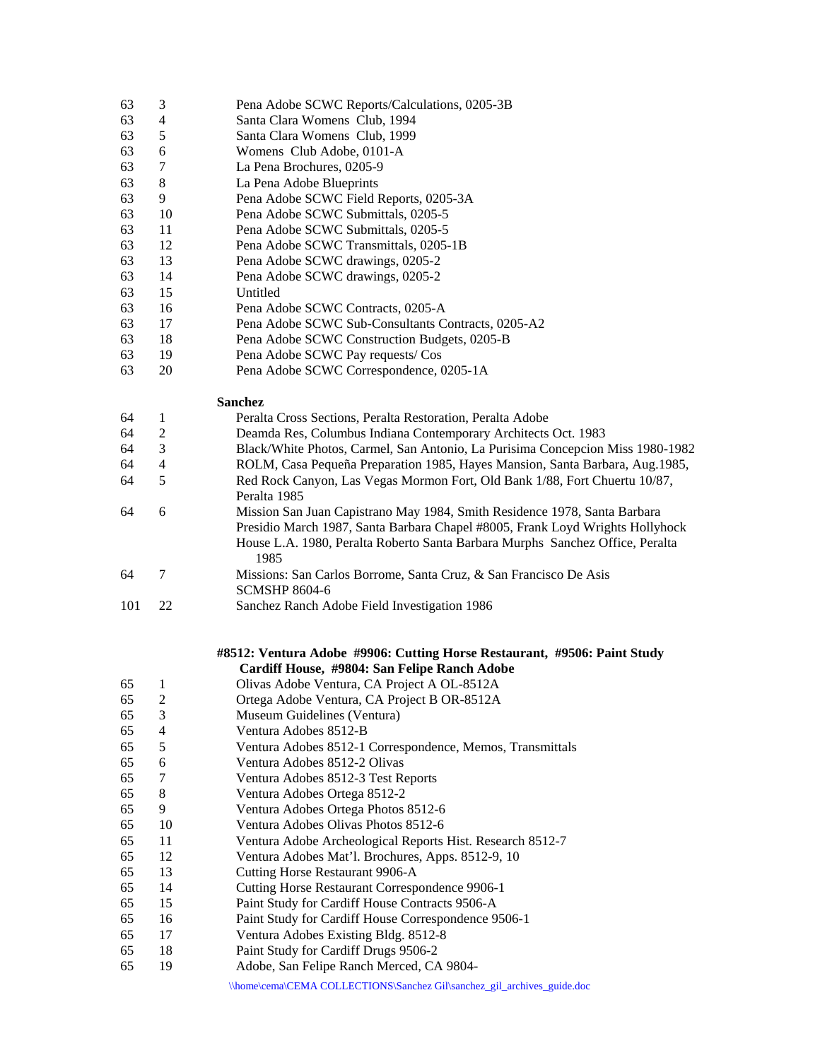| | | |
|---|---|---|
| 63 | 3 | Pena Adobe SCWC Reports/Calculations, 0205-3B |
| 63 | 4 | Santa Clara Womens Club, 1994 |
| 63 | 5 | Santa Clara Womens Club, 1999 |
| 63 | 6 | Womens Club Adobe, 0101-A |
| 63 | 7 | La Pena Brochures, 0205-9 |
| 63 | 8 | La Pena Adobe Blueprints |
| 63 | 9 | Pena Adobe SCWC Field Reports, 0205-3A |
| 63 | 10 | Pena Adobe SCWC Submittals, 0205-5 |
| 63 | 11 | Pena Adobe SCWC Submittals, 0205-5 |
| 63 | 12 | Pena Adobe SCWC Transmittals, 0205-1B |
| 63 | 13 | Pena Adobe SCWC drawings, 0205-2 |
| 63 | 14 | Pena Adobe SCWC drawings, 0205-2 |
| 63 | 15 | Untitled |
| 63 | 16 | Pena Adobe SCWC Contracts, 0205-A |
| 63 | 17 | Pena Adobe SCWC Sub-Consultants Contracts, 0205-A2 |
| 63 | 18 | Pena Adobe SCWC Construction Budgets, 0205-B |
| 63 | 19 | Pena Adobe SCWC Pay requests/ Cos |
| 63 | 20 | Pena Adobe SCWC Correspondence, 0205-1A |

**Sanchez**

| | | |
|---|---|---|
| 64 | 1 | Peralta Cross Sections, Peralta Restoration, Peralta Adobe |
| 64 | 2 | Deamda Res, Columbus Indiana Contemporary Architects Oct. 1983 |
| 64 | 3 | Black/White Photos, Carmel, San Antonio, La Purisima Concepcion Miss 1980-1982 |
| 64 | 4 | ROLM, Casa Pequeña Preparation 1985, Hayes Mansion, Santa Barbara, Aug.1985, |
| 64 | 5 | Red Rock Canyon, Las Vegas Mormon Fort, Old Bank 1/88, Fort Chuertu 10/87, Peralta 1985 |
| 64 | 6 | Mission San Juan Capistrano May 1984, Smith Residence 1978, Santa Barbara Presidio March 1987, Santa Barbara Chapel #8005, Frank Loyd Wrights Hollyhock House L.A. 1980, Peralta Roberto Santa Barbara Murphs Sanchez Office, Peralta 1985 |
| 64 | 7 | Missions: San Carlos Borrome, Santa Cruz, & San Francisco De Asis SCMSHP 8604-6 |
| 101 | 22 | Sanchez Ranch Adobe Field Investigation 1986 |

**#8512: Ventura Adobe #9906: Cutting Horse Restaurant, #9506: Paint Study Cardiff House, #9804: San Felipe Ranch Adobe**

| | | |
|---|---|---|
| 65 | 1 | Olivas Adobe Ventura, CA Project A OL-8512A |
| 65 | 2 | Ortega Adobe Ventura, CA Project B OR-8512A |
| 65 | 3 | Museum Guidelines (Ventura) |
| 65 | 4 | Ventura Adobes 8512-B |
| 65 | 5 | Ventura Adobes 8512-1 Correspondence, Memos, Transmittals |
| 65 | 6 | Ventura Adobes 8512-2 Olivas |
| 65 | 7 | Ventura Adobes 8512-3 Test Reports |
| 65 | 8 | Ventura Adobes Ortega 8512-2 |
| 65 | 9 | Ventura Adobes Ortega Photos 8512-6 |
| 65 | 10 | Ventura Adobes Olivas Photos 8512-6 |
| 65 | 11 | Ventura Adobe Archeological Reports Hist. Research 8512-7 |
| 65 | 12 | Ventura Adobes Mat'l. Brochures, Apps. 8512-9, 10 |
| 65 | 13 | Cutting Horse Restaurant 9906-A |
| 65 | 14 | Cutting Horse Restaurant Correspondence 9906-1 |
| 65 | 15 | Paint Study for Cardiff House Contracts 9506-A |
| 65 | 16 | Paint Study for Cardiff House Correspondence 9506-1 |
| 65 | 17 | Ventura Adobes Existing Bldg. 8512-8 |
| 65 | 18 | Paint Study for Cardiff Drugs 9506-2 |
| 65 | 19 | Adobe, San Felipe Ranch Merced, CA 9804- |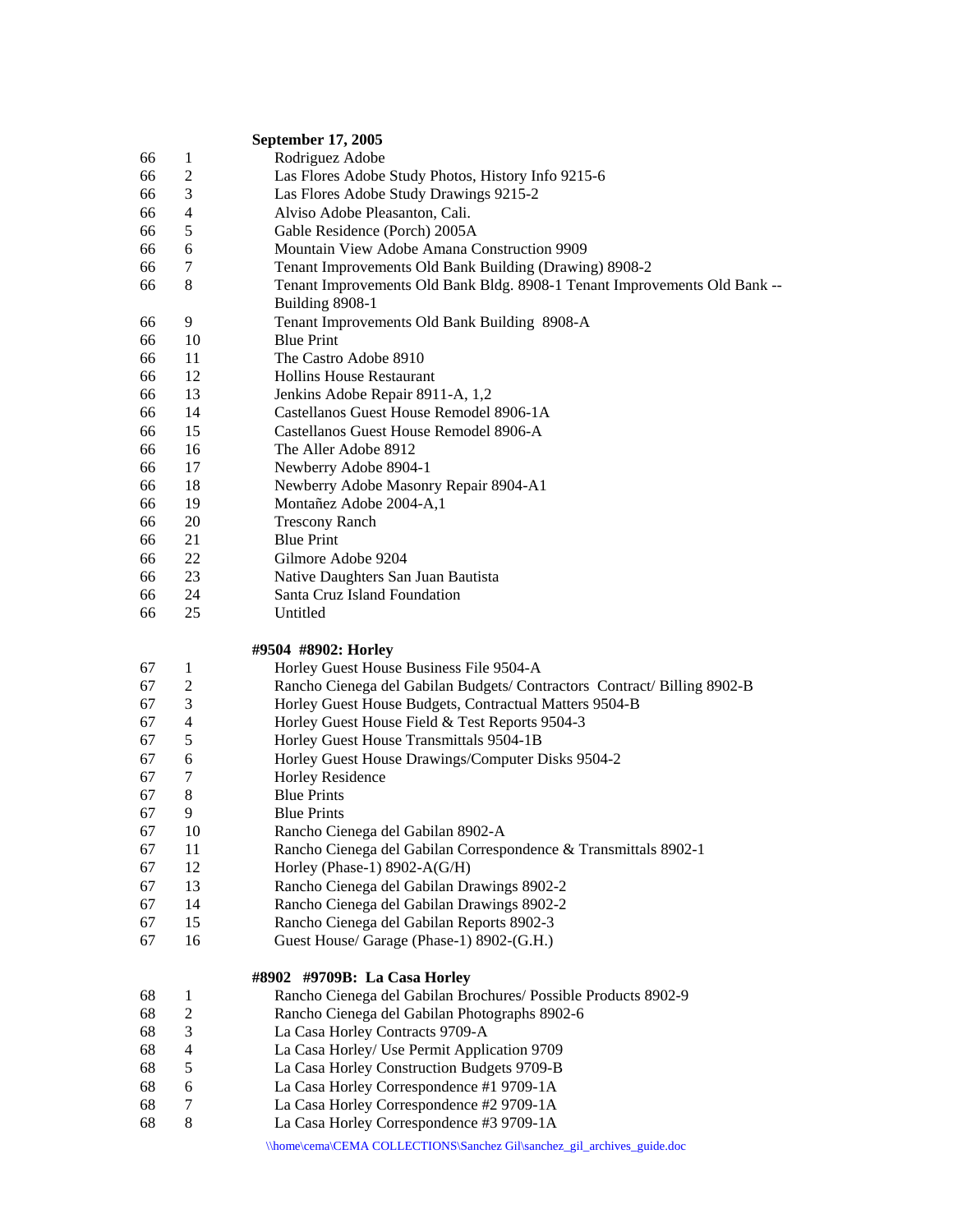**September 17, 2005**

| | | |
|---|---|---|
| 66 | 1 | Rodriguez Adobe |
| 66 | 2 | Las Flores Adobe Study Photos, History Info 9215-6 |
| 66 | 3 | Las Flores Adobe Study Drawings 9215-2 |
| 66 | 4 | Alviso Adobe Pleasanton, Cali. |
| 66 | 5 | Gable Residence (Porch) 2005A |
| 66 | 6 | Mountain View Adobe Amana Construction 9909 |
| 66 | 7 | Tenant Improvements Old Bank Building (Drawing) 8908-2 |
| 66 | 8 | Tenant Improvements Old Bank Bldg. 8908-1 Tenant Improvements Old Bank -- Building 8908-1 |
| 66 | 9 | Tenant Improvements Old Bank Building 8908-A |
| 66 | 10 | Blue Print |
| 66 | 11 | The Castro Adobe 8910 |
| 66 | 12 | Hollins House Restaurant |
| 66 | 13 | Jenkins Adobe Repair 8911-A, 1,2 |
| 66 | 14 | Castellanos Guest House Remodel 8906-1A |
| 66 | 15 | Castellanos Guest House Remodel 8906-A |
| 66 | 16 | The Aller Adobe 8912 |
| 66 | 17 | Newberry Adobe 8904-1 |
| 66 | 18 | Newberry Adobe Masonry Repair 8904-A1 |
| 66 | 19 | Montañez Adobe 2004-A,1 |
| 66 | 20 | Trescony Ranch |
| 66 | 21 | Blue Print |
| 66 | 22 | Gilmore Adobe 9204 |
| 66 | 23 | Native Daughters San Juan Bautista |
| 66 | 24 | Santa Cruz Island Foundation |
| 66 | 25 | Untitled |

**#9504 #8902: Horley**

| | | |
|---|---|---|
| 67 | 1 | Horley Guest House Business File 9504-A |
| 67 | 2 | Rancho Cienega del Gabilan Budgets/ Contractors Contract/ Billing 8902-B |
| 67 | 3 | Horley Guest House Budgets, Contractual Matters 9504-B |
| 67 | 4 | Horley Guest House Field & Test Reports 9504-3 |
| 67 | 5 | Horley Guest House Transmittals 9504-1B |
| 67 | 6 | Horley Guest House Drawings/Computer Disks 9504-2 |
| 67 | 7 | Horley Residence |
| 67 | 8 | Blue Prints |
| 67 | 9 | Blue Prints |
| 67 | 10 | Rancho Cienega del Gabilan 8902-A |
| 67 | 11 | Rancho Cienega del Gabilan Correspondence & Transmittals 8902-1 |
| 67 | 12 | Horley (Phase-1) 8902-A(G/H) |
| 67 | 13 | Rancho Cienega del Gabilan Drawings 8902-2 |
| 67 | 14 | Rancho Cienega del Gabilan Drawings 8902-2 |
| 67 | 15 | Rancho Cienega del Gabilan Reports 8902-3 |
| 67 | 16 | Guest House/ Garage (Phase-1) 8902-(G.H.) |

**#8902 #9709B: La Casa Horley**

| | | |
|---|---|---|
| 68 | 1 | Rancho Cienega del Gabilan Brochures/ Possible Products 8902-9 |
| 68 | 2 | Rancho Cienega del Gabilan Photographs 8902-6 |
| 68 | 3 | La Casa Horley Contracts 9709-A |
| 68 | 4 | La Casa Horley/ Use Permit Application 9709 |
| 68 | 5 | La Casa Horley Construction Budgets 9709-B |
| 68 | 6 | La Casa Horley Correspondence #1 9709-1A |
| 68 | 7 | La Casa Horley Correspondence #2 9709-1A |
| 68 | 8 | La Casa Horley Correspondence #3 9709-1A |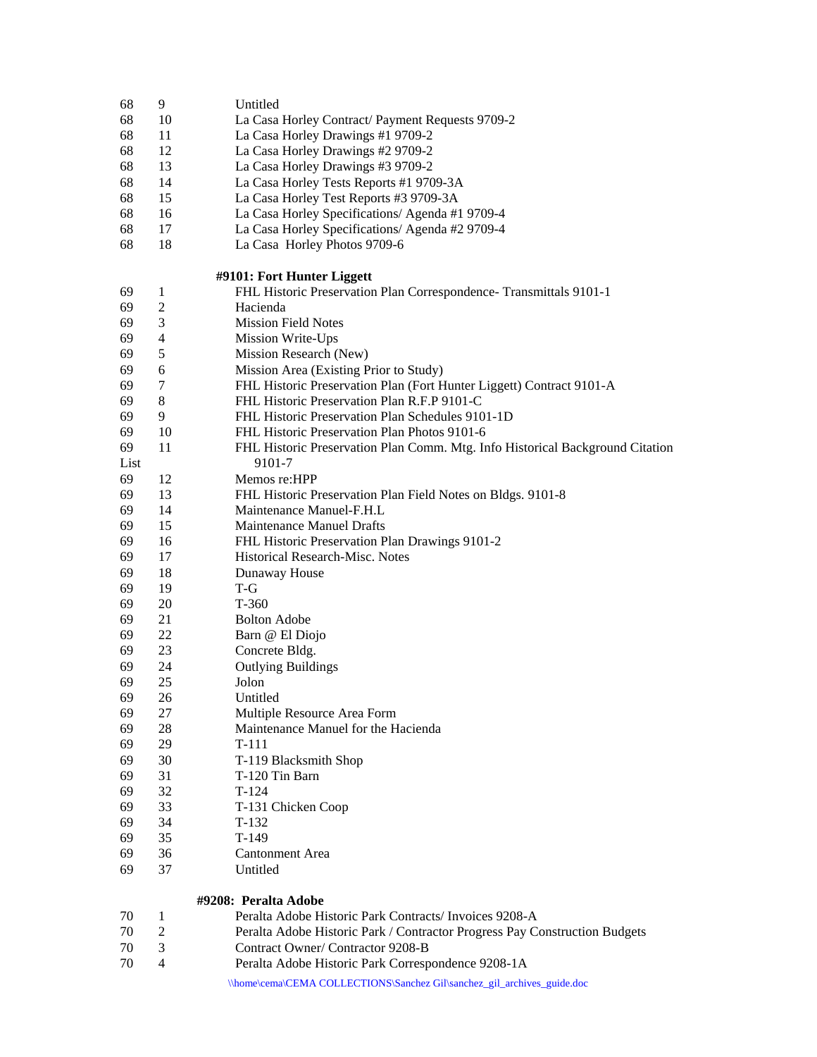| | | |
|---|---|---|
| 68 | 9 | Untitled |
| 68 | 10 | La Casa Horley Contract/ Payment Requests 9709-2 |
| 68 | 11 | La Casa Horley Drawings #1 9709-2 |
| 68 | 12 | La Casa Horley Drawings #2 9709-2 |
| 68 | 13 | La Casa Horley Drawings #3 9709-2 |
| 68 | 14 | La Casa Horley Tests Reports #1 9709-3A |
| 68 | 15 | La Casa Horley Test Reports #3 9709-3A |
| 68 | 16 | La Casa Horley Specifications/ Agenda #1 9709-4 |
| 68 | 17 | La Casa Horley Specifications/ Agenda #2 9709-4 |
| 68 | 18 | La Casa Horley Photos 9709-6 |

**#9101: Fort Hunter Liggett**

| | | |
|---|---|---|
| 69 | 1 | FHL Historic Preservation Plan Correspondence- Transmittals 9101-1 |
| 69 | 2 | Hacienda |
| 69 | 3 | Mission Field Notes |
| 69 | 4 | Mission Write-Ups |
| 69 | 5 | Mission Research (New) |
| 69 | 6 | Mission Area (Existing Prior to Study) |
| 69 | 7 | FHL Historic Preservation Plan (Fort Hunter Liggett) Contract 9101-A |
| 69 | 8 | FHL Historic Preservation Plan R.F.P 9101-C |
| 69 | 9 | FHL Historic Preservation Plan Schedules 9101-1D |
| 69 | 10 | FHL Historic Preservation Plan Photos 9101-6 |
| 69 | 11 | FHL Historic Preservation Plan Comm. Mtg. Info Historical Background Citation List 9101-7 |
| 69 | 12 | Memos re:HPP |
| 69 | 13 | FHL Historic Preservation Plan Field Notes on Bldgs. 9101-8 |
| 69 | 14 | Maintenance Manuel-F.H.L |
| 69 | 15 | Maintenance Manuel Drafts |
| 69 | 16 | FHL Historic Preservation Plan Drawings 9101-2 |
| 69 | 17 | Historical Research-Misc. Notes |
| 69 | 18 | Dunaway House |
| 69 | 19 | T-G |
| 69 | 20 | T-360 |
| 69 | 21 | Bolton Adobe |
| 69 | 22 | Barn @ El Diojo |
| 69 | 23 | Concrete Bldg. |
| 69 | 24 | Outlying Buildings |
| 69 | 25 | Jolon |
| 69 | 26 | Untitled |
| 69 | 27 | Multiple Resource Area Form |
| 69 | 28 | Maintenance Manuel for the Hacienda |
| 69 | 29 | T-111 |
| 69 | 30 | T-119 Blacksmith Shop |
| 69 | 31 | T-120 Tin Barn |
| 69 | 32 | T-124 |
| 69 | 33 | T-131 Chicken Coop |
| 69 | 34 | T-132 |
| 69 | 35 | T-149 |
| 69 | 36 | Cantonment Area |
| 69 | 37 | Untitled |

**#9208: Peralta Adobe**

| | | |
|---|---|---|
| 70 | 1 | Peralta Adobe Historic Park Contracts/ Invoices 9208-A |
| 70 | 2 | Peralta Adobe Historic Park / Contractor Progress Pay Construction Budgets |
| 70 | 3 | Contract Owner/ Contractor 9208-B |
| 70 | 4 | Peralta Adobe Historic Park Correspondence 9208-1A |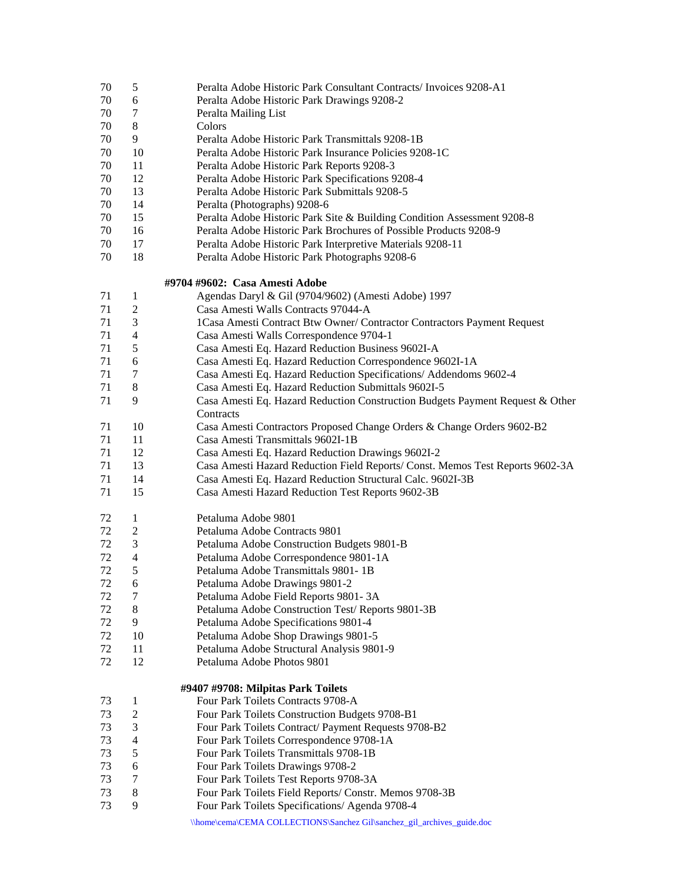| | | |
|---|---|---|
| 70 | 5 | Peralta Adobe Historic Park Consultant Contracts/ Invoices 9208-A1 |
| 70 | 6 | Peralta Adobe Historic Park Drawings 9208-2 |
| 70 | 7 | Peralta Mailing List |
| 70 | 8 | Colors |
| 70 | 9 | Peralta Adobe Historic Park Transmittals 9208-1B |
| 70 | 10 | Peralta Adobe Historic Park Insurance Policies 9208-1C |
| 70 | 11 | Peralta Adobe Historic Park Reports 9208-3 |
| 70 | 12 | Peralta Adobe Historic Park Specifications 9208-4 |
| 70 | 13 | Peralta Adobe Historic Park Submittals 9208-5 |
| 70 | 14 | Peralta (Photographs) 9208-6 |
| 70 | 15 | Peralta Adobe Historic Park Site & Building Condition Assessment 9208-8 |
| 70 | 16 | Peralta Adobe Historic Park Brochures of Possible Products 9208-9 |
| 70 | 17 | Peralta Adobe Historic Park Interpretive Materials 9208-11 |
| 70 | 18 | Peralta Adobe Historic Park Photographs 9208-6 |

**#9704 #9602: Casa Amesti Adobe**

| | | |
|---|---|---|
| 71 | 1 | Agendas Daryl & Gil (9704/9602) (Amesti Adobe) 1997 |
| 71 | 2 | Casa Amesti Walls Contracts 97044-A |
| 71 | 3 | 1Casa Amesti Contract Btw Owner/ Contractor Contractors Payment Request |
| 71 | 4 | Casa Amesti Walls Correspondence 9704-1 |
| 71 | 5 | Casa Amesti Eq. Hazard Reduction Business 9602I-A |
| 71 | 6 | Casa Amesti Eq. Hazard Reduction Correspondence 9602I-1A |
| 71 | 7 | Casa Amesti Eq. Hazard Reduction Specifications/ Addendoms 9602-4 |
| 71 | 8 | Casa Amesti Eq. Hazard Reduction Submittals 9602I-5 |
| 71 | 9 | Casa Amesti Eq. Hazard Reduction Construction Budgets Payment Request & Other Contracts |
| 71 | 10 | Casa Amesti Contractors Proposed Change Orders & Change Orders 9602-B2 |
| 71 | 11 | Casa Amesti Transmittals 9602I-1B |
| 71 | 12 | Casa Amesti Eq. Hazard Reduction Drawings 9602I-2 |
| 71 | 13 | Casa Amesti Hazard Reduction Field Reports/ Const. Memos Test Reports 9602-3A |
| 71 | 14 | Casa Amesti Eq. Hazard Reduction Structural Calc. 9602I-3B |
| 71 | 15 | Casa Amesti Hazard Reduction Test Reports 9602-3B |

| | | |
|---|---|---|
| 72 | 1 | Petaluma Adobe 9801 |
| 72 | 2 | Petaluma Adobe Contracts 9801 |
| 72 | 3 | Petaluma Adobe Construction Budgets 9801-B |
| 72 | 4 | Petaluma Adobe Correspondence 9801-1A |
| 72 | 5 | Petaluma Adobe Transmittals 9801- 1B |
| 72 | 6 | Petaluma Adobe Drawings 9801-2 |
| 72 | 7 | Petaluma Adobe Field Reports 9801- 3A |
| 72 | 8 | Petaluma Adobe Construction Test/ Reports 9801-3B |
| 72 | 9 | Petaluma Adobe Specifications 9801-4 |
| 72 | 10 | Petaluma Adobe Shop Drawings 9801-5 |
| 72 | 11 | Petaluma Adobe Structural Analysis 9801-9 |
| 72 | 12 | Petaluma Adobe Photos 9801 |

**#9407 #9708: Milpitas Park Toilets**

| | | |
|---|---|---|
| 73 | 1 | Four Park Toilets Contracts 9708-A |
| 73 | 2 | Four Park Toilets Construction Budgets 9708-B1 |
| 73 | 3 | Four Park Toilets Contract/ Payment Requests 9708-B2 |
| 73 | 4 | Four Park Toilets Correspondence 9708-1A |
| 73 | 5 | Four Park Toilets Transmittals 9708-1B |
| 73 | 6 | Four Park Toilets Drawings 9708-2 |
| 73 | 7 | Four Park Toilets Test Reports 9708-3A |
| 73 | 8 | Four Park Toilets Field Reports/ Constr. Memos 9708-3B |
| 73 | 9 | Four Park Toilets Specifications/ Agenda 9708-4 |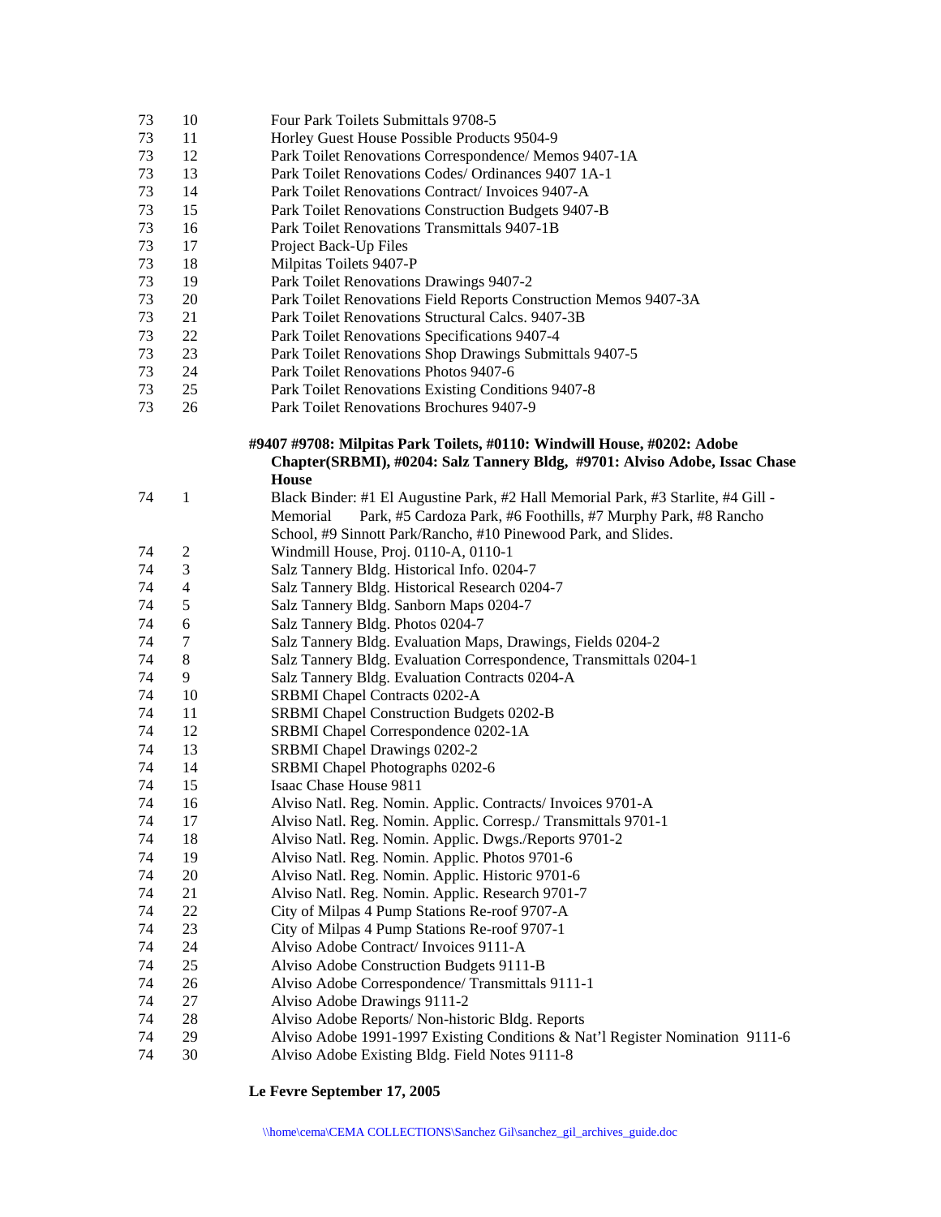| | | |
|---|---|---|
| 73 | 10 | Four Park Toilets Submittals 9708-5 |
| 73 | 11 | Horley Guest House Possible Products 9504-9 |
| 73 | 12 | Park Toilet Renovations Correspondence/ Memos 9407-1A |
| 73 | 13 | Park Toilet Renovations Codes/ Ordinances 9407 1A-1 |
| 73 | 14 | Park Toilet Renovations Contract/ Invoices 9407-A |
| 73 | 15 | Park Toilet Renovations Construction Budgets 9407-B |
| 73 | 16 | Park Toilet Renovations Transmittals 9407-1B |
| 73 | 17 | Project Back-Up Files |
| 73 | 18 | Milpitas Toilets 9407-P |
| 73 | 19 | Park Toilet Renovations Drawings 9407-2 |
| 73 | 20 | Park Toilet Renovations Field Reports Construction Memos 9407-3A |
| 73 | 21 | Park Toilet Renovations Structural Calcs. 9407-3B |
| 73 | 22 | Park Toilet Renovations Specifications 9407-4 |
| 73 | 23 | Park Toilet Renovations Shop Drawings Submittals 9407-5 |
| 73 | 24 | Park Toilet Renovations Photos 9407-6 |
| 73 | 25 | Park Toilet Renovations Existing Conditions 9407-8 |
| 73 | 26 | Park Toilet Renovations Brochures 9407-9 |

**#9407 #9708: Milpitas Park Toilets, #0110: Windwill House, #0202: Adobe Chapter(SRBMI), #0204: Salz Tannery Bldg, #9701: Alviso Adobe, Issac Chase House**

| | | |
|---|---|---|
| 74 | 1 | Black Binder: #1 El Augustine Park, #2 Hall Memorial Park, #3 Starlite, #4 Gill - Memorial Park, #5 Cardoza Park, #6 Foothills, #7 Murphy Park, #8 Rancho School, #9 Sinnott Park/Rancho, #10 Pinewood Park, and Slides. |
| 74 | 2 | Windmill House, Proj. 0110-A, 0110-1 |
| 74 | 3 | Salz Tannery Bldg. Historical Info. 0204-7 |
| 74 | 4 | Salz Tannery Bldg. Historical Research 0204-7 |
| 74 | 5 | Salz Tannery Bldg. Sanborn Maps 0204-7 |
| 74 | 6 | Salz Tannery Bldg. Photos 0204-7 |
| 74 | 7 | Salz Tannery Bldg. Evaluation Maps, Drawings, Fields 0204-2 |
| 74 | 8 | Salz Tannery Bldg. Evaluation Correspondence, Transmittals 0204-1 |
| 74 | 9 | Salz Tannery Bldg. Evaluation Contracts 0204-A |
| 74 | 10 | SRBMI Chapel Contracts 0202-A |
| 74 | 11 | SRBMI Chapel Construction Budgets 0202-B |
| 74 | 12 | SRBMI Chapel Correspondence 0202-1A |
| 74 | 13 | SRBMI Chapel Drawings 0202-2 |
| 74 | 14 | SRBMI Chapel Photographs 0202-6 |
| 74 | 15 | Isaac Chase House 9811 |
| 74 | 16 | Alviso Natl. Reg. Nomin. Applic. Contracts/ Invoices 9701-A |
| 74 | 17 | Alviso Natl. Reg. Nomin. Applic. Corresp./ Transmittals 9701-1 |
| 74 | 18 | Alviso Natl. Reg. Nomin. Applic. Dwgs./Reports 9701-2 |
| 74 | 19 | Alviso Natl. Reg. Nomin. Applic. Photos 9701-6 |
| 74 | 20 | Alviso Natl. Reg. Nomin. Applic. Historic 9701-6 |
| 74 | 21 | Alviso Natl. Reg. Nomin. Applic. Research 9701-7 |
| 74 | 22 | City of Milpas 4 Pump Stations Re-roof 9707-A |
| 74 | 23 | City of Milpas 4 Pump Stations Re-roof 9707-1 |
| 74 | 24 | Alviso Adobe Contract/ Invoices 9111-A |
| 74 | 25 | Alviso Adobe Construction Budgets 9111-B |
| 74 | 26 | Alviso Adobe Correspondence/ Transmittals 9111-1 |
| 74 | 27 | Alviso Adobe Drawings 9111-2 |
| 74 | 28 | Alviso Adobe Reports/ Non-historic Bldg. Reports |
| 74 | 29 | Alviso Adobe 1991-1997 Existing Conditions & Nat'l Register Nomination 9111-6 |
| 74 | 30 | Alviso Adobe Existing Bldg. Field Notes 9111-8 |

**Le Fevre September 17, 2005**

\\home\cema\CEMA COLLECTIONS\Sanchez Gil\sanchez_gil_archives_guide.doc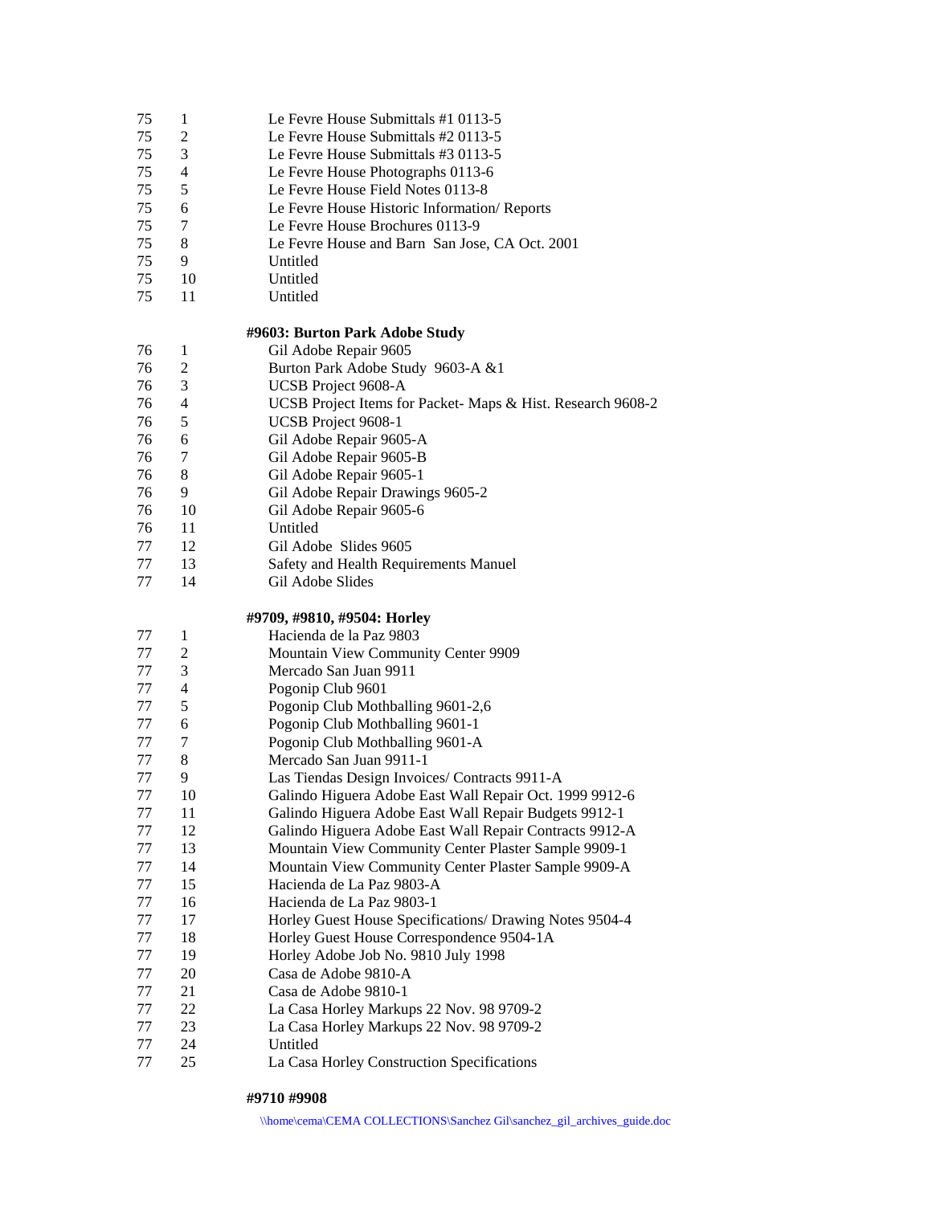| | | |
|---|---|---|
| 75 | 1 | Le Fevre House Submittals #1 0113-5 |
| 75 | 2 | Le Fevre House Submittals #2 0113-5 |
| 75 | 3 | Le Fevre House Submittals #3 0113-5 |
| 75 | 4 | Le Fevre House Photographs 0113-6 |
| 75 | 5 | Le Fevre House Field Notes 0113-8 |
| 75 | 6 | Le Fevre House Historic Information/ Reports |
| 75 | 7 | Le Fevre House Brochures 0113-9 |
| 75 | 8 | Le Fevre House and Barn San Jose, CA Oct. 2001 |
| 75 | 9 | Untitled |
| 75 | 10 | Untitled |
| 75 | 11 | Untitled |

**#9603: Burton Park Adobe Study**

| | | |
|---|---|---|
| 76 | 1 | Gil Adobe Repair 9605 |
| 76 | 2 | Burton Park Adobe Study 9603-A &1 |
| 76 | 3 | UCSB Project 9608-A |
| 76 | 4 | UCSB Project Items for Packet- Maps & Hist. Research 9608-2 |
| 76 | 5 | UCSB Project 9608-1 |
| 76 | 6 | Gil Adobe Repair 9605-A |
| 76 | 7 | Gil Adobe Repair 9605-B |
| 76 | 8 | Gil Adobe Repair 9605-1 |
| 76 | 9 | Gil Adobe Repair Drawings 9605-2 |
| 76 | 10 | Gil Adobe Repair 9605-6 |
| 76 | 11 | Untitled |
| 77 | 12 | Gil Adobe Slides 9605 |
| 77 | 13 | Safety and Health Requirements Manuel |
| 77 | 14 | Gil Adobe Slides |

**#9709, #9810, #9504: Horley**

| | | |
|---|---|---|
| 77 | 1 | Hacienda de la Paz 9803 |
| 77 | 2 | Mountain View Community Center 9909 |
| 77 | 3 | Mercado San Juan 9911 |
| 77 | 4 | Pogonip Club 9601 |
| 77 | 5 | Pogonip Club Mothballing 9601-2,6 |
| 77 | 6 | Pogonip Club Mothballing 9601-1 |
| 77 | 7 | Pogonip Club Mothballing 9601-A |
| 77 | 8 | Mercado San Juan 9911-1 |
| 77 | 9 | Las Tiendas Design Invoices/ Contracts 9911-A |
| 77 | 10 | Galindo Higuera Adobe East Wall Repair Oct. 1999 9912-6 |
| 77 | 11 | Galindo Higuera Adobe East Wall Repair Budgets 9912-1 |
| 77 | 12 | Galindo Higuera Adobe East Wall Repair Contracts 9912-A |
| 77 | 13 | Mountain View Community Center Plaster Sample 9909-1 |
| 77 | 14 | Mountain View Community Center Plaster Sample 9909-A |
| 77 | 15 | Hacienda de La Paz 9803-A |
| 77 | 16 | Hacienda de La Paz 9803-1 |
| 77 | 17 | Horley Guest House Specifications/ Drawing Notes 9504-4 |
| 77 | 18 | Horley Guest House Correspondence 9504-1A |
| 77 | 19 | Horley Adobe Job No. 9810 July 1998 |
| 77 | 20 | Casa de Adobe 9810-A |
| 77 | 21 | Casa de Adobe 9810-1 |
| 77 | 22 | La Casa Horley Markups 22 Nov. 98 9709-2 |
| 77 | 23 | La Casa Horley Markups 22 Nov. 98 9709-2 |
| 77 | 24 | Untitled |
| 77 | 25 | La Casa Horley Construction Specifications |

**#9710 #9908**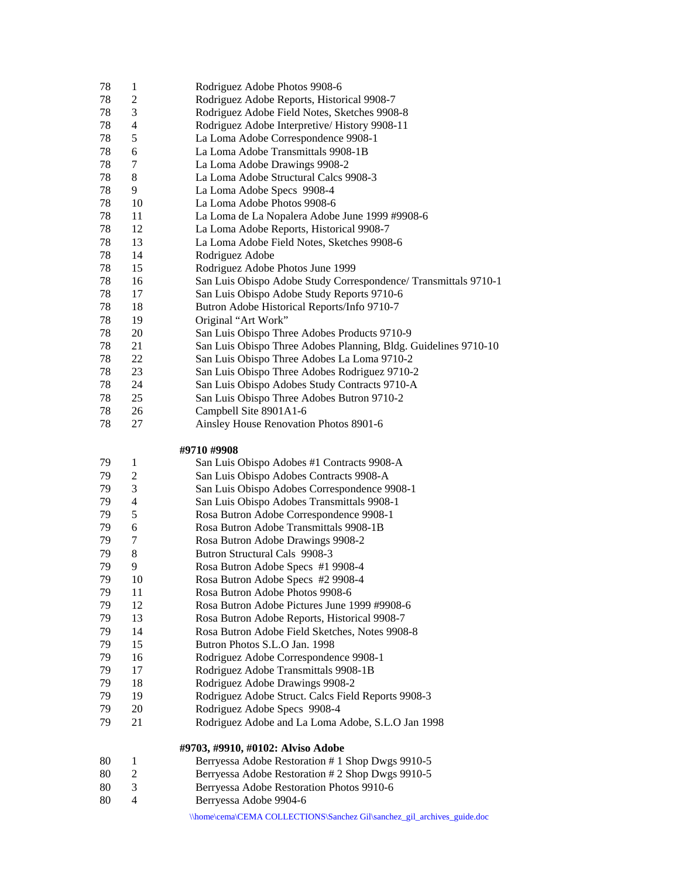| | | |
|---|---|---|
| 78 | 1 | Rodriguez Adobe Photos 9908-6 |
| 78 | 2 | Rodriguez Adobe Reports, Historical 9908-7 |
| 78 | 3 | Rodriguez Adobe Field Notes, Sketches 9908-8 |
| 78 | 4 | Rodriguez Adobe Interpretive/ History 9908-11 |
| 78 | 5 | La Loma Adobe Correspondence 9908-1 |
| 78 | 6 | La Loma Adobe Transmittals 9908-1B |
| 78 | 7 | La Loma Adobe Drawings 9908-2 |
| 78 | 8 | La Loma Adobe Structural Calcs 9908-3 |
| 78 | 9 | La Loma Adobe Specs 9908-4 |
| 78 | 10 | La Loma Adobe Photos 9908-6 |
| 78 | 11 | La Loma de La Nopalera Adobe June 1999 #9908-6 |
| 78 | 12 | La Loma Adobe Reports, Historical 9908-7 |
| 78 | 13 | La Loma Adobe Field Notes, Sketches 9908-6 |
| 78 | 14 | Rodriguez Adobe |
| 78 | 15 | Rodriguez Adobe Photos June 1999 |
| 78 | 16 | San Luis Obispo Adobe Study Correspondence/ Transmittals 9710-1 |
| 78 | 17 | San Luis Obispo Adobe Study Reports 9710-6 |
| 78 | 18 | Butron Adobe Historical Reports/Info 9710-7 |
| 78 | 19 | Original "Art Work" |
| 78 | 20 | San Luis Obispo Three Adobes Products 9710-9 |
| 78 | 21 | San Luis Obispo Three Adobes Planning, Bldg. Guidelines 9710-10 |
| 78 | 22 | San Luis Obispo Three Adobes La Loma 9710-2 |
| 78 | 23 | San Luis Obispo Three Adobes Rodriguez 9710-2 |
| 78 | 24 | San Luis Obispo Adobes Study Contracts 9710-A |
| 78 | 25 | San Luis Obispo Three Adobes Butron 9710-2 |
| 78 | 26 | Campbell Site 8901A1-6 |
| 78 | 27 | Ainsley House Renovation Photos 8901-6 |

**#9710 #9908**

| | | |
|---|---|---|
| 79 | 1 | San Luis Obispo Adobes #1 Contracts 9908-A |
| 79 | 2 | San Luis Obispo Adobes Contracts 9908-A |
| 79 | 3 | San Luis Obispo Adobes Correspondence 9908-1 |
| 79 | 4 | San Luis Obispo Adobes Transmittals 9908-1 |
| 79 | 5 | Rosa Butron Adobe Correspondence 9908-1 |
| 79 | 6 | Rosa Butron Adobe Transmittals 9908-1B |
| 79 | 7 | Rosa Butron Adobe Drawings 9908-2 |
| 79 | 8 | Butron Structural Cals 9908-3 |
| 79 | 9 | Rosa Butron Adobe Specs #1 9908-4 |
| 79 | 10 | Rosa Butron Adobe Specs #2 9908-4 |
| 79 | 11 | Rosa Butron Adobe Photos 9908-6 |
| 79 | 12 | Rosa Butron Adobe Pictures June 1999 #9908-6 |
| 79 | 13 | Rosa Butron Adobe Reports, Historical 9908-7 |
| 79 | 14 | Rosa Butron Adobe Field Sketches, Notes 9908-8 |
| 79 | 15 | Butron Photos S.L.O Jan. 1998 |
| 79 | 16 | Rodriguez Adobe Correspondence 9908-1 |
| 79 | 17 | Rodriguez Adobe Transmittals 9908-1B |
| 79 | 18 | Rodriguez Adobe Drawings 9908-2 |
| 79 | 19 | Rodriguez Adobe Struct. Calcs Field Reports 9908-3 |
| 79 | 20 | Rodriguez Adobe Specs 9908-4 |
| 79 | 21 | Rodriguez Adobe and La Loma Adobe, S.L.O Jan 1998 |

**#9703, #9910, #0102: Alviso Adobe**

| | | |
|---|---|---|
| 80 | 1 | Berryessa Adobe Restoration # 1 Shop Dwgs 9910-5 |
| 80 | 2 | Berryessa Adobe Restoration # 2 Shop Dwgs 9910-5 |
| 80 | 3 | Berryessa Adobe Restoration Photos 9910-6 |
| 80 | 4 | Berryessa Adobe 9904-6 |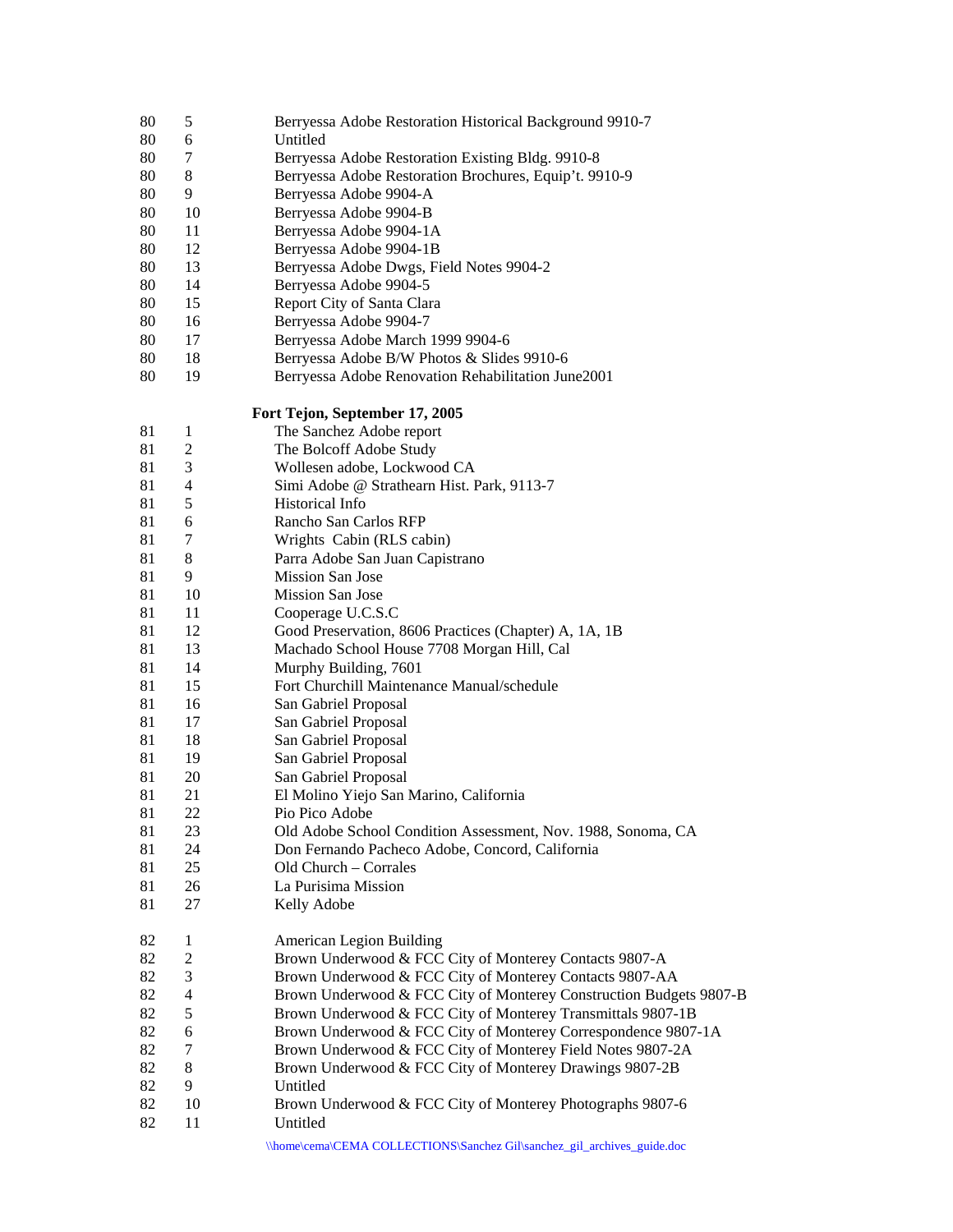| | | |
|---|---|---|
| 80 | 5 | Berryessa Adobe Restoration Historical Background 9910-7 |
| 80 | 6 | Untitled |
| 80 | 7 | Berryessa Adobe Restoration Existing Bldg. 9910-8 |
| 80 | 8 | Berryessa Adobe Restoration Brochures, Equip't. 9910-9 |
| 80 | 9 | Berryessa Adobe 9904-A |
| 80 | 10 | Berryessa Adobe 9904-B |
| 80 | 11 | Berryessa Adobe 9904-1A |
| 80 | 12 | Berryessa Adobe 9904-1B |
| 80 | 13 | Berryessa Adobe Dwgs, Field Notes 9904-2 |
| 80 | 14 | Berryessa Adobe 9904-5 |
| 80 | 15 | Report City of Santa Clara |
| 80 | 16 | Berryessa Adobe 9904-7 |
| 80 | 17 | Berryessa Adobe March 1999 9904-6 |
| 80 | 18 | Berryessa Adobe B/W Photos & Slides 9910-6 |
| 80 | 19 | Berryessa Adobe Renovation Rehabilitation June2001 |

**Fort Tejon, September 17, 2005**

| | | |
|---|---|---|
| 81 | 1 | The Sanchez Adobe report |
| 81 | 2 | The Bolcoff Adobe Study |
| 81 | 3 | Wollesen adobe, Lockwood CA |
| 81 | 4 | Simi Adobe @ Strathearn Hist. Park, 9113-7 |
| 81 | 5 | Historical Info |
| 81 | 6 | Rancho San Carlos RFP |
| 81 | 7 | Wrights Cabin (RLS cabin) |
| 81 | 8 | Parra Adobe San Juan Capistrano |
| 81 | 9 | Mission San Jose |
| 81 | 10 | Mission San Jose |
| 81 | 11 | Cooperage U.C.S.C |
| 81 | 12 | Good Preservation, 8606 Practices (Chapter) A, 1A, 1B |
| 81 | 13 | Machado School House 7708 Morgan Hill, Cal |
| 81 | 14 | Murphy Building, 7601 |
| 81 | 15 | Fort Churchill Maintenance Manual/schedule |
| 81 | 16 | San Gabriel Proposal |
| 81 | 17 | San Gabriel Proposal |
| 81 | 18 | San Gabriel Proposal |
| 81 | 19 | San Gabriel Proposal |
| 81 | 20 | San Gabriel Proposal |
| 81 | 21 | El Molino Yiejo San Marino, California |
| 81 | 22 | Pio Pico Adobe |
| 81 | 23 | Old Adobe School Condition Assessment, Nov. 1988, Sonoma, CA |
| 81 | 24 | Don Fernando Pacheco Adobe, Concord, California |
| 81 | 25 | Old Church – Corrales |
| 81 | 26 | La Purisima Mission |
| 81 | 27 | Kelly Adobe |

| | | |
|---|---|---|
| 82 | 1 | American Legion Building |
| 82 | 2 | Brown Underwood & FCC City of Monterey Contacts 9807-A |
| 82 | 3 | Brown Underwood & FCC City of Monterey Contacts 9807-AA |
| 82 | 4 | Brown Underwood & FCC City of Monterey Construction Budgets 9807-B |
| 82 | 5 | Brown Underwood & FCC City of Monterey Transmittals 9807-1B |
| 82 | 6 | Brown Underwood & FCC City of Monterey Correspondence 9807-1A |
| 82 | 7 | Brown Underwood & FCC City of Monterey Field Notes 9807-2A |
| 82 | 8 | Brown Underwood & FCC City of Monterey Drawings 9807-2B |
| 82 | 9 | Untitled |
| 82 | 10 | Brown Underwood & FCC City of Monterey Photographs 9807-6 |
| 82 | 11 | Untitled |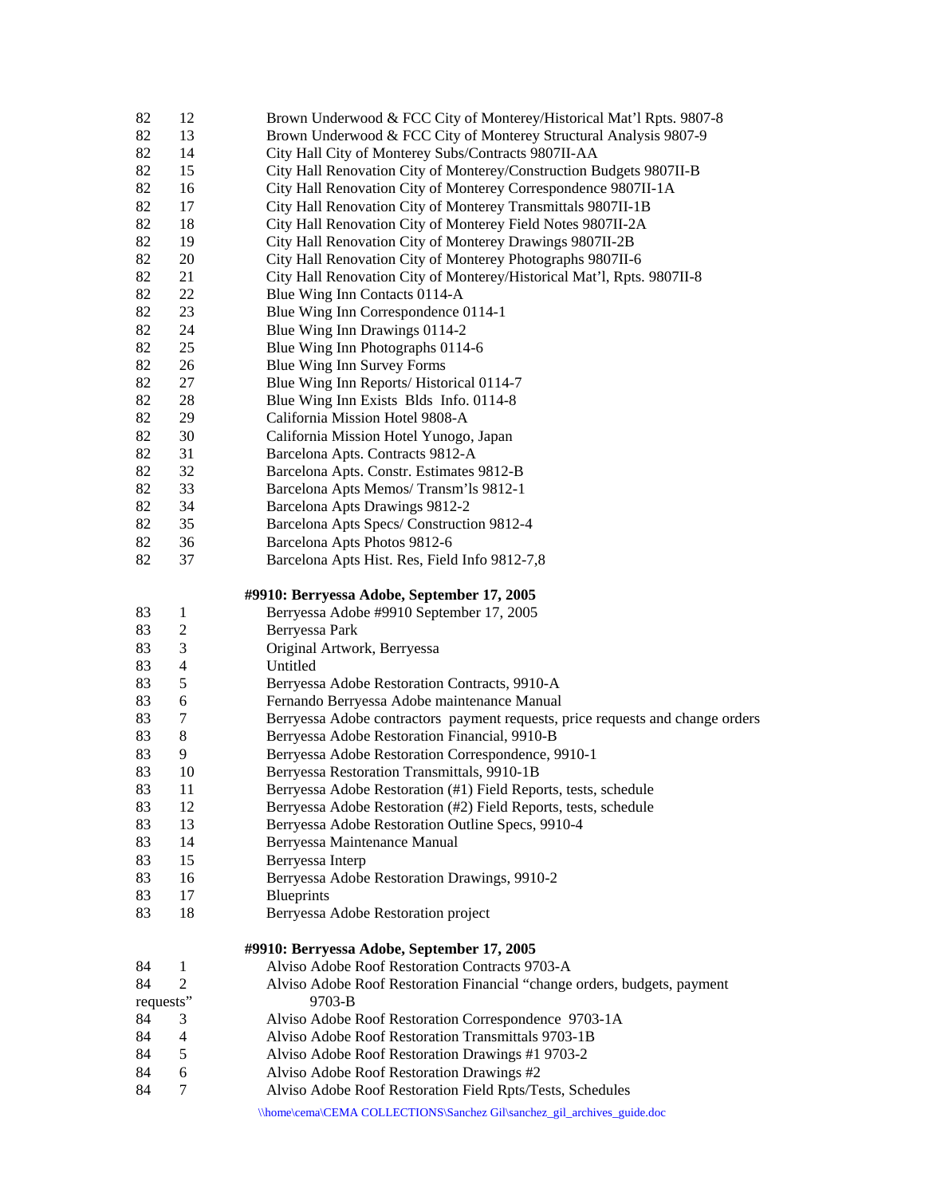| | | |
|---|---|---|
| 82 | 12 | Brown Underwood & FCC City of Monterey/Historical Mat'l Rpts. 9807-8 |
| 82 | 13 | Brown Underwood & FCC City of Monterey Structural Analysis 9807-9 |
| 82 | 14 | City Hall City of Monterey Subs/Contracts 9807II-AA |
| 82 | 15 | City Hall Renovation City of Monterey/Construction Budgets 9807II-B |
| 82 | 16 | City Hall Renovation City of Monterey Correspondence 9807II-1A |
| 82 | 17 | City Hall Renovation City of Monterey Transmittals 9807II-1B |
| 82 | 18 | City Hall Renovation City of Monterey Field Notes 9807II-2A |
| 82 | 19 | City Hall Renovation City of Monterey Drawings 9807II-2B |
| 82 | 20 | City Hall Renovation City of Monterey Photographs 9807II-6 |
| 82 | 21 | City Hall Renovation City of Monterey/Historical Mat'l, Rpts. 9807II-8 |
| 82 | 22 | Blue Wing Inn Contacts 0114-A |
| 82 | 23 | Blue Wing Inn Correspondence 0114-1 |
| 82 | 24 | Blue Wing Inn Drawings 0114-2 |
| 82 | 25 | Blue Wing Inn Photographs 0114-6 |
| 82 | 26 | Blue Wing Inn Survey Forms |
| 82 | 27 | Blue Wing Inn Reports/ Historical 0114-7 |
| 82 | 28 | Blue Wing Inn Exists Blds Info. 0114-8 |
| 82 | 29 | California Mission Hotel 9808-A |
| 82 | 30 | California Mission Hotel Yunogo, Japan |
| 82 | 31 | Barcelona Apts. Contracts 9812-A |
| 82 | 32 | Barcelona Apts. Constr. Estimates 9812-B |
| 82 | 33 | Barcelona Apts Memos/ Transm'ls 9812-1 |
| 82 | 34 | Barcelona Apts Drawings 9812-2 |
| 82 | 35 | Barcelona Apts Specs/ Construction 9812-4 |
| 82 | 36 | Barcelona Apts Photos 9812-6 |
| 82 | 37 | Barcelona Apts Hist. Res, Field Info 9812-7,8 |

**#9910: Berryessa Adobe, September 17, 2005**

| | | |
|---|---|---|
| 83 | 1 | Berryessa Adobe #9910 September 17, 2005 |
| 83 | 2 | Berryessa Park |
| 83 | 3 | Original Artwork, Berryessa |
| 83 | 4 | Untitled |
| 83 | 5 | Berryessa Adobe Restoration Contracts, 9910-A |
| 83 | 6 | Fernando Berryessa Adobe maintenance Manual |
| 83 | 7 | Berryessa Adobe contractors payment requests, price requests and change orders |
| 83 | 8 | Berryessa Adobe Restoration Financial, 9910-B |
| 83 | 9 | Berryessa Adobe Restoration Correspondence, 9910-1 |
| 83 | 10 | Berryessa Restoration Transmittals, 9910-1B |
| 83 | 11 | Berryessa Adobe Restoration (#1) Field Reports, tests, schedule |
| 83 | 12 | Berryessa Adobe Restoration (#2) Field Reports, tests, schedule |
| 83 | 13 | Berryessa Adobe Restoration Outline Specs, 9910-4 |
| 83 | 14 | Berryessa Maintenance Manual |
| 83 | 15 | Berryessa Interp |
| 83 | 16 | Berryessa Adobe Restoration Drawings, 9910-2 |
| 83 | 17 | Blueprints |
| 83 | 18 | Berryessa Adobe Restoration project |

**#9910: Berryessa Adobe, September 17, 2005**

| | | |
|---|---|---|
| 84 | 1 | Alviso Adobe Roof Restoration Contracts 9703-A |
| 84 | 2 | Alviso Adobe Roof Restoration Financial "change orders, budgets, payment requests" 9703-B |
| 84 | 3 | Alviso Adobe Roof Restoration Correspondence 9703-1A |
| 84 | 4 | Alviso Adobe Roof Restoration Transmittals 9703-1B |
| 84 | 5 | Alviso Adobe Roof Restoration Drawings #1 9703-2 |
| 84 | 6 | Alviso Adobe Roof Restoration Drawings #2 |
| 84 | 7 | Alviso Adobe Roof Restoration Field Rpts/Tests, Schedules |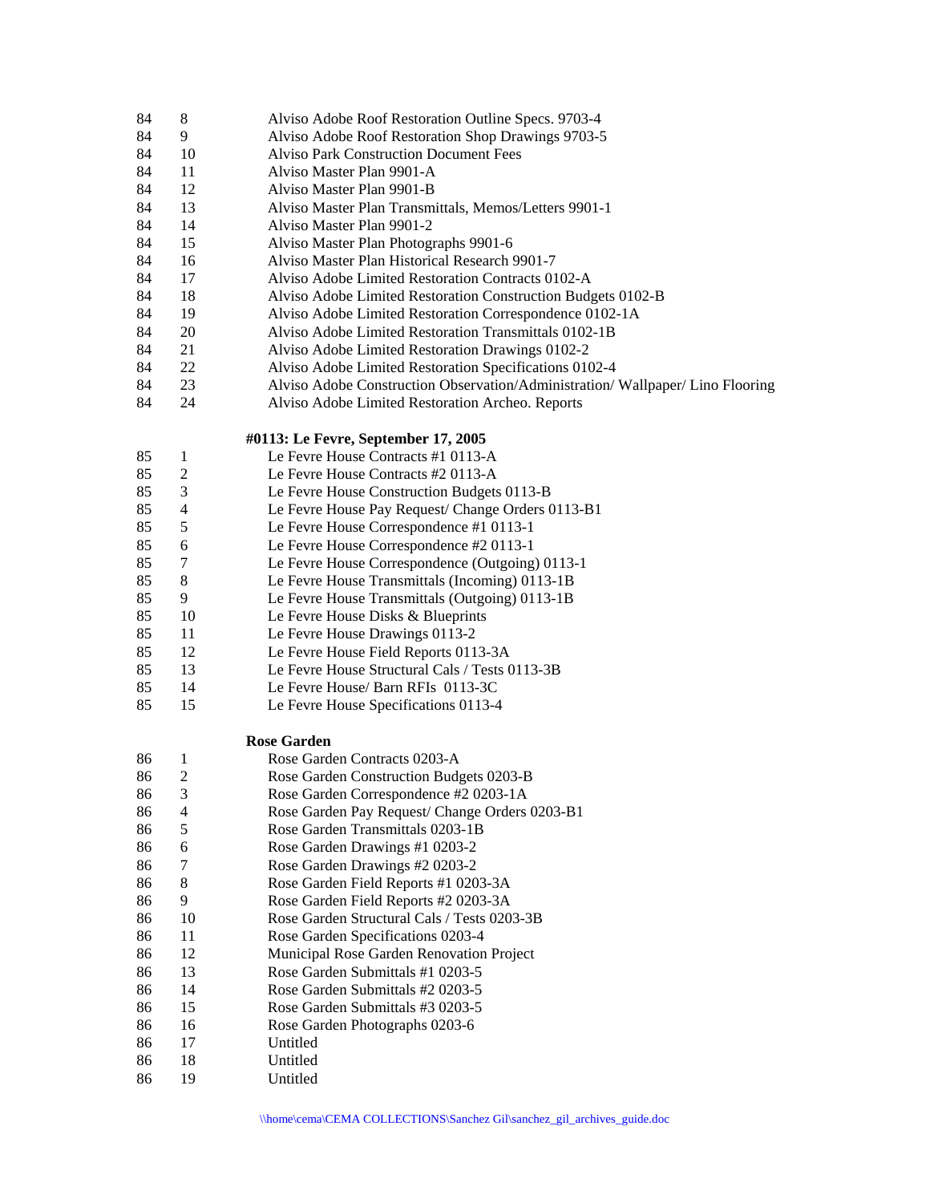| | | |
|---|---|---|
| 84 | 8 | Alviso Adobe Roof Restoration Outline Specs. 9703-4 |
| 84 | 9 | Alviso Adobe Roof Restoration Shop Drawings 9703-5 |
| 84 | 10 | Alviso Park Construction Document Fees |
| 84 | 11 | Alviso Master Plan 9901-A |
| 84 | 12 | Alviso Master Plan 9901-B |
| 84 | 13 | Alviso Master Plan Transmittals, Memos/Letters 9901-1 |
| 84 | 14 | Alviso Master Plan 9901-2 |
| 84 | 15 | Alviso Master Plan Photographs 9901-6 |
| 84 | 16 | Alviso Master Plan Historical Research 9901-7 |
| 84 | 17 | Alviso Adobe Limited Restoration Contracts 0102-A |
| 84 | 18 | Alviso Adobe Limited Restoration Construction Budgets 0102-B |
| 84 | 19 | Alviso Adobe Limited Restoration Correspondence 0102-1A |
| 84 | 20 | Alviso Adobe Limited Restoration Transmittals 0102-1B |
| 84 | 21 | Alviso Adobe Limited Restoration Drawings 0102-2 |
| 84 | 22 | Alviso Adobe Limited Restoration Specifications 0102-4 |
| 84 | 23 | Alviso Adobe Construction Observation/Administration/ Wallpaper/ Lino Flooring |
| 84 | 24 | Alviso Adobe Limited Restoration Archeo. Reports |

**#0113: Le Fevre, September 17, 2005**

| | | |
|---|---|---|
| 85 | 1 | Le Fevre House Contracts #1 0113-A |
| 85 | 2 | Le Fevre House Contracts #2 0113-A |
| 85 | 3 | Le Fevre House Construction Budgets 0113-B |
| 85 | 4 | Le Fevre House Pay Request/ Change Orders 0113-B1 |
| 85 | 5 | Le Fevre House Correspondence #1 0113-1 |
| 85 | 6 | Le Fevre House Correspondence #2 0113-1 |
| 85 | 7 | Le Fevre House Correspondence (Outgoing) 0113-1 |
| 85 | 8 | Le Fevre House Transmittals (Incoming) 0113-1B |
| 85 | 9 | Le Fevre House Transmittals (Outgoing) 0113-1B |
| 85 | 10 | Le Fevre House Disks & Blueprints |
| 85 | 11 | Le Fevre House Drawings 0113-2 |
| 85 | 12 | Le Fevre House Field Reports 0113-3A |
| 85 | 13 | Le Fevre House Structural Cals / Tests 0113-3B |
| 85 | 14 | Le Fevre House/ Barn RFIs 0113-3C |
| 85 | 15 | Le Fevre House Specifications 0113-4 |

**Rose Garden**

| | | |
|---|---|---|
| 86 | 1 | Rose Garden Contracts 0203-A |
| 86 | 2 | Rose Garden Construction Budgets 0203-B |
| 86 | 3 | Rose Garden Correspondence #2 0203-1A |
| 86 | 4 | Rose Garden Pay Request/ Change Orders 0203-B1 |
| 86 | 5 | Rose Garden Transmittals 0203-1B |
| 86 | 6 | Rose Garden Drawings #1 0203-2 |
| 86 | 7 | Rose Garden Drawings #2 0203-2 |
| 86 | 8 | Rose Garden Field Reports #1 0203-3A |
| 86 | 9 | Rose Garden Field Reports #2 0203-3A |
| 86 | 10 | Rose Garden Structural Cals / Tests 0203-3B |
| 86 | 11 | Rose Garden Specifications 0203-4 |
| 86 | 12 | Municipal Rose Garden Renovation Project |
| 86 | 13 | Rose Garden Submittals #1 0203-5 |
| 86 | 14 | Rose Garden Submittals #2 0203-5 |
| 86 | 15 | Rose Garden Submittals #3 0203-5 |
| 86 | 16 | Rose Garden Photographs 0203-6 |
| 86 | 17 | Untitled |
| 86 | 18 | Untitled |
| 86 | 19 | Untitled |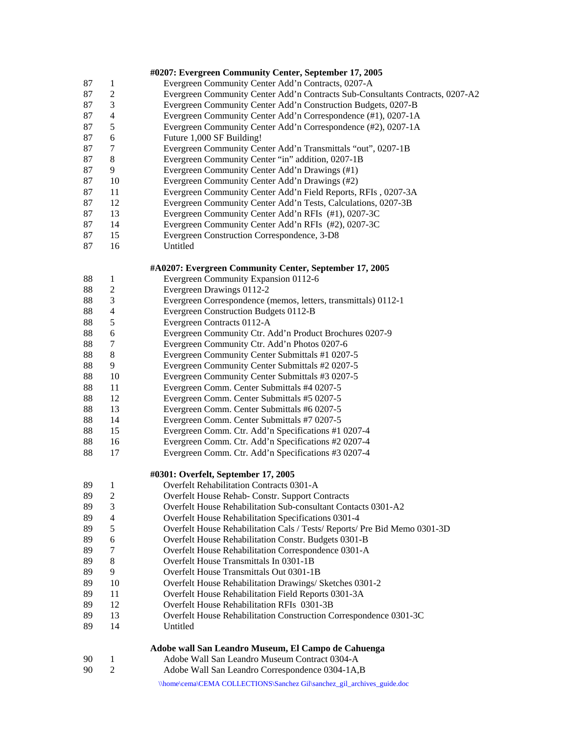**#0207: Evergreen Community Center, September 17, 2005**

| | | |
|---|---|---|
| 87 | 1 | Evergreen Community Center Add'n Contracts, 0207-A |
| 87 | 2 | Evergreen Community Center Add'n Contracts Sub-Consultants Contracts, 0207-A2 |
| 87 | 3 | Evergreen Community Center Add'n Construction Budgets, 0207-B |
| 87 | 4 | Evergreen Community Center Add'n Correspondence (#1), 0207-1A |
| 87 | 5 | Evergreen Community Center Add'n Correspondence (#2), 0207-1A |
| 87 | 6 | Future 1,000 SF Building! |
| 87 | 7 | Evergreen Community Center Add'n Transmittals "out", 0207-1B |
| 87 | 8 | Evergreen Community Center "in" addition, 0207-1B |
| 87 | 9 | Evergreen Community Center Add'n Drawings (#1) |
| 87 | 10 | Evergreen Community Center Add'n Drawings (#2) |
| 87 | 11 | Evergreen Community Center Add'n Field Reports, RFIs , 0207-3A |
| 87 | 12 | Evergreen Community Center Add'n Tests, Calculations, 0207-3B |
| 87 | 13 | Evergreen Community Center Add'n RFIs (#1), 0207-3C |
| 87 | 14 | Evergreen Community Center Add'n RFIs (#2), 0207-3C |
| 87 | 15 | Evergreen Construction Correspondence, 3-D8 |
| 87 | 16 | Untitled |

**#A0207: Evergreen Community Center, September 17, 2005**

| | | |
|---|---|---|
| 88 | 1 | Evergreen Community Expansion 0112-6 |
| 88 | 2 | Evergreen Drawings 0112-2 |
| 88 | 3 | Evergreen Correspondence (memos, letters, transmittals) 0112-1 |
| 88 | 4 | Evergreen Construction Budgets 0112-B |
| 88 | 5 | Evergreen Contracts 0112-A |
| 88 | 6 | Evergreen Community Ctr. Add'n Product Brochures 0207-9 |
| 88 | 7 | Evergreen Community Ctr. Add'n Photos 0207-6 |
| 88 | 8 | Evergreen Community Center Submittals #1 0207-5 |
| 88 | 9 | Evergreen Community Center Submittals #2 0207-5 |
| 88 | 10 | Evergreen Community Center Submittals #3 0207-5 |
| 88 | 11 | Evergreen Comm. Center Submittals #4 0207-5 |
| 88 | 12 | Evergreen Comm. Center Submittals #5 0207-5 |
| 88 | 13 | Evergreen Comm. Center Submittals #6 0207-5 |
| 88 | 14 | Evergreen Comm. Center Submittals #7 0207-5 |
| 88 | 15 | Evergreen Comm. Ctr. Add'n Specifications #1 0207-4 |
| 88 | 16 | Evergreen Comm. Ctr. Add'n Specifications #2 0207-4 |
| 88 | 17 | Evergreen Comm. Ctr. Add'n Specifications #3 0207-4 |

**#0301: Overfelt, September 17, 2005**

| | | |
|---|---|---|
| 89 | 1 | Overfelt Rehabilitation Contracts 0301-A |
| 89 | 2 | Overfelt House Rehab- Constr. Support Contracts |
| 89 | 3 | Overfelt House Rehabilitation Sub-consultant Contacts 0301-A2 |
| 89 | 4 | Overfelt House Rehabilitation Specifications 0301-4 |
| 89 | 5 | Overfelt House Rehabilitation Cals / Tests/ Reports/ Pre Bid Memo 0301-3D |
| 89 | 6 | Overfelt House Rehabilitation Constr. Budgets 0301-B |
| 89 | 7 | Overfelt House Rehabilitation Correspondence 0301-A |
| 89 | 8 | Overfelt House Transmittals In 0301-1B |
| 89 | 9 | Overfelt House Transmittals Out 0301-1B |
| 89 | 10 | Overfelt House Rehabilitation Drawings/ Sketches 0301-2 |
| 89 | 11 | Overfelt House Rehabilitation Field Reports 0301-3A |
| 89 | 12 | Overfelt House Rehabilitation RFIs 0301-3B |
| 89 | 13 | Overfelt House Rehabilitation Construction Correspondence 0301-3C |
| 89 | 14 | Untitled |

**Adobe wall San Leandro Museum, El Campo de Cahuenga**

| | | |
|---|---|---|
| 90 | 1 | Adobe Wall San Leandro Museum Contract 0304-A |
| 90 | 2 | Adobe Wall San Leandro Correspondence 0304-1A,B |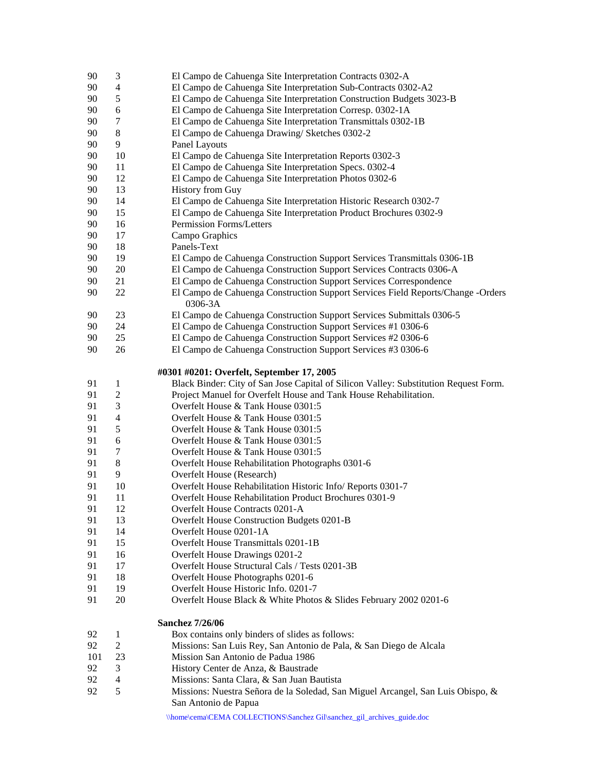| | | |
|---|---|---|
| 90 | 3 | El Campo de Cahuenga Site Interpretation Contracts 0302-A |
| 90 | 4 | El Campo de Cahuenga Site Interpretation Sub-Contracts 0302-A2 |
| 90 | 5 | El Campo de Cahuenga Site Interpretation Construction Budgets 3023-B |
| 90 | 6 | El Campo de Cahuenga Site Interpretation Corresp. 0302-1A |
| 90 | 7 | El Campo de Cahuenga Site Interpretation Transmittals 0302-1B |
| 90 | 8 | El Campo de Cahuenga Drawing/ Sketches 0302-2 |
| 90 | 9 | Panel Layouts |
| 90 | 10 | El Campo de Cahuenga Site Interpretation Reports 0302-3 |
| 90 | 11 | El Campo de Cahuenga Site Interpretation Specs. 0302-4 |
| 90 | 12 | El Campo de Cahuenga Site Interpretation Photos 0302-6 |
| 90 | 13 | History from Guy |
| 90 | 14 | El Campo de Cahuenga Site Interpretation Historic Research 0302-7 |
| 90 | 15 | El Campo de Cahuenga Site Interpretation Product Brochures 0302-9 |
| 90 | 16 | Permission Forms/Letters |
| 90 | 17 | Campo Graphics |
| 90 | 18 | Panels-Text |
| 90 | 19 | El Campo de Cahuenga Construction Support Services Transmittals 0306-1B |
| 90 | 20 | El Campo de Cahuenga Construction Support Services Contracts 0306-A |
| 90 | 21 | El Campo de Cahuenga Construction Support Services Correspondence |
| 90 | 22 | El Campo de Cahuenga Construction Support Services Field Reports/Change -Orders 0306-3A |
| 90 | 23 | El Campo de Cahuenga Construction Support Services Submittals 0306-5 |
| 90 | 24 | El Campo de Cahuenga Construction Support Services #1 0306-6 |
| 90 | 25 | El Campo de Cahuenga Construction Support Services #2 0306-6 |
| 90 | 26 | El Campo de Cahuenga Construction Support Services #3 0306-6 |

**#0301 #0201: Overfelt, September 17, 2005**

| | | |
|---|---|---|
| 91 | 1 | Black Binder: City of San Jose Capital of Silicon Valley: Substitution Request Form. |
| 91 | 2 | Project Manuel for Overfelt House and Tank House Rehabilitation. |
| 91 | 3 | Overfelt House & Tank House 0301:5 |
| 91 | 4 | Overfelt House & Tank House 0301:5 |
| 91 | 5 | Overfelt House & Tank House 0301:5 |
| 91 | 6 | Overfelt House & Tank House 0301:5 |
| 91 | 7 | Overfelt House & Tank House 0301:5 |
| 91 | 8 | Overfelt House Rehabilitation Photographs 0301-6 |
| 91 | 9 | Overfelt House (Research) |
| 91 | 10 | Overfelt House Rehabilitation Historic Info/ Reports 0301-7 |
| 91 | 11 | Overfelt House Rehabilitation Product Brochures 0301-9 |
| 91 | 12 | Overfelt House Contracts 0201-A |
| 91 | 13 | Overfelt House Construction Budgets 0201-B |
| 91 | 14 | Overfelt House 0201-1A |
| 91 | 15 | Overfelt House Transmittals 0201-1B |
| 91 | 16 | Overfelt House Drawings 0201-2 |
| 91 | 17 | Overfelt House Structural Cals / Tests 0201-3B |
| 91 | 18 | Overfelt House Photographs 0201-6 |
| 91 | 19 | Overfelt House Historic Info. 0201-7 |
| 91 | 20 | Overfelt House Black & White Photos & Slides February 2002 0201-6 |

**Sanchez 7/26/06**

| | | |
|---|---|---|
| 92 | 1 | Box contains only binders of slides as follows: |
| 92 | 2 | Missions: San Luis Rey, San Antonio de Pala, & San Diego de Alcala |
| 101 | 23 | Mission San Antonio de Padua 1986 |
| 92 | 3 | History Center de Anza, & Baustrade |
| 92 | 4 | Missions: Santa Clara, & San Juan Bautista |
| 92 | 5 | Missions: Nuestra Señora de la Soledad, San Miguel Arcangel, San Luis Obispo, & San Antonio de Papua |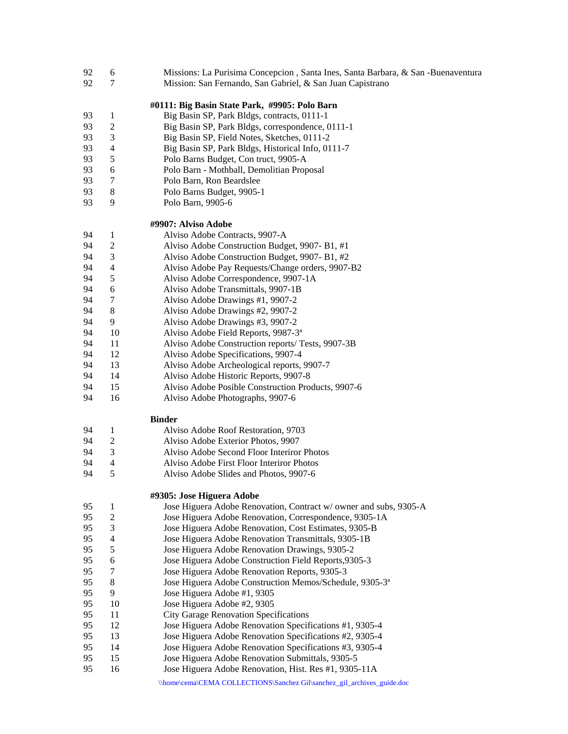| | | |
|---|---|---|
| 92 | 6 | Missions: La Purisima Concepcion , Santa Ines, Santa Barbara, & San -Buenaventura |
| 92 | 7 | Mission: San Fernando, San Gabriel, & San Juan Capistrano |

**#0111: Big Basin State Park, #9905: Polo Barn**

| | | |
|---|---|---|
| 93 | 1 | Big Basin SP, Park Bldgs, contracts, 0111-1 |
| 93 | 2 | Big Basin SP, Park Bldgs, correspondence, 0111-1 |
| 93 | 3 | Big Basin SP, Field Notes, Sketches, 0111-2 |
| 93 | 4 | Big Basin SP, Park Bldgs, Historical Info, 0111-7 |
| 93 | 5 | Polo Barns Budget, Con truct, 9905-A |
| 93 | 6 | Polo Barn - Mothball, Demolitian Proposal |
| 93 | 7 | Polo Barn, Ron Beardslee |
| 93 | 8 | Polo Barns Budget, 9905-1 |
| 93 | 9 | Polo Barn, 9905-6 |

**#9907: Alviso Adobe**

| | | |
|---|---|---|
| 94 | 1 | Alviso Adobe Contracts, 9907-A |
| 94 | 2 | Alviso Adobe Construction Budget, 9907- B1, #1 |
| 94 | 3 | Alviso Adobe Construction Budget, 9907- B1, #2 |
| 94 | 4 | Alviso Adobe Pay Requests/Change orders, 9907-B2 |
| 94 | 5 | Alviso Adobe Correspondence, 9907-1A |
| 94 | 6 | Alviso Adobe Transmittals, 9907-1B |
| 94 | 7 | Alviso Adobe Drawings #1, 9907-2 |
| 94 | 8 | Alviso Adobe Drawings #2, 9907-2 |
| 94 | 9 | Alviso Adobe Drawings #3, 9907-2 |
| 94 | 10 | Alviso Adobe Field Reports, 9987-3ª |
| 94 | 11 | Alviso Adobe Construction reports/ Tests, 9907-3B |
| 94 | 12 | Alviso Adobe Specifications, 9907-4 |
| 94 | 13 | Alviso Adobe Archeological reports, 9907-7 |
| 94 | 14 | Alviso Adobe Historic Reports, 9907-8 |
| 94 | 15 | Alviso Adobe Posible Construction Products, 9907-6 |
| 94 | 16 | Alviso Adobe Photographs, 9907-6 |

**Binder**

| | | |
|---|---|---|
| 94 | 1 | Alviso Adobe Roof Restoration, 9703 |
| 94 | 2 | Alviso Adobe Exterior Photos, 9907 |
| 94 | 3 | Alviso Adobe Second Floor Interiror Photos |
| 94 | 4 | Alviso Adobe First Floor Interiror Photos |
| 94 | 5 | Alviso Adobe Slides and Photos, 9907-6 |

**#9305: Jose Higuera Adobe**

| | | |
|---|---|---|
| 95 | 1 | Jose Higuera Adobe Renovation, Contract w/ owner and subs, 9305-A |
| 95 | 2 | Jose Higuera Adobe Renovation, Correspondence, 9305-1A |
| 95 | 3 | Jose Higuera Adobe Renovation, Cost Estimates, 9305-B |
| 95 | 4 | Jose Higuera Adobe Renovation Transmittals, 9305-1B |
| 95 | 5 | Jose Higuera Adobe Renovation Drawings, 9305-2 |
| 95 | 6 | Jose Higuera Adobe Construction Field Reports,9305-3 |
| 95 | 7 | Jose Higuera Adobe Renovation Reports, 9305-3 |
| 95 | 8 | Jose Higuera Adobe Construction Memos/Schedule, 9305-3ª |
| 95 | 9 | Jose Higuera Adobe #1, 9305 |
| 95 | 10 | Jose Higuera Adobe #2, 9305 |
| 95 | 11 | City Garage Renovation Specifications |
| 95 | 12 | Jose Higuera Adobe Renovation Specifications #1, 9305-4 |
| 95 | 13 | Jose Higuera Adobe Renovation Specifications #2, 9305-4 |
| 95 | 14 | Jose Higuera Adobe Renovation Specifications #3, 9305-4 |
| 95 | 15 | Jose Higuera Adobe Renovation Submittals, 9305-5 |
| 95 | 16 | Jose Higuera Adobe Renovation, Hist. Res #1, 9305-11A |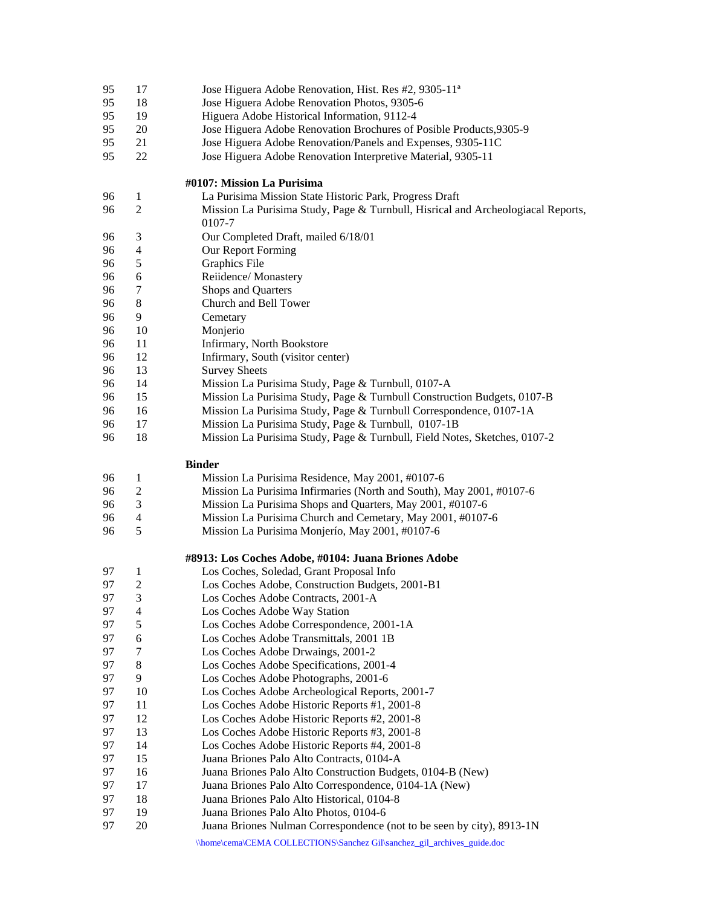| | | |
|---|---|---|
| 95 | 17 | Jose Higuera Adobe Renovation, Hist. Res #2, 9305-11ª |
| 95 | 18 | Jose Higuera Adobe Renovation Photos, 9305-6 |
| 95 | 19 | Higuera Adobe Historical Information, 9112-4 |
| 95 | 20 | Jose Higuera Adobe Renovation Brochures of Posible Products,9305-9 |
| 95 | 21 | Jose Higuera Adobe Renovation/Panels and Expenses, 9305-11C |
| 95 | 22 | Jose Higuera Adobe Renovation Interpretive Material, 9305-11 |

**#0107: Mission La Purisima**

| | | |
|---|---|---|
| 96 | 1 | La Purisima Mission State Historic Park, Progress Draft |
| 96 | 2 | Mission La Purisima Study, Page & Turnbull, Hisrical and Archeologiacal Reports, 0107-7 |
| 96 | 3 | Our Completed Draft, mailed 6/18/01 |
| 96 | 4 | Our Report Forming |
| 96 | 5 | Graphics File |
| 96 | 6 | Reiidence/ Monastery |
| 96 | 7 | Shops and Quarters |
| 96 | 8 | Church and Bell Tower |
| 96 | 9 | Cemetary |
| 96 | 10 | Monjerio |
| 96 | 11 | Infirmary, North Bookstore |
| 96 | 12 | Infirmary, South (visitor center) |
| 96 | 13 | Survey Sheets |
| 96 | 14 | Mission La Purisima Study, Page & Turnbull, 0107-A |
| 96 | 15 | Mission La Purisima Study, Page & Turnbull Construction Budgets, 0107-B |
| 96 | 16 | Mission La Purisima Study, Page & Turnbull Correspondence, 0107-1A |
| 96 | 17 | Mission La Purisima Study, Page & Turnbull, 0107-1B |
| 96 | 18 | Mission La Purisima Study, Page & Turnbull, Field Notes, Sketches, 0107-2 |

**Binder**

| | | |
|---|---|---|
| 96 | 1 | Mission La Purisima Residence, May 2001, #0107-6 |
| 96 | 2 | Mission La Purisima Infirmaries (North and South), May 2001, #0107-6 |
| 96 | 3 | Mission La Purisima Shops and Quarters, May 2001, #0107-6 |
| 96 | 4 | Mission La Purisima Church and Cemetary, May 2001, #0107-6 |
| 96 | 5 | Mission La Purisima Monjerío, May 2001, #0107-6 |

**#8913: Los Coches Adobe, #0104: Juana Briones Adobe**

| | | |
|---|---|---|
| 97 | 1 | Los Coches, Soledad, Grant Proposal Info |
| 97 | 2 | Los Coches Adobe, Construction Budgets, 2001-B1 |
| 97 | 3 | Los Coches Adobe Contracts, 2001-A |
| 97 | 4 | Los Coches Adobe Way Station |
| 97 | 5 | Los Coches Adobe Correspondence, 2001-1A |
| 97 | 6 | Los Coches Adobe Transmittals, 2001 1B |
| 97 | 7 | Los Coches Adobe Drwaings, 2001-2 |
| 97 | 8 | Los Coches Adobe Specifications, 2001-4 |
| 97 | 9 | Los Coches Adobe Photographs, 2001-6 |
| 97 | 10 | Los Coches Adobe Archeological Reports, 2001-7 |
| 97 | 11 | Los Coches Adobe Historic Reports #1, 2001-8 |
| 97 | 12 | Los Coches Adobe Historic Reports #2, 2001-8 |
| 97 | 13 | Los Coches Adobe Historic Reports #3, 2001-8 |
| 97 | 14 | Los Coches Adobe Historic Reports #4, 2001-8 |
| 97 | 15 | Juana Briones Palo Alto Contracts, 0104-A |
| 97 | 16 | Juana Briones Palo Alto Construction Budgets, 0104-B (New) |
| 97 | 17 | Juana Briones Palo Alto Correspondence, 0104-1A (New) |
| 97 | 18 | Juana Briones Palo Alto Historical, 0104-8 |
| 97 | 19 | Juana Briones Palo Alto Photos, 0104-6 |
| 97 | 20 | Juana Briones Nulman Correspondence (not to be seen by city), 8913-1N |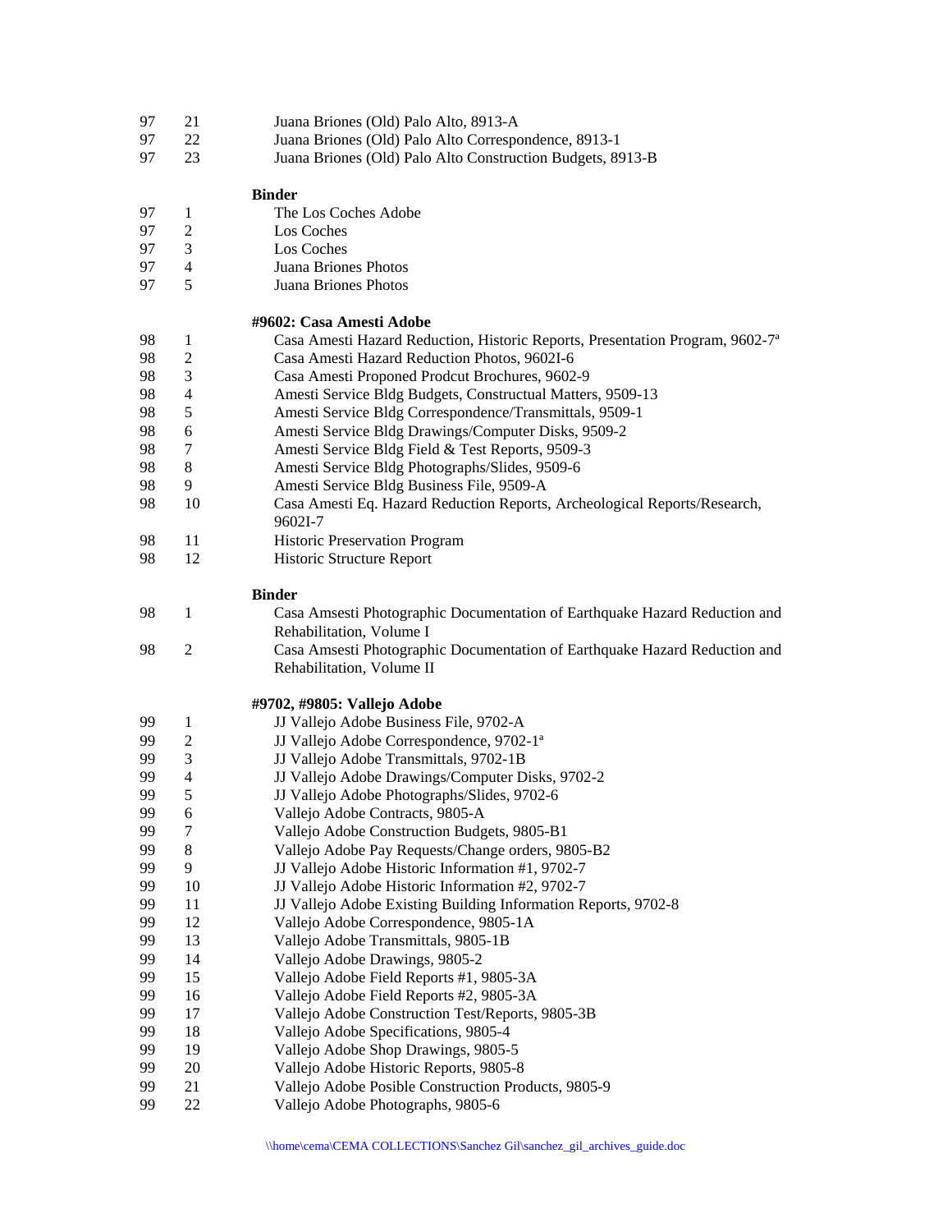| | | |
|---|---|---|
| 97 | 21 | Juana Briones (Old) Palo Alto, 8913-A |
| 97 | 22 | Juana Briones (Old) Palo Alto Correspondence, 8913-1 |
| 97 | 23 | Juana Briones (Old) Palo Alto Construction Budgets, 8913-B |

**Binder**

| | | |
|---|---|---|
| 97 | 1 | The Los Coches Adobe |
| 97 | 2 | Los Coches |
| 97 | 3 | Los Coches |
| 97 | 4 | Juana Briones Photos |
| 97 | 5 | Juana Briones Photos |

**#9602: Casa Amesti Adobe**

| | | |
|---|---|---|
| 98 | 1 | Casa Amesti Hazard Reduction, Historic Reports, Presentation Program, 9602-7ª |
| 98 | 2 | Casa Amesti Hazard Reduction Photos, 9602I-6 |
| 98 | 3 | Casa Amesti Proponed Prodcut Brochures, 9602-9 |
| 98 | 4 | Amesti Service Bldg Budgets, Constructual Matters, 9509-13 |
| 98 | 5 | Amesti Service Bldg Correspondence/Transmittals, 9509-1 |
| 98 | 6 | Amesti Service Bldg Drawings/Computer Disks, 9509-2 |
| 98 | 7 | Amesti Service Bldg Field & Test Reports, 9509-3 |
| 98 | 8 | Amesti Service Bldg Photographs/Slides, 9509-6 |
| 98 | 9 | Amesti Service Bldg Business File, 9509-A |
| 98 | 10 | Casa Amesti Eq. Hazard Reduction Reports, Archeological Reports/Research, 9602I-7 |
| 98 | 11 | Historic Preservation Program |
| 98 | 12 | Historic Structure Report |

**Binder**

| | | |
|---|---|---|
| 98 | 1 | Casa Amsesti Photographic Documentation of Earthquake Hazard Reduction and Rehabilitation, Volume I |
| 98 | 2 | Casa Amsesti Photographic Documentation of Earthquake Hazard Reduction and Rehabilitation, Volume II |

**#9702, #9805: Vallejo Adobe**

| | | |
|---|---|---|
| 99 | 1 | JJ Vallejo Adobe Business File, 9702-A |
| 99 | 2 | JJ Vallejo Adobe Correspondence, 9702-1ª |
| 99 | 3 | JJ Vallejo Adobe Transmittals, 9702-1B |
| 99 | 4 | JJ Vallejo Adobe Drawings/Computer Disks, 9702-2 |
| 99 | 5 | JJ Vallejo Adobe Photographs/Slides, 9702-6 |
| 99 | 6 | Vallejo Adobe Contracts, 9805-A |
| 99 | 7 | Vallejo Adobe Construction Budgets, 9805-B1 |
| 99 | 8 | Vallejo Adobe Pay Requests/Change orders, 9805-B2 |
| 99 | 9 | JJ Vallejo Adobe Historic Information #1, 9702-7 |
| 99 | 10 | JJ Vallejo Adobe Historic Information #2, 9702-7 |
| 99 | 11 | JJ Vallejo Adobe Existing Building Information Reports, 9702-8 |
| 99 | 12 | Vallejo Adobe Correspondence, 9805-1A |
| 99 | 13 | Vallejo Adobe Transmittals, 9805-1B |
| 99 | 14 | Vallejo Adobe Drawings, 9805-2 |
| 99 | 15 | Vallejo Adobe Field Reports #1, 9805-3A |
| 99 | 16 | Vallejo Adobe Field Reports #2, 9805-3A |
| 99 | 17 | Vallejo Adobe Construction Test/Reports, 9805-3B |
| 99 | 18 | Vallejo Adobe Specifications, 9805-4 |
| 99 | 19 | Vallejo Adobe Shop Drawings, 9805-5 |
| 99 | 20 | Vallejo Adobe Historic Reports, 9805-8 |
| 99 | 21 | Vallejo Adobe Posible Construction Products, 9805-9 |
| 99 | 22 | Vallejo Adobe Photographs, 9805-6 |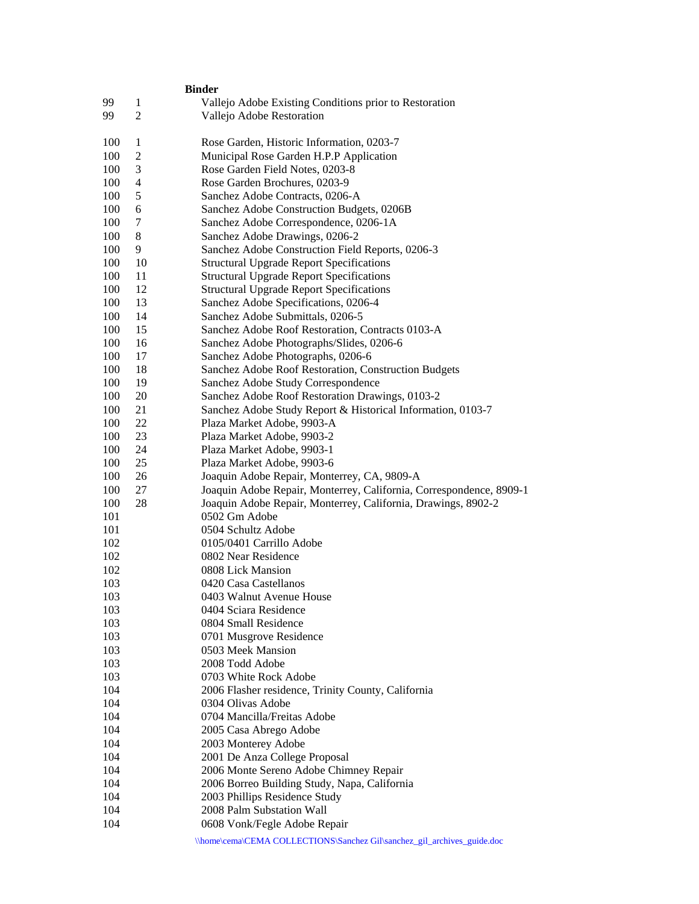| Binder | | |
|---|---|---|
| 99 | 1 | Vallejo Adobe Existing Conditions prior to Restoration |
| 99 | 2 | Vallejo Adobe Restoration |
| 100 | 1 | Rose Garden, Historic Information, 0203-7 |
| 100 | 2 | Municipal Rose Garden H.P.P Application |
| 100 | 3 | Rose Garden Field Notes, 0203-8 |
| 100 | 4 | Rose Garden Brochures, 0203-9 |
| 100 | 5 | Sanchez Adobe Contracts, 0206-A |
| 100 | 6 | Sanchez Adobe Construction Budgets, 0206B |
| 100 | 7 | Sanchez Adobe Correspondence, 0206-1A |
| 100 | 8 | Sanchez Adobe Drawings, 0206-2 |
| 100 | 9 | Sanchez Adobe Construction Field Reports, 0206-3 |
| 100 | 10 | Structural Upgrade Report Specifications |
| 100 | 11 | Structural Upgrade Report Specifications |
| 100 | 12 | Structural Upgrade Report Specifications |
| 100 | 13 | Sanchez Adobe Specifications, 0206-4 |
| 100 | 14 | Sanchez Adobe Submittals, 0206-5 |
| 100 | 15 | Sanchez Adobe Roof Restoration, Contracts 0103-A |
| 100 | 16 | Sanchez Adobe Photographs/Slides, 0206-6 |
| 100 | 17 | Sanchez Adobe Photographs, 0206-6 |
| 100 | 18 | Sanchez Adobe Roof Restoration, Construction Budgets |
| 100 | 19 | Sanchez Adobe Study Correspondence |
| 100 | 20 | Sanchez Adobe Roof Restoration Drawings, 0103-2 |
| 100 | 21 | Sanchez Adobe Study Report & Historical Information, 0103-7 |
| 100 | 22 | Plaza Market Adobe, 9903-A |
| 100 | 23 | Plaza Market Adobe, 9903-2 |
| 100 | 24 | Plaza Market Adobe, 9903-1 |
| 100 | 25 | Plaza Market Adobe, 9903-6 |
| 100 | 26 | Joaquin Adobe Repair, Monterrey, CA, 9809-A |
| 100 | 27 | Joaquin Adobe Repair, Monterrey, California, Correspondence, 8909-1 |
| 100 | 28 | Joaquin Adobe Repair, Monterrey, California, Drawings, 8902-2 |
| 101 | | 0502 Gm Adobe |
| 101 | | 0504 Schultz Adobe |
| 102 | | 0105/0401 Carrillo Adobe |
| 102 | | 0802 Near Residence |
| 102 | | 0808 Lick Mansion |
| 103 | | 0420 Casa Castellanos |
| 103 | | 0403 Walnut Avenue House |
| 103 | | 0404 Sciara Residence |
| 103 | | 0804 Small Residence |
| 103 | | 0701 Musgrove Residence |
| 103 | | 0503 Meek Mansion |
| 103 | | 2008 Todd Adobe |
| 103 | | 0703 White Rock Adobe |
| 104 | | 2006 Flasher residence, Trinity County, California |
| 104 | | 0304 Olivas Adobe |
| 104 | | 0704 Mancilla/Freitas Adobe |
| 104 | | 2005 Casa Abrego Adobe |
| 104 | | 2003 Monterey Adobe |
| 104 | | 2001 De Anza College Proposal |
| 104 | | 2006 Monte Sereno Adobe Chimney Repair |
| 104 | | 2006 Borreo Building Study, Napa, California |
| 104 | | 2003 Phillips Residence Study |
| 104 | | 2008 Palm Substation Wall |
| 104 | | 0608 Vonk/Fegle Adobe Repair |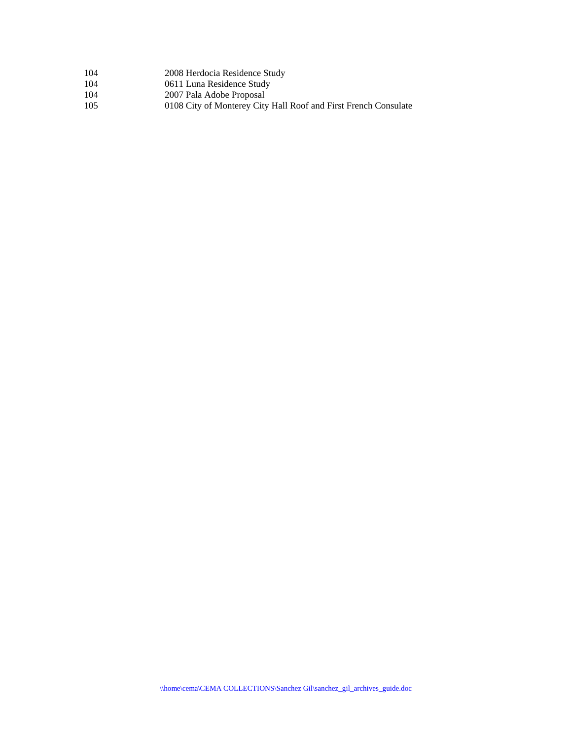| | |
|---|---|
| 104 | 2008 Herdocia Residence Study |
| 104 | 0611 Luna Residence Study |
| 104 | 2007 Pala Adobe Proposal |
| 105 | 0108 City of Monterey City Hall Roof and First French Consulate |